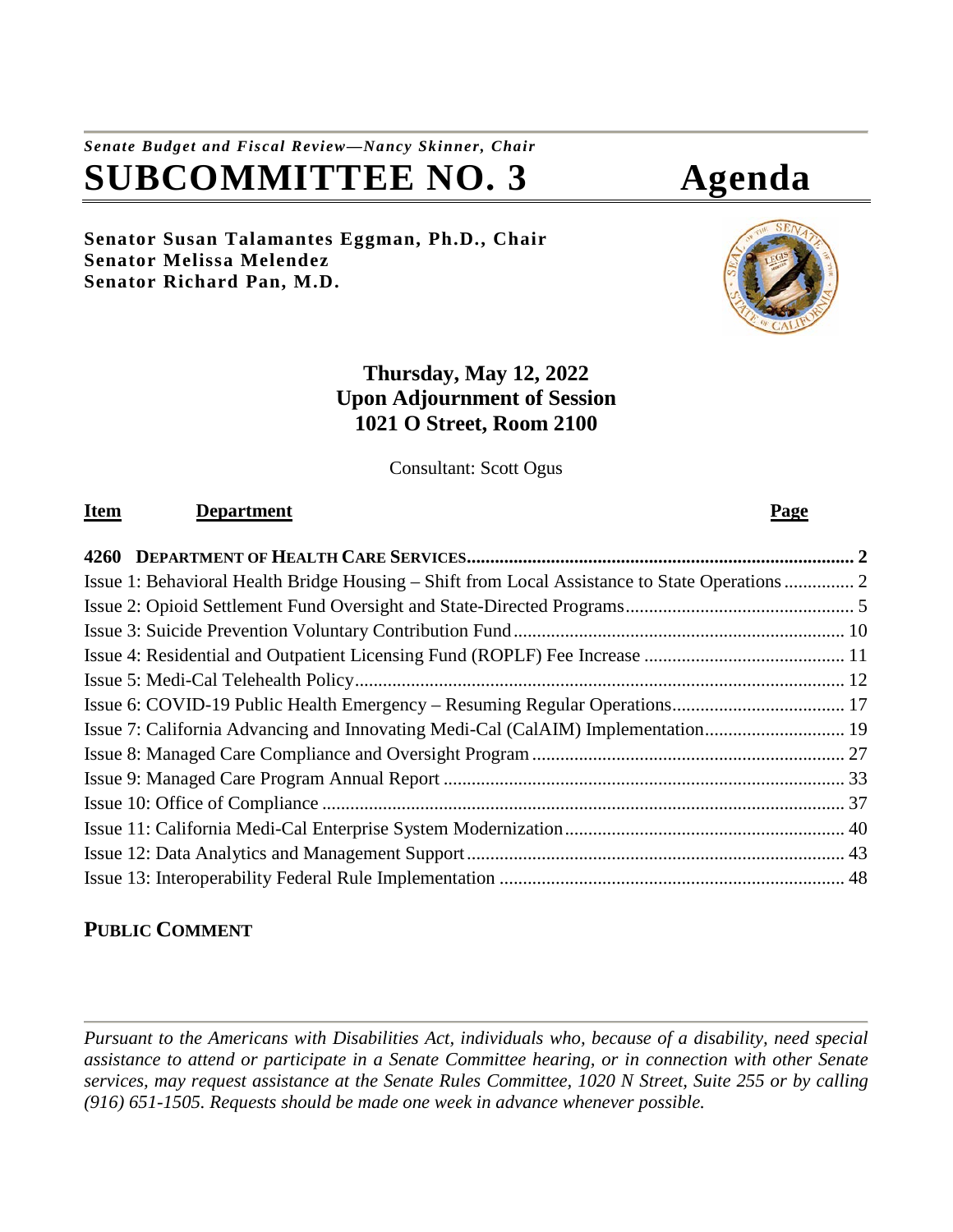*Senate Budget and Fiscal Review—Nancy Skinner, Chair*

# SUBCOMMITTEE NO. 3 Agenda

**Senator Susan Talamantes Eggman, Ph.D., Chair**
**Senator Melissa Melendez**
**Senator Richard Pan, M.D.**

**Thursday, May 12, 2022**
**Upon Adjournment of Session**
**1021 O Street, Room 2100**

Consultant: Scott Ogus

| Item | Department | Page |
|---|---|---|
| **4260** | **DEPARTMENT OF HEALTH CARE SERVICES** | **2** |
| | Issue 1: Behavioral Health Bridge Housing – Shift from Local Assistance to State Operations | 2 |
| | Issue 2: Opioid Settlement Fund Oversight and State-Directed Programs | 5 |
| | Issue 3: Suicide Prevention Voluntary Contribution Fund | 10 |
| | Issue 4: Residential and Outpatient Licensing Fund (ROPLF) Fee Increase | 11 |
| | Issue 5: Medi-Cal Telehealth Policy | 12 |
| | Issue 6: COVID-19 Public Health Emergency – Resuming Regular Operations | 17 |
| | Issue 7: California Advancing and Innovating Medi-Cal (CalAIM) Implementation | 19 |
| | Issue 8: Managed Care Compliance and Oversight Program | 27 |
| | Issue 9: Managed Care Program Annual Report | 33 |
| | Issue 10: Office of Compliance | 37 |
| | Issue 11: California Medi-Cal Enterprise System Modernization | 40 |
| | Issue 12: Data Analytics and Management Support | 43 |
| | Issue 13: Interoperability Federal Rule Implementation | 48 |

## PUBLIC COMMENT

*Pursuant to the Americans with Disabilities Act, individuals who, because of a disability, need special assistance to attend or participate in a Senate Committee hearing, or in connection with other Senate services, may request assistance at the Senate Rules Committee, 1020 N Street, Suite 255 or by calling (916) 651-1505. Requests should be made one week in advance whenever possible.*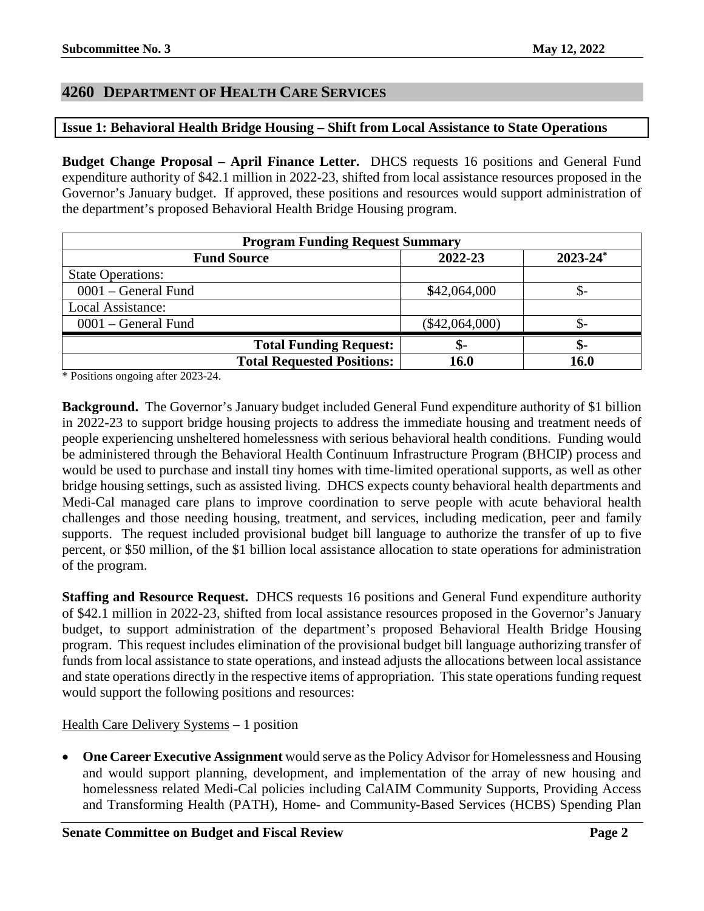## 4260 DEPARTMENT OF HEALTH CARE SERVICES

### Issue 1: Behavioral Health Bridge Housing – Shift from Local Assistance to State Operations

**Budget Change Proposal – April Finance Letter.** DHCS requests 16 positions and General Fund expenditure authority of $42.1 million in 2022-23, shifted from local assistance resources proposed in the Governor's January budget. If approved, these positions and resources would support administration of the department's proposed Behavioral Health Bridge Housing program.

| Program Funding Request Summary | | |
|---|---|---|
| **Fund Source** | **2022-23** | **2023-24*** |
| State Operations: | | |
| 0001 – General Fund | $42,064,000 | $- |
| Local Assistance: | | |
| 0001 – General Fund | ($42,064,000) | $- |
| **Total Funding Request:** | **$-** | **$-** |
| **Total Requested Positions:** | **16.0** | **16.0** |

* Positions ongoing after 2023-24.

**Background.** The Governor's January budget included General Fund expenditure authority of $1 billion in 2022-23 to support bridge housing projects to address the immediate housing and treatment needs of people experiencing unsheltered homelessness with serious behavioral health conditions. Funding would be administered through the Behavioral Health Continuum Infrastructure Program (BHCIP) process and would be used to purchase and install tiny homes with time-limited operational supports, as well as other bridge housing settings, such as assisted living. DHCS expects county behavioral health departments and Medi-Cal managed care plans to improve coordination to serve people with acute behavioral health challenges and those needing housing, treatment, and services, including medication, peer and family supports. The request included provisional budget bill language to authorize the transfer of up to five percent, or $50 million, of the $1 billion local assistance allocation to state operations for administration of the program.

**Staffing and Resource Request.** DHCS requests 16 positions and General Fund expenditure authority of $42.1 million in 2022-23, shifted from local assistance resources proposed in the Governor's January budget, to support administration of the department's proposed Behavioral Health Bridge Housing program. This request includes elimination of the provisional budget bill language authorizing transfer of funds from local assistance to state operations, and instead adjusts the allocations between local assistance and state operations directly in the respective items of appropriation. This state operations funding request would support the following positions and resources:

Health Care Delivery Systems – 1 position

- **One Career Executive Assignment** would serve as the Policy Advisor for Homelessness and Housing and would support planning, development, and implementation of the array of new housing and homelessness related Medi-Cal policies including CalAIM Community Supports, Providing Access and Transforming Health (PATH), Home- and Community-Based Services (HCBS) Spending Plan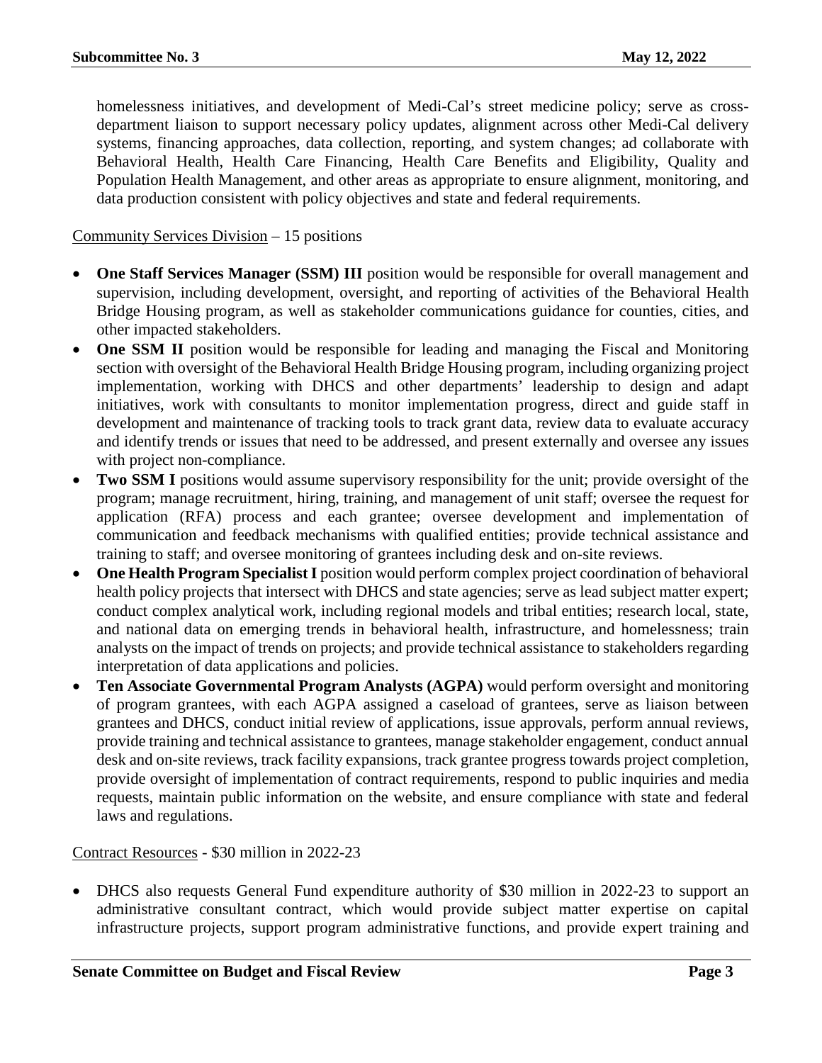homelessness initiatives, and development of Medi-Cal's street medicine policy; serve as cross-department liaison to support necessary policy updates, alignment across other Medi-Cal delivery systems, financing approaches, data collection, reporting, and system changes; ad collaborate with Behavioral Health, Health Care Financing, Health Care Benefits and Eligibility, Quality and Population Health Management, and other areas as appropriate to ensure alignment, monitoring, and data production consistent with policy objectives and state and federal requirements.

<u>Community Services Division</u> – 15 positions

- **One Staff Services Manager (SSM) III** position would be responsible for overall management and supervision, including development, oversight, and reporting of activities of the Behavioral Health Bridge Housing program, as well as stakeholder communications guidance for counties, cities, and other impacted stakeholders.
- **One SSM II** position would be responsible for leading and managing the Fiscal and Monitoring section with oversight of the Behavioral Health Bridge Housing program, including organizing project implementation, working with DHCS and other departments' leadership to design and adapt initiatives, work with consultants to monitor implementation progress, direct and guide staff in development and maintenance of tracking tools to track grant data, review data to evaluate accuracy and identify trends or issues that need to be addressed, and present externally and oversee any issues with project non-compliance.
- **Two SSM I** positions would assume supervisory responsibility for the unit; provide oversight of the program; manage recruitment, hiring, training, and management of unit staff; oversee the request for application (RFA) process and each grantee; oversee development and implementation of communication and feedback mechanisms with qualified entities; provide technical assistance and training to staff; and oversee monitoring of grantees including desk and on-site reviews.
- **One Health Program Specialist I** position would perform complex project coordination of behavioral health policy projects that intersect with DHCS and state agencies; serve as lead subject matter expert; conduct complex analytical work, including regional models and tribal entities; research local, state, and national data on emerging trends in behavioral health, infrastructure, and homelessness; train analysts on the impact of trends on projects; and provide technical assistance to stakeholders regarding interpretation of data applications and policies.
- **Ten Associate Governmental Program Analysts (AGPA)** would perform oversight and monitoring of program grantees, with each AGPA assigned a caseload of grantees, serve as liaison between grantees and DHCS, conduct initial review of applications, issue approvals, perform annual reviews, provide training and technical assistance to grantees, manage stakeholder engagement, conduct annual desk and on-site reviews, track facility expansions, track grantee progress towards project completion, provide oversight of implementation of contract requirements, respond to public inquiries and media requests, maintain public information on the website, and ensure compliance with state and federal laws and regulations.

<u>Contract Resources</u> - $30 million in 2022-23

- DHCS also requests General Fund expenditure authority of $30 million in 2022-23 to support an administrative consultant contract, which would provide subject matter expertise on capital infrastructure projects, support program administrative functions, and provide expert training and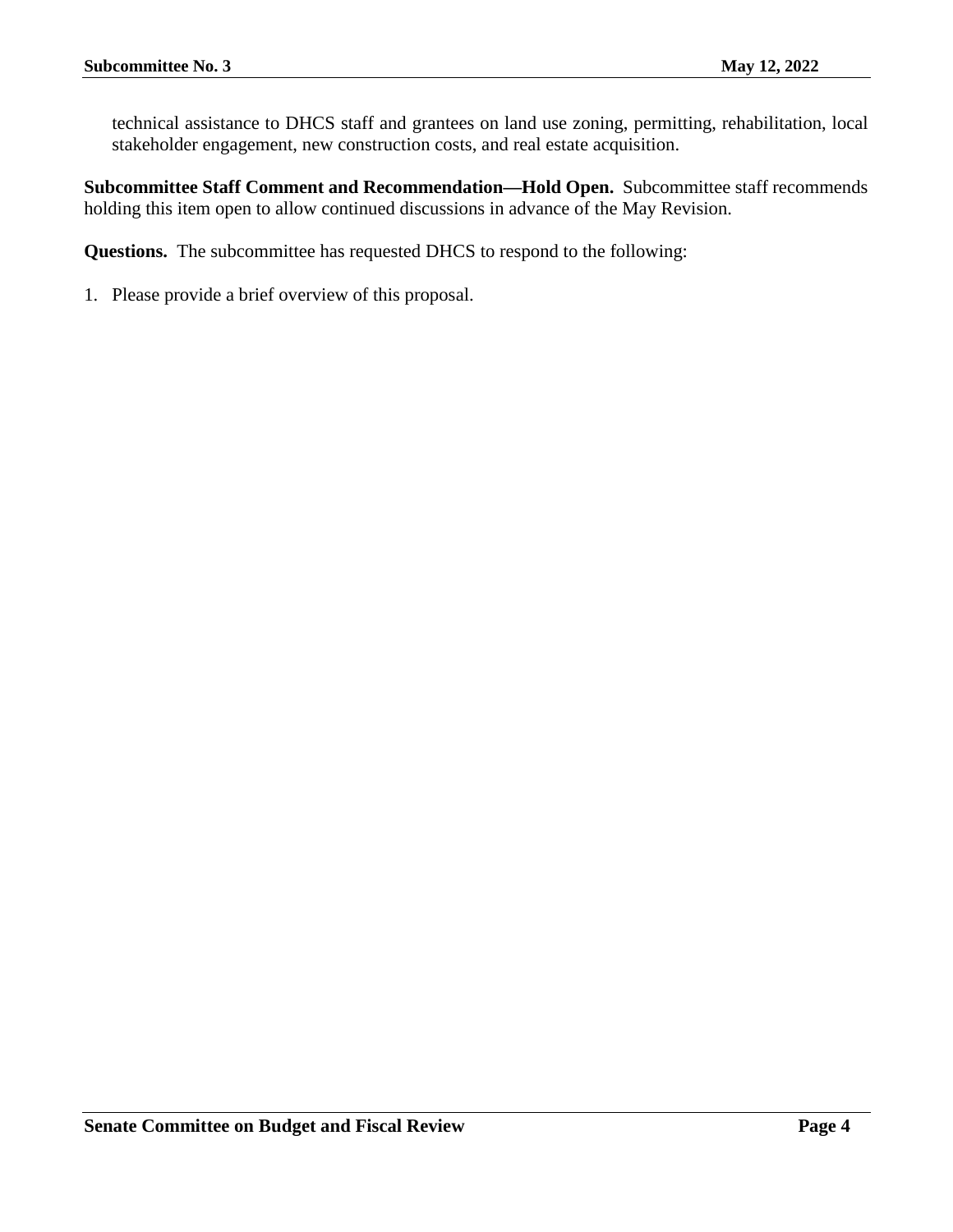technical assistance to DHCS staff and grantees on land use zoning, permitting, rehabilitation, local stakeholder engagement, new construction costs, and real estate acquisition.

**Subcommittee Staff Comment and Recommendation—Hold Open.** Subcommittee staff recommends holding this item open to allow continued discussions in advance of the May Revision.

**Questions.** The subcommittee has requested DHCS to respond to the following:

1. Please provide a brief overview of this proposal.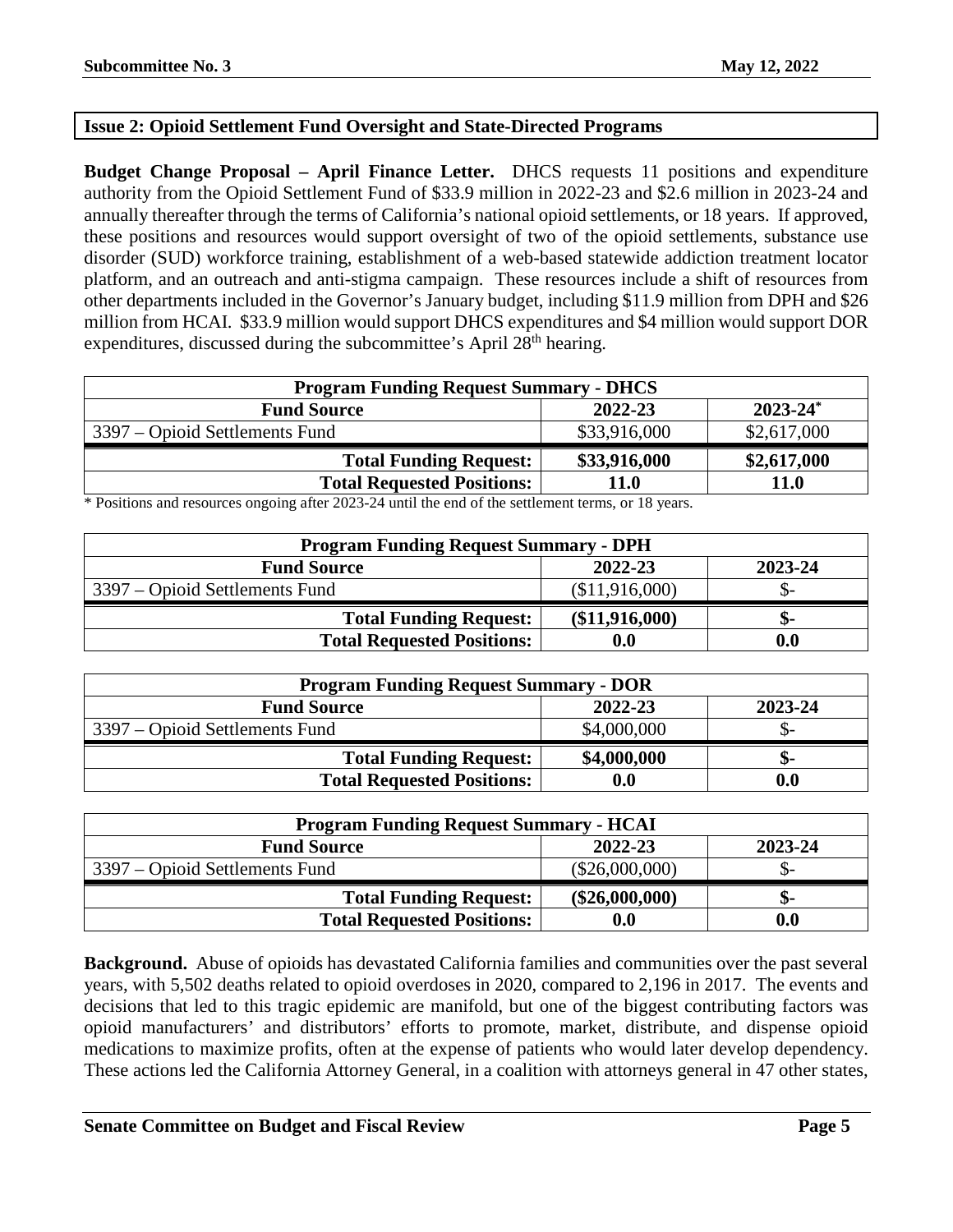## Issue 2: Opioid Settlement Fund Oversight and State-Directed Programs

**Budget Change Proposal – April Finance Letter.** DHCS requests 11 positions and expenditure authority from the Opioid Settlement Fund of $33.9 million in 2022-23 and $2.6 million in 2023-24 and annually thereafter through the terms of California's national opioid settlements, or 18 years. If approved, these positions and resources would support oversight of two of the opioid settlements, substance use disorder (SUD) workforce training, establishment of a web-based statewide addiction treatment locator platform, and an outreach and anti-stigma campaign. These resources include a shift of resources from other departments included in the Governor's January budget, including $11.9 million from DPH and $26 million from HCAI. $33.9 million would support DHCS expenditures and $4 million would support DOR expenditures, discussed during the subcommittee's April 28th hearing.

| Program Funding Request Summary - DHCS | | |
|---|---|---|
| **Fund Source** | **2022-23** | **2023-24*** |
| 3397 – Opioid Settlements Fund | $33,916,000 | $2,617,000 |
| **Total Funding Request:** | **$33,916,000** | **$2,617,000** |
| **Total Requested Positions:** | **11.0** | **11.0** |

\* Positions and resources ongoing after 2023-24 until the end of the settlement terms, or 18 years.

| Program Funding Request Summary - DPH | | |
|---|---|---|
| **Fund Source** | **2022-23** | **2023-24** |
| 3397 – Opioid Settlements Fund | ($11,916,000) | $- |
| **Total Funding Request:** | **($11,916,000)** | **$-** |
| **Total Requested Positions:** | **0.0** | **0.0** |

| Program Funding Request Summary - DOR | | |
|---|---|---|
| **Fund Source** | **2022-23** | **2023-24** |
| 3397 – Opioid Settlements Fund | $4,000,000 | $- |
| **Total Funding Request:** | **$4,000,000** | **$-** |
| **Total Requested Positions:** | **0.0** | **0.0** |

| Program Funding Request Summary - HCAI | | |
|---|---|---|
| **Fund Source** | **2022-23** | **2023-24** |
| 3397 – Opioid Settlements Fund | ($26,000,000) | $- |
| **Total Funding Request:** | **($26,000,000)** | **$-** |
| **Total Requested Positions:** | **0.0** | **0.0** |

**Background.** Abuse of opioids has devastated California families and communities over the past several years, with 5,502 deaths related to opioid overdoses in 2020, compared to 2,196 in 2017. The events and decisions that led to this tragic epidemic are manifold, but one of the biggest contributing factors was opioid manufacturers' and distributors' efforts to promote, market, distribute, and dispense opioid medications to maximize profits, often at the expense of patients who would later develop dependency. These actions led the California Attorney General, in a coalition with attorneys general in 47 other states,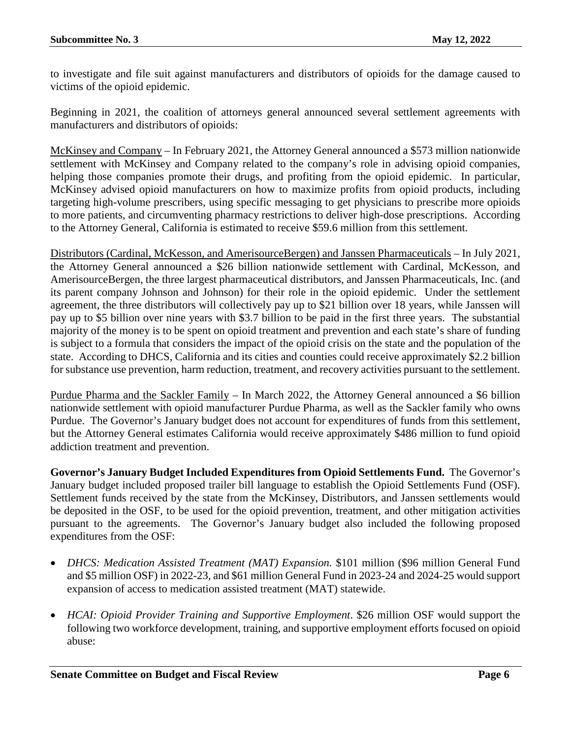to investigate and file suit against manufacturers and distributors of opioids for the damage caused to victims of the opioid epidemic.

Beginning in 2021, the coalition of attorneys general announced several settlement agreements with manufacturers and distributors of opioids:

McKinsey and Company – In February 2021, the Attorney General announced a $573 million nationwide settlement with McKinsey and Company related to the company's role in advising opioid companies, helping those companies promote their drugs, and profiting from the opioid epidemic. In particular, McKinsey advised opioid manufacturers on how to maximize profits from opioid products, including targeting high-volume prescribers, using specific messaging to get physicians to prescribe more opioids to more patients, and circumventing pharmacy restrictions to deliver high-dose prescriptions. According to the Attorney General, California is estimated to receive $59.6 million from this settlement.

Distributors (Cardinal, McKesson, and AmerisourceBergen) and Janssen Pharmaceuticals – In July 2021, the Attorney General announced a $26 billion nationwide settlement with Cardinal, McKesson, and AmerisourceBergen, the three largest pharmaceutical distributors, and Janssen Pharmaceuticals, Inc. (and its parent company Johnson and Johnson) for their role in the opioid epidemic. Under the settlement agreement, the three distributors will collectively pay up to $21 billion over 18 years, while Janssen will pay up to $5 billion over nine years with $3.7 billion to be paid in the first three years. The substantial majority of the money is to be spent on opioid treatment and prevention and each state's share of funding is subject to a formula that considers the impact of the opioid crisis on the state and the population of the state. According to DHCS, California and its cities and counties could receive approximately $2.2 billion for substance use prevention, harm reduction, treatment, and recovery activities pursuant to the settlement.

Purdue Pharma and the Sackler Family – In March 2022, the Attorney General announced a $6 billion nationwide settlement with opioid manufacturer Purdue Pharma, as well as the Sackler family who owns Purdue. The Governor's January budget does not account for expenditures of funds from this settlement, but the Attorney General estimates California would receive approximately $486 million to fund opioid addiction treatment and prevention.

**Governor's January Budget Included Expenditures from Opioid Settlements Fund.** The Governor's January budget included proposed trailer bill language to establish the Opioid Settlements Fund (OSF). Settlement funds received by the state from the McKinsey, Distributors, and Janssen settlements would be deposited in the OSF, to be used for the opioid prevention, treatment, and other mitigation activities pursuant to the agreements. The Governor's January budget also included the following proposed expenditures from the OSF:

- *DHCS: Medication Assisted Treatment (MAT) Expansion.* $101 million ($96 million General Fund and $5 million OSF) in 2022-23, and $61 million General Fund in 2023-24 and 2024-25 would support expansion of access to medication assisted treatment (MAT) statewide.
- *HCAI: Opioid Provider Training and Supportive Employment*. $26 million OSF would support the following two workforce development, training, and supportive employment efforts focused on opioid abuse: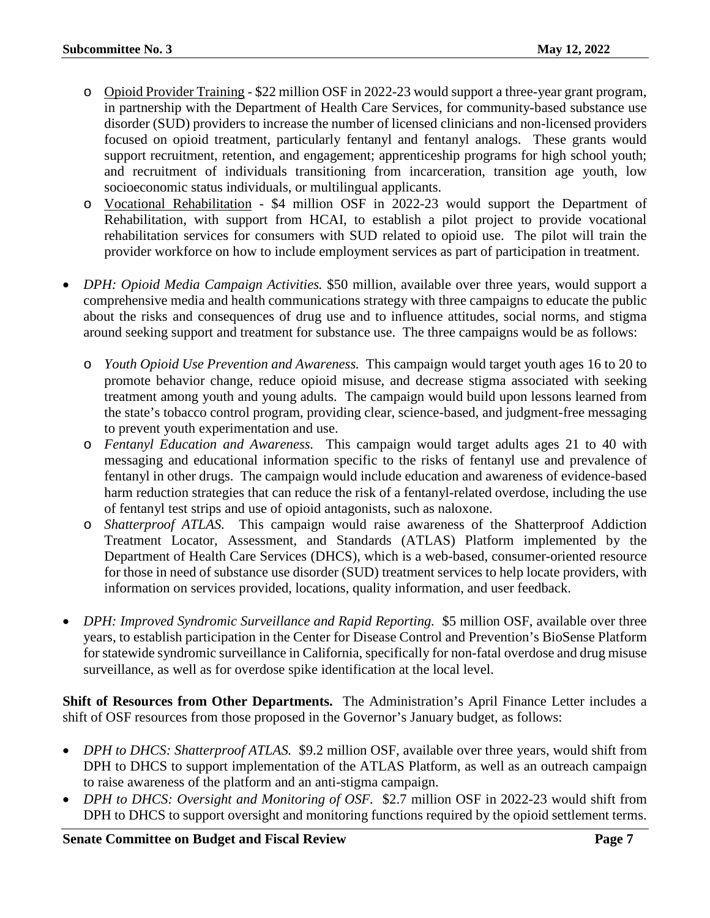- Opioid Provider Training - $22 million OSF in 2022-23 would support a three-year grant program, in partnership with the Department of Health Care Services, for community-based substance use disorder (SUD) providers to increase the number of licensed clinicians and non-licensed providers focused on opioid treatment, particularly fentanyl and fentanyl analogs. These grants would support recruitment, retention, and engagement; apprenticeship programs for high school youth; and recruitment of individuals transitioning from incarceration, transition age youth, low socioeconomic status individuals, or multilingual applicants.
- Vocational Rehabilitation - $4 million OSF in 2022-23 would support the Department of Rehabilitation, with support from HCAI, to establish a pilot project to provide vocational rehabilitation services for consumers with SUD related to opioid use. The pilot will train the provider workforce on how to include employment services as part of participation in treatment.

- *DPH: Opioid Media Campaign Activities.* $50 million, available over three years, would support a comprehensive media and health communications strategy with three campaigns to educate the public about the risks and consequences of drug use and to influence attitudes, social norms, and stigma around seeking support and treatment for substance use. The three campaigns would be as follows:
  - *Youth Opioid Use Prevention and Awareness.* This campaign would target youth ages 16 to 20 to promote behavior change, reduce opioid misuse, and decrease stigma associated with seeking treatment among youth and young adults. The campaign would build upon lessons learned from the state's tobacco control program, providing clear, science-based, and judgment-free messaging to prevent youth experimentation and use.
  - *Fentanyl Education and Awareness.* This campaign would target adults ages 21 to 40 with messaging and educational information specific to the risks of fentanyl use and prevalence of fentanyl in other drugs. The campaign would include education and awareness of evidence-based harm reduction strategies that can reduce the risk of a fentanyl-related overdose, including the use of fentanyl test strips and use of opioid antagonists, such as naloxone.
  - *Shatterproof ATLAS.* This campaign would raise awareness of the Shatterproof Addiction Treatment Locator, Assessment, and Standards (ATLAS) Platform implemented by the Department of Health Care Services (DHCS), which is a web-based, consumer-oriented resource for those in need of substance use disorder (SUD) treatment services to help locate providers, with information on services provided, locations, quality information, and user feedback.

- *DPH: Improved Syndromic Surveillance and Rapid Reporting.* $5 million OSF, available over three years, to establish participation in the Center for Disease Control and Prevention's BioSense Platform for statewide syndromic surveillance in California, specifically for non-fatal overdose and drug misuse surveillance, as well as for overdose spike identification at the local level.

**Shift of Resources from Other Departments.** The Administration's April Finance Letter includes a shift of OSF resources from those proposed in the Governor's January budget, as follows:

- *DPH to DHCS: Shatterproof ATLAS.* $9.2 million OSF, available over three years, would shift from DPH to DHCS to support implementation of the ATLAS Platform, as well as an outreach campaign to raise awareness of the platform and an anti-stigma campaign.
- *DPH to DHCS: Oversight and Monitoring of OSF.* $2.7 million OSF in 2022-23 would shift from DPH to DHCS to support oversight and monitoring functions required by the opioid settlement terms.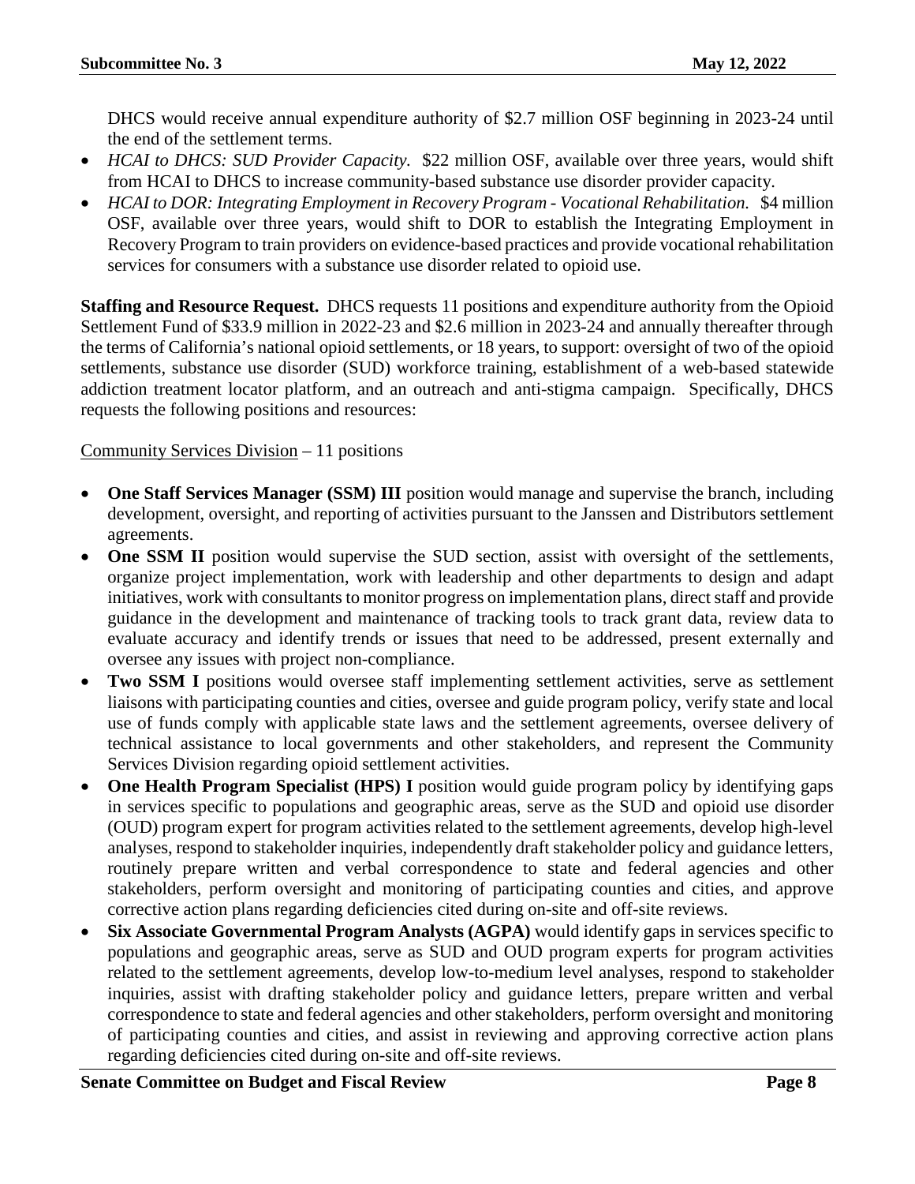DHCS would receive annual expenditure authority of $2.7 million OSF beginning in 2023-24 until the end of the settlement terms.

- *HCAI to DHCS: SUD Provider Capacity.* $22 million OSF, available over three years, would shift from HCAI to DHCS to increase community-based substance use disorder provider capacity.
- *HCAI to DOR: Integrating Employment in Recovery Program - Vocational Rehabilitation.* $4 million OSF, available over three years, would shift to DOR to establish the Integrating Employment in Recovery Program to train providers on evidence-based practices and provide vocational rehabilitation services for consumers with a substance use disorder related to opioid use.

**Staffing and Resource Request.** DHCS requests 11 positions and expenditure authority from the Opioid Settlement Fund of $33.9 million in 2022-23 and $2.6 million in 2023-24 and annually thereafter through the terms of California's national opioid settlements, or 18 years, to support: oversight of two of the opioid settlements, substance use disorder (SUD) workforce training, establishment of a web-based statewide addiction treatment locator platform, and an outreach and anti-stigma campaign. Specifically, DHCS requests the following positions and resources:

Community Services Division – 11 positions

- **One Staff Services Manager (SSM) III** position would manage and supervise the branch, including development, oversight, and reporting of activities pursuant to the Janssen and Distributors settlement agreements.
- **One SSM II** position would supervise the SUD section, assist with oversight of the settlements, organize project implementation, work with leadership and other departments to design and adapt initiatives, work with consultants to monitor progress on implementation plans, direct staff and provide guidance in the development and maintenance of tracking tools to track grant data, review data to evaluate accuracy and identify trends or issues that need to be addressed, present externally and oversee any issues with project non-compliance.
- **Two SSM I** positions would oversee staff implementing settlement activities, serve as settlement liaisons with participating counties and cities, oversee and guide program policy, verify state and local use of funds comply with applicable state laws and the settlement agreements, oversee delivery of technical assistance to local governments and other stakeholders, and represent the Community Services Division regarding opioid settlement activities.
- **One Health Program Specialist (HPS) I** position would guide program policy by identifying gaps in services specific to populations and geographic areas, serve as the SUD and opioid use disorder (OUD) program expert for program activities related to the settlement agreements, develop high-level analyses, respond to stakeholder inquiries, independently draft stakeholder policy and guidance letters, routinely prepare written and verbal correspondence to state and federal agencies and other stakeholders, perform oversight and monitoring of participating counties and cities, and approve corrective action plans regarding deficiencies cited during on-site and off-site reviews.
- **Six Associate Governmental Program Analysts (AGPA)** would identify gaps in services specific to populations and geographic areas, serve as SUD and OUD program experts for program activities related to the settlement agreements, develop low-to-medium level analyses, respond to stakeholder inquiries, assist with drafting stakeholder policy and guidance letters, prepare written and verbal correspondence to state and federal agencies and other stakeholders, perform oversight and monitoring of participating counties and cities, and assist in reviewing and approving corrective action plans regarding deficiencies cited during on-site and off-site reviews.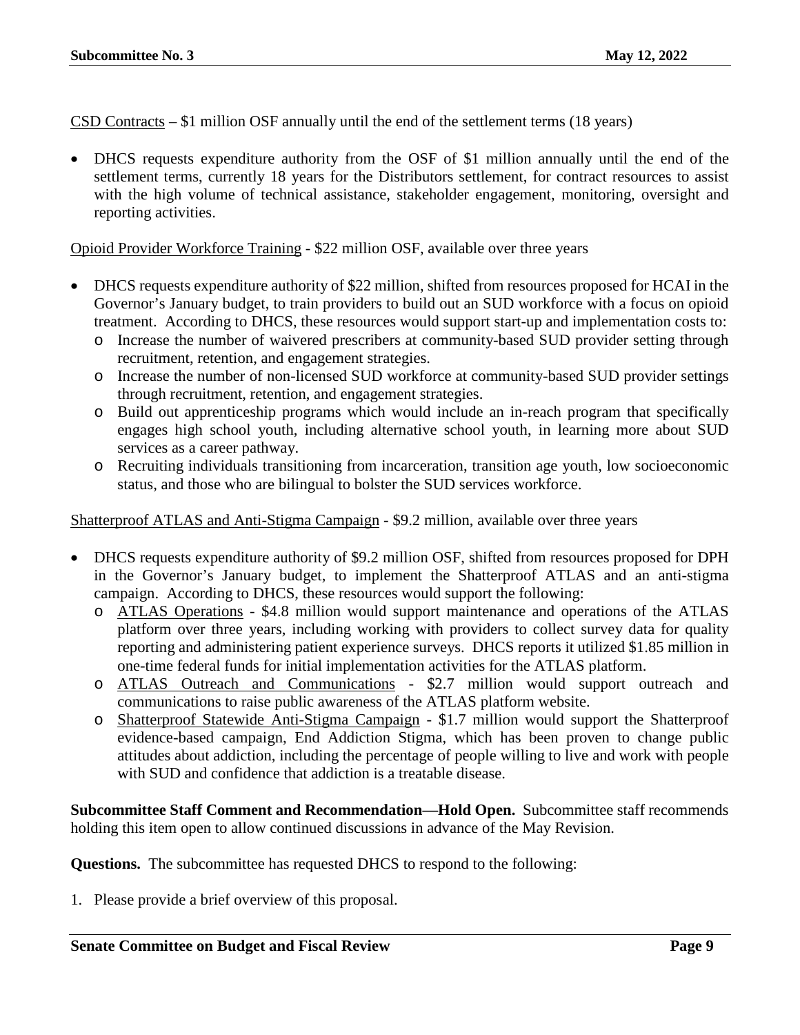CSD Contracts – $1 million OSF annually until the end of the settlement terms (18 years)

- DHCS requests expenditure authority from the OSF of $1 million annually until the end of the settlement terms, currently 18 years for the Distributors settlement, for contract resources to assist with the high volume of technical assistance, stakeholder engagement, monitoring, oversight and reporting activities.

Opioid Provider Workforce Training - $22 million OSF, available over three years

- DHCS requests expenditure authority of $22 million, shifted from resources proposed for HCAI in the Governor's January budget, to train providers to build out an SUD workforce with a focus on opioid treatment. According to DHCS, these resources would support start-up and implementation costs to:
  - Increase the number of waivered prescribers at community-based SUD provider setting through recruitment, retention, and engagement strategies.
  - Increase the number of non-licensed SUD workforce at community-based SUD provider settings through recruitment, retention, and engagement strategies.
  - Build out apprenticeship programs which would include an in-reach program that specifically engages high school youth, including alternative school youth, in learning more about SUD services as a career pathway.
  - Recruiting individuals transitioning from incarceration, transition age youth, low socioeconomic status, and those who are bilingual to bolster the SUD services workforce.

Shatterproof ATLAS and Anti-Stigma Campaign - $9.2 million, available over three years

- DHCS requests expenditure authority of $9.2 million OSF, shifted from resources proposed for DPH in the Governor's January budget, to implement the Shatterproof ATLAS and an anti-stigma campaign. According to DHCS, these resources would support the following:
  - ATLAS Operations - $4.8 million would support maintenance and operations of the ATLAS platform over three years, including working with providers to collect survey data for quality reporting and administering patient experience surveys. DHCS reports it utilized $1.85 million in one-time federal funds for initial implementation activities for the ATLAS platform.
  - ATLAS Outreach and Communications - $2.7 million would support outreach and communications to raise public awareness of the ATLAS platform website.
  - Shatterproof Statewide Anti-Stigma Campaign - $1.7 million would support the Shatterproof evidence-based campaign, End Addiction Stigma, which has been proven to change public attitudes about addiction, including the percentage of people willing to live and work with people with SUD and confidence that addiction is a treatable disease.

**Subcommittee Staff Comment and Recommendation—Hold Open.** Subcommittee staff recommends holding this item open to allow continued discussions in advance of the May Revision.

**Questions.** The subcommittee has requested DHCS to respond to the following:

1. Please provide a brief overview of this proposal.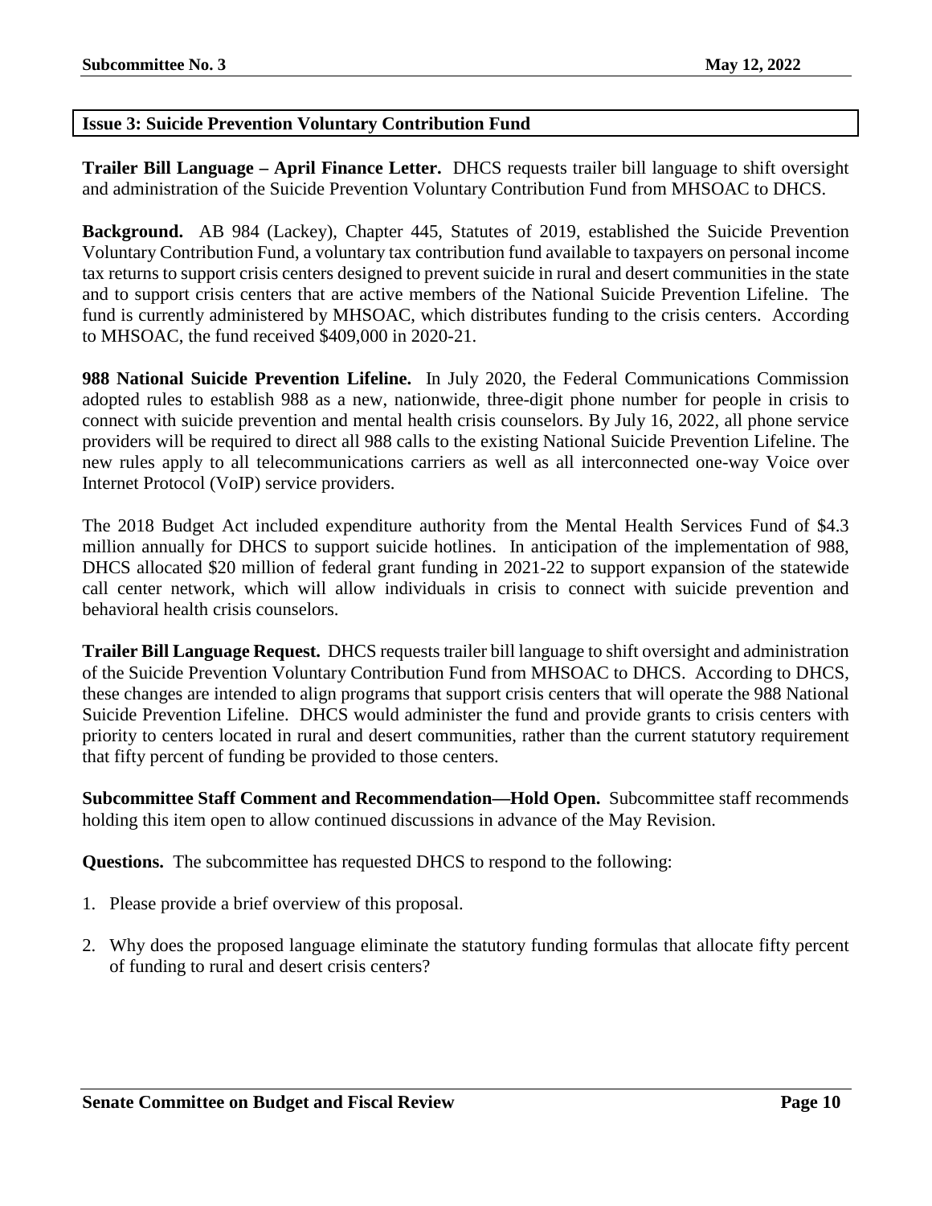## Issue 3: Suicide Prevention Voluntary Contribution Fund

**Trailer Bill Language – April Finance Letter.** DHCS requests trailer bill language to shift oversight and administration of the Suicide Prevention Voluntary Contribution Fund from MHSOAC to DHCS.

**Background.** AB 984 (Lackey), Chapter 445, Statutes of 2019, established the Suicide Prevention Voluntary Contribution Fund, a voluntary tax contribution fund available to taxpayers on personal income tax returns to support crisis centers designed to prevent suicide in rural and desert communities in the state and to support crisis centers that are active members of the National Suicide Prevention Lifeline. The fund is currently administered by MHSOAC, which distributes funding to the crisis centers. According to MHSOAC, the fund received $409,000 in 2020-21.

**988 National Suicide Prevention Lifeline.** In July 2020, the Federal Communications Commission adopted rules to establish 988 as a new, nationwide, three-digit phone number for people in crisis to connect with suicide prevention and mental health crisis counselors. By July 16, 2022, all phone service providers will be required to direct all 988 calls to the existing National Suicide Prevention Lifeline. The new rules apply to all telecommunications carriers as well as all interconnected one-way Voice over Internet Protocol (VoIP) service providers.

The 2018 Budget Act included expenditure authority from the Mental Health Services Fund of $4.3 million annually for DHCS to support suicide hotlines. In anticipation of the implementation of 988, DHCS allocated $20 million of federal grant funding in 2021-22 to support expansion of the statewide call center network, which will allow individuals in crisis to connect with suicide prevention and behavioral health crisis counselors.

**Trailer Bill Language Request.** DHCS requests trailer bill language to shift oversight and administration of the Suicide Prevention Voluntary Contribution Fund from MHSOAC to DHCS. According to DHCS, these changes are intended to align programs that support crisis centers that will operate the 988 National Suicide Prevention Lifeline. DHCS would administer the fund and provide grants to crisis centers with priority to centers located in rural and desert communities, rather than the current statutory requirement that fifty percent of funding be provided to those centers.

**Subcommittee Staff Comment and Recommendation—Hold Open.** Subcommittee staff recommends holding this item open to allow continued discussions in advance of the May Revision.

**Questions.** The subcommittee has requested DHCS to respond to the following:

1. Please provide a brief overview of this proposal.
2. Why does the proposed language eliminate the statutory funding formulas that allocate fifty percent of funding to rural and desert crisis centers?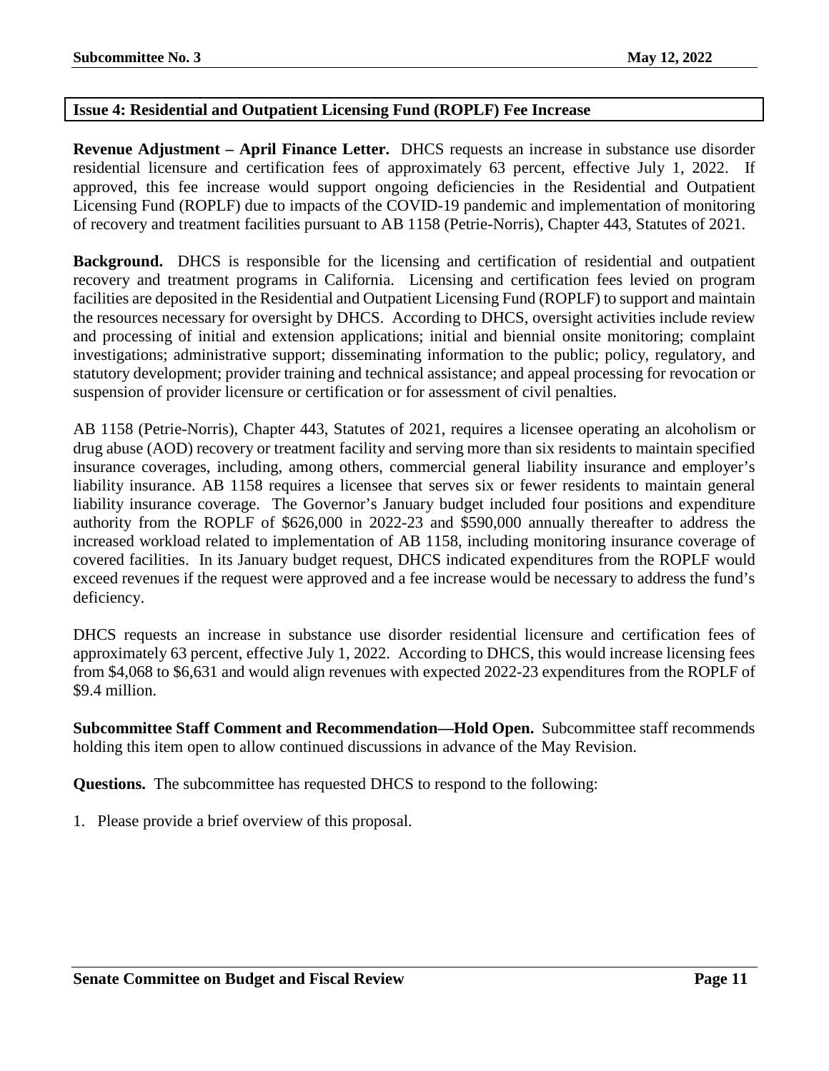## Issue 4: Residential and Outpatient Licensing Fund (ROPLF) Fee Increase

**Revenue Adjustment – April Finance Letter.** DHCS requests an increase in substance use disorder residential licensure and certification fees of approximately 63 percent, effective July 1, 2022. If approved, this fee increase would support ongoing deficiencies in the Residential and Outpatient Licensing Fund (ROPLF) due to impacts of the COVID-19 pandemic and implementation of monitoring of recovery and treatment facilities pursuant to AB 1158 (Petrie-Norris), Chapter 443, Statutes of 2021.

**Background.** DHCS is responsible for the licensing and certification of residential and outpatient recovery and treatment programs in California. Licensing and certification fees levied on program facilities are deposited in the Residential and Outpatient Licensing Fund (ROPLF) to support and maintain the resources necessary for oversight by DHCS. According to DHCS, oversight activities include review and processing of initial and extension applications; initial and biennial onsite monitoring; complaint investigations; administrative support; disseminating information to the public; policy, regulatory, and statutory development; provider training and technical assistance; and appeal processing for revocation or suspension of provider licensure or certification or for assessment of civil penalties.

AB 1158 (Petrie-Norris), Chapter 443, Statutes of 2021, requires a licensee operating an alcoholism or drug abuse (AOD) recovery or treatment facility and serving more than six residents to maintain specified insurance coverages, including, among others, commercial general liability insurance and employer's liability insurance. AB 1158 requires a licensee that serves six or fewer residents to maintain general liability insurance coverage. The Governor's January budget included four positions and expenditure authority from the ROPLF of $626,000 in 2022-23 and $590,000 annually thereafter to address the increased workload related to implementation of AB 1158, including monitoring insurance coverage of covered facilities. In its January budget request, DHCS indicated expenditures from the ROPLF would exceed revenues if the request were approved and a fee increase would be necessary to address the fund's deficiency.

DHCS requests an increase in substance use disorder residential licensure and certification fees of approximately 63 percent, effective July 1, 2022. According to DHCS, this would increase licensing fees from $4,068 to $6,631 and would align revenues with expected 2022-23 expenditures from the ROPLF of $9.4 million.

**Subcommittee Staff Comment and Recommendation—Hold Open.** Subcommittee staff recommends holding this item open to allow continued discussions in advance of the May Revision.

**Questions.** The subcommittee has requested DHCS to respond to the following:

1. Please provide a brief overview of this proposal.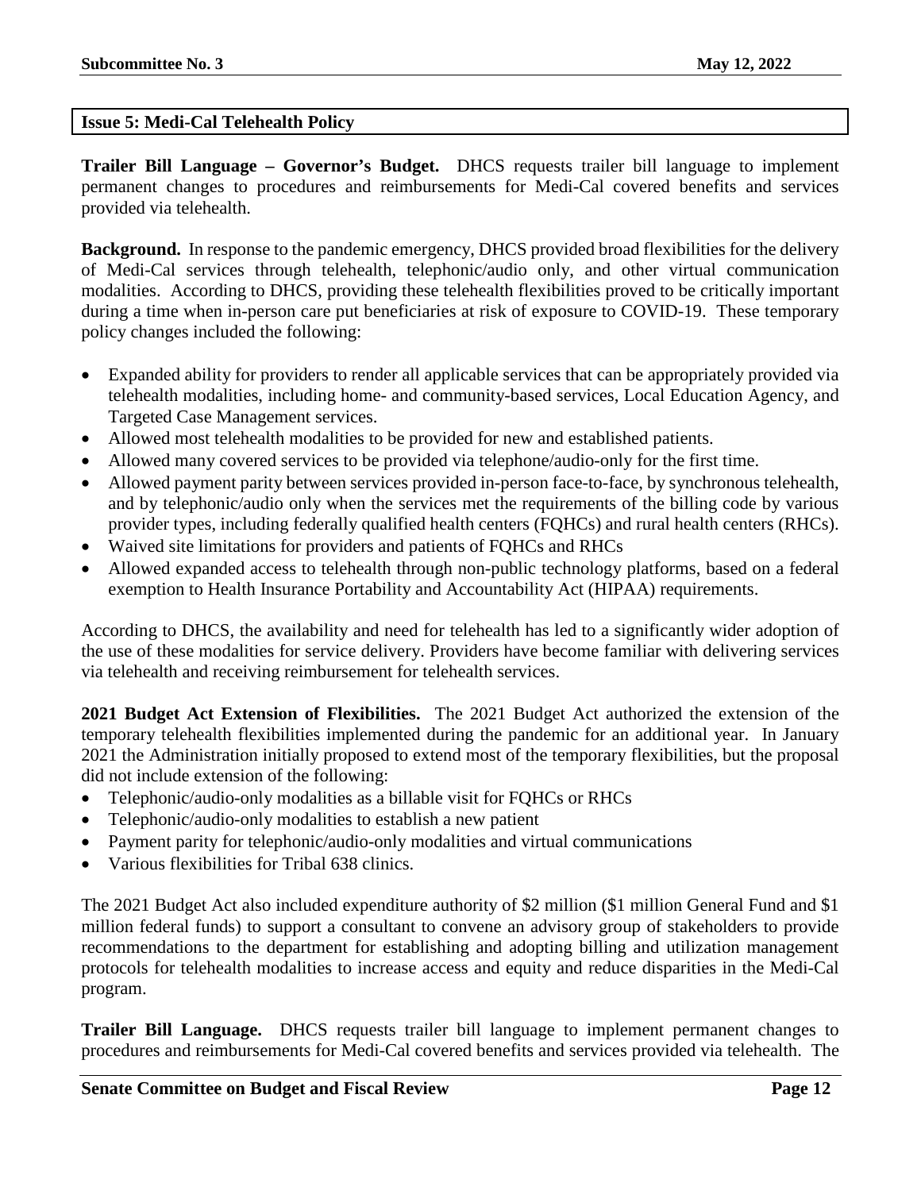## Issue 5: Medi-Cal Telehealth Policy

**Trailer Bill Language – Governor's Budget.** DHCS requests trailer bill language to implement permanent changes to procedures and reimbursements for Medi-Cal covered benefits and services provided via telehealth.

**Background.** In response to the pandemic emergency, DHCS provided broad flexibilities for the delivery of Medi-Cal services through telehealth, telephonic/audio only, and other virtual communication modalities. According to DHCS, providing these telehealth flexibilities proved to be critically important during a time when in-person care put beneficiaries at risk of exposure to COVID-19. These temporary policy changes included the following:

- Expanded ability for providers to render all applicable services that can be appropriately provided via telehealth modalities, including home- and community-based services, Local Education Agency, and Targeted Case Management services.
- Allowed most telehealth modalities to be provided for new and established patients.
- Allowed many covered services to be provided via telephone/audio-only for the first time.
- Allowed payment parity between services provided in-person face-to-face, by synchronous telehealth, and by telephonic/audio only when the services met the requirements of the billing code by various provider types, including federally qualified health centers (FQHCs) and rural health centers (RHCs).
- Waived site limitations for providers and patients of FQHCs and RHCs
- Allowed expanded access to telehealth through non-public technology platforms, based on a federal exemption to Health Insurance Portability and Accountability Act (HIPAA) requirements.

According to DHCS, the availability and need for telehealth has led to a significantly wider adoption of the use of these modalities for service delivery. Providers have become familiar with delivering services via telehealth and receiving reimbursement for telehealth services.

**2021 Budget Act Extension of Flexibilities.** The 2021 Budget Act authorized the extension of the temporary telehealth flexibilities implemented during the pandemic for an additional year. In January 2021 the Administration initially proposed to extend most of the temporary flexibilities, but the proposal did not include extension of the following:

- Telephonic/audio-only modalities as a billable visit for FQHCs or RHCs
- Telephonic/audio-only modalities to establish a new patient
- Payment parity for telephonic/audio-only modalities and virtual communications
- Various flexibilities for Tribal 638 clinics.

The 2021 Budget Act also included expenditure authority of $2 million ($1 million General Fund and $1 million federal funds) to support a consultant to convene an advisory group of stakeholders to provide recommendations to the department for establishing and adopting billing and utilization management protocols for telehealth modalities to increase access and equity and reduce disparities in the Medi-Cal program.

**Trailer Bill Language.** DHCS requests trailer bill language to implement permanent changes to procedures and reimbursements for Medi-Cal covered benefits and services provided via telehealth. The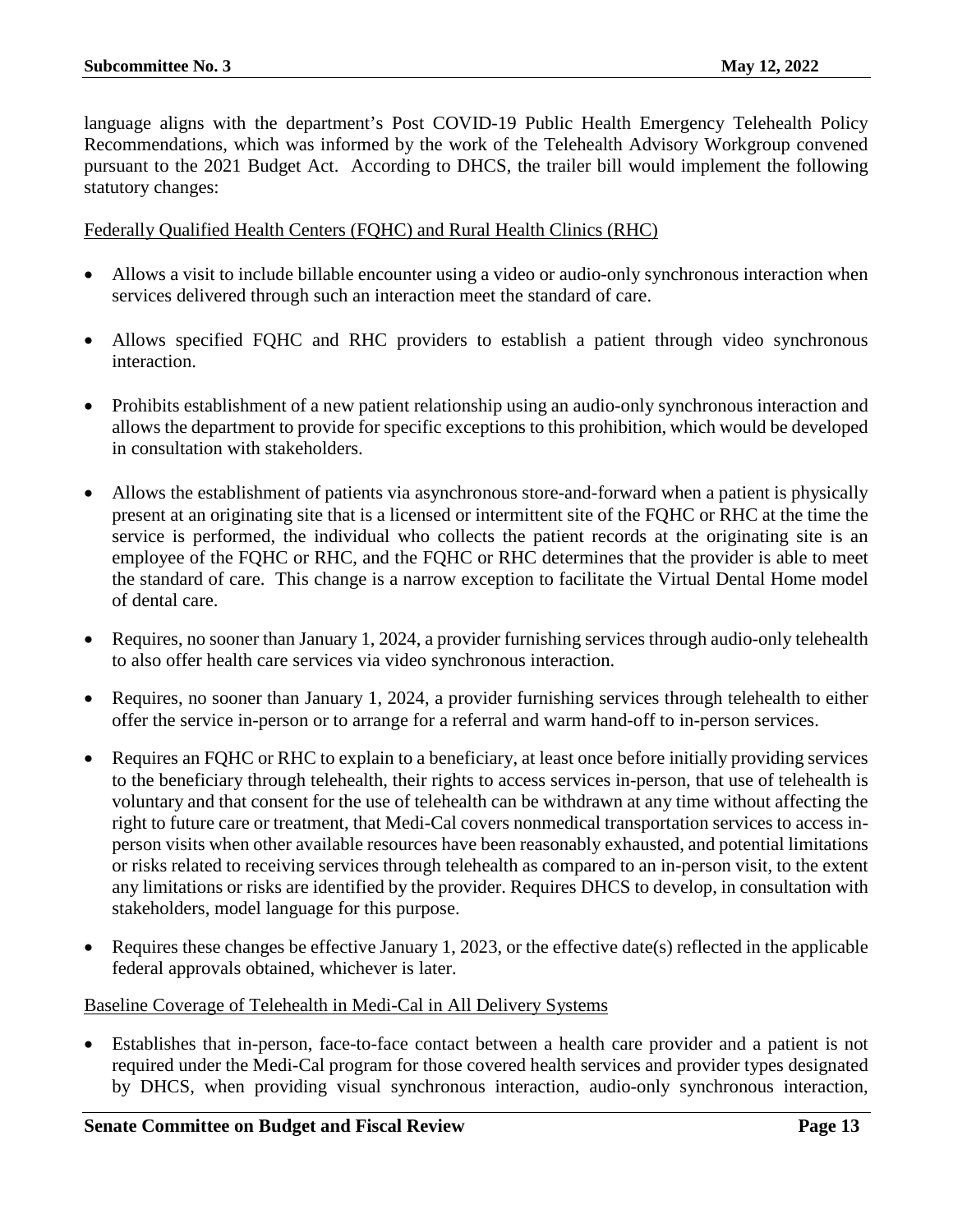language aligns with the department's Post COVID-19 Public Health Emergency Telehealth Policy Recommendations, which was informed by the work of the Telehealth Advisory Workgroup convened pursuant to the 2021 Budget Act. According to DHCS, the trailer bill would implement the following statutory changes:

<u>Federally Qualified Health Centers (FQHC) and Rural Health Clinics (RHC)</u>

- Allows a visit to include billable encounter using a video or audio-only synchronous interaction when services delivered through such an interaction meet the standard of care.
- Allows specified FQHC and RHC providers to establish a patient through video synchronous interaction.
- Prohibits establishment of a new patient relationship using an audio-only synchronous interaction and allows the department to provide for specific exceptions to this prohibition, which would be developed in consultation with stakeholders.
- Allows the establishment of patients via asynchronous store-and-forward when a patient is physically present at an originating site that is a licensed or intermittent site of the FQHC or RHC at the time the service is performed, the individual who collects the patient records at the originating site is an employee of the FQHC or RHC, and the FQHC or RHC determines that the provider is able to meet the standard of care. This change is a narrow exception to facilitate the Virtual Dental Home model of dental care.
- Requires, no sooner than January 1, 2024, a provider furnishing services through audio-only telehealth to also offer health care services via video synchronous interaction.
- Requires, no sooner than January 1, 2024, a provider furnishing services through telehealth to either offer the service in-person or to arrange for a referral and warm hand-off to in-person services.
- Requires an FQHC or RHC to explain to a beneficiary, at least once before initially providing services to the beneficiary through telehealth, their rights to access services in-person, that use of telehealth is voluntary and that consent for the use of telehealth can be withdrawn at any time without affecting the right to future care or treatment, that Medi-Cal covers nonmedical transportation services to access in-person visits when other available resources have been reasonably exhausted, and potential limitations or risks related to receiving services through telehealth as compared to an in-person visit, to the extent any limitations or risks are identified by the provider. Requires DHCS to develop, in consultation with stakeholders, model language for this purpose.
- Requires these changes be effective January 1, 2023, or the effective date(s) reflected in the applicable federal approvals obtained, whichever is later.

<u>Baseline Coverage of Telehealth in Medi-Cal in All Delivery Systems</u>

- Establishes that in-person, face-to-face contact between a health care provider and a patient is not required under the Medi-Cal program for those covered health services and provider types designated by DHCS, when providing visual synchronous interaction, audio-only synchronous interaction,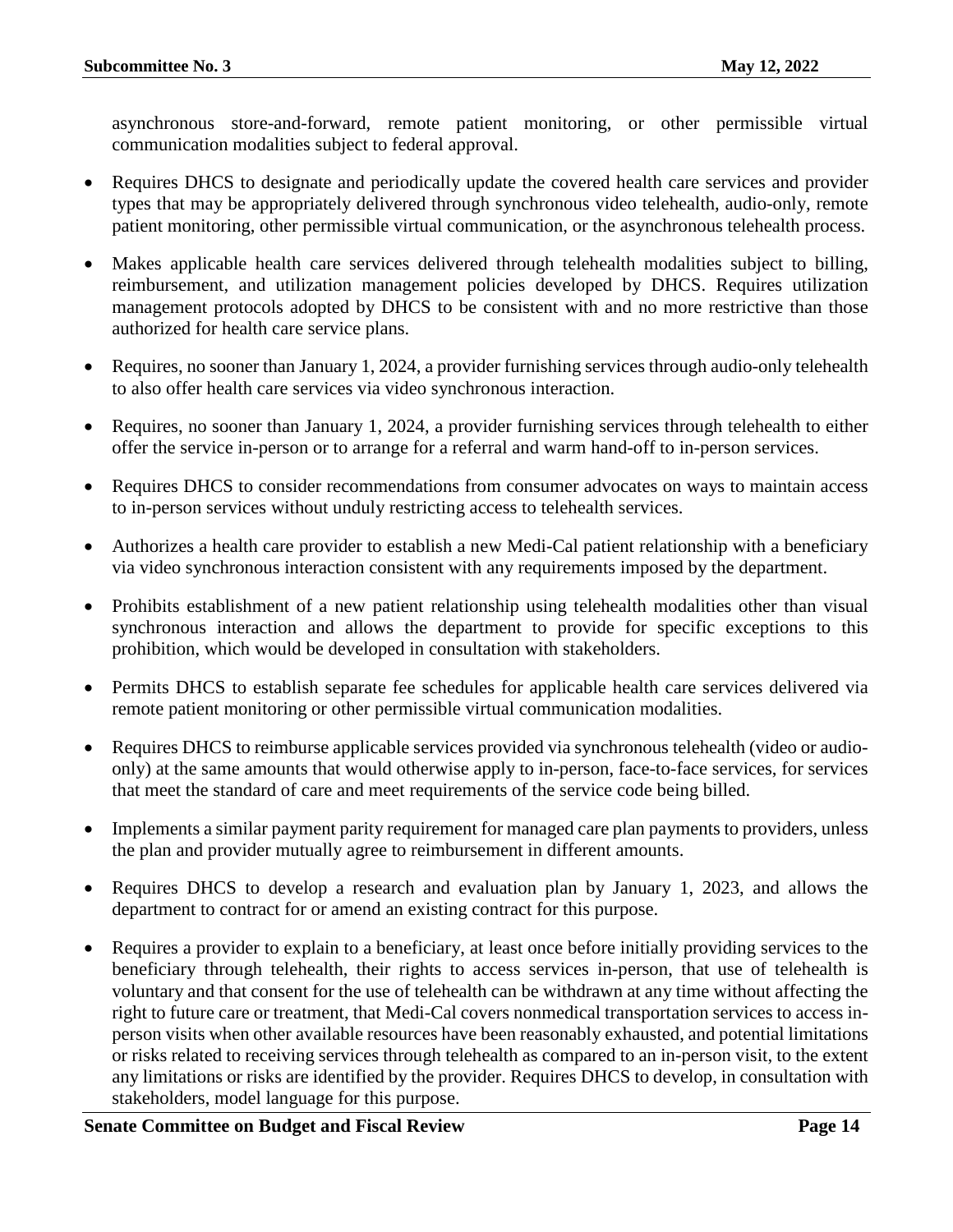asynchronous store-and-forward, remote patient monitoring, or other permissible virtual communication modalities subject to federal approval.

- Requires DHCS to designate and periodically update the covered health care services and provider types that may be appropriately delivered through synchronous video telehealth, audio-only, remote patient monitoring, other permissible virtual communication, or the asynchronous telehealth process.
- Makes applicable health care services delivered through telehealth modalities subject to billing, reimbursement, and utilization management policies developed by DHCS. Requires utilization management protocols adopted by DHCS to be consistent with and no more restrictive than those authorized for health care service plans.
- Requires, no sooner than January 1, 2024, a provider furnishing services through audio-only telehealth to also offer health care services via video synchronous interaction.
- Requires, no sooner than January 1, 2024, a provider furnishing services through telehealth to either offer the service in-person or to arrange for a referral and warm hand-off to in-person services.
- Requires DHCS to consider recommendations from consumer advocates on ways to maintain access to in-person services without unduly restricting access to telehealth services.
- Authorizes a health care provider to establish a new Medi-Cal patient relationship with a beneficiary via video synchronous interaction consistent with any requirements imposed by the department.
- Prohibits establishment of a new patient relationship using telehealth modalities other than visual synchronous interaction and allows the department to provide for specific exceptions to this prohibition, which would be developed in consultation with stakeholders.
- Permits DHCS to establish separate fee schedules for applicable health care services delivered via remote patient monitoring or other permissible virtual communication modalities.
- Requires DHCS to reimburse applicable services provided via synchronous telehealth (video or audio-only) at the same amounts that would otherwise apply to in-person, face-to-face services, for services that meet the standard of care and meet requirements of the service code being billed.
- Implements a similar payment parity requirement for managed care plan payments to providers, unless the plan and provider mutually agree to reimbursement in different amounts.
- Requires DHCS to develop a research and evaluation plan by January 1, 2023, and allows the department to contract for or amend an existing contract for this purpose.
- Requires a provider to explain to a beneficiary, at least once before initially providing services to the beneficiary through telehealth, their rights to access services in-person, that use of telehealth is voluntary and that consent for the use of telehealth can be withdrawn at any time without affecting the right to future care or treatment, that Medi-Cal covers nonmedical transportation services to access in-person visits when other available resources have been reasonably exhausted, and potential limitations or risks related to receiving services through telehealth as compared to an in-person visit, to the extent any limitations or risks are identified by the provider. Requires DHCS to develop, in consultation with stakeholders, model language for this purpose.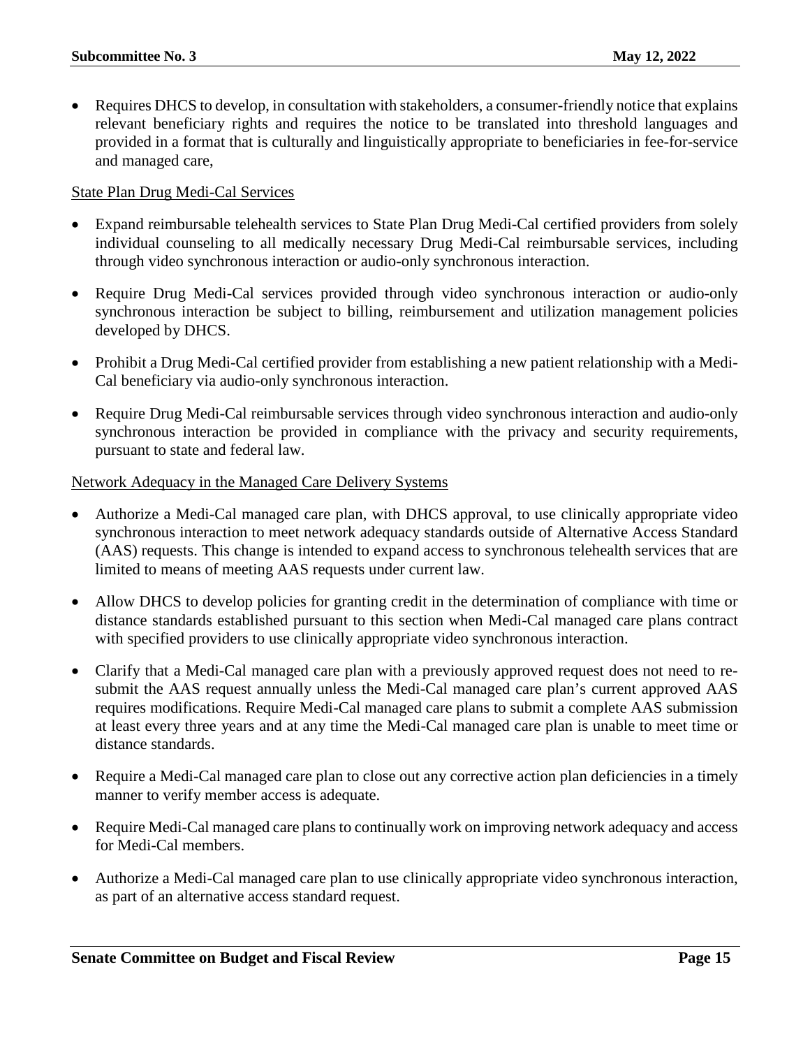- Requires DHCS to develop, in consultation with stakeholders, a consumer-friendly notice that explains relevant beneficiary rights and requires the notice to be translated into threshold languages and provided in a format that is culturally and linguistically appropriate to beneficiaries in fee-for-service and managed care,

<u>State Plan Drug Medi-Cal Services</u>

- Expand reimbursable telehealth services to State Plan Drug Medi-Cal certified providers from solely individual counseling to all medically necessary Drug Medi-Cal reimbursable services, including through video synchronous interaction or audio-only synchronous interaction.
- Require Drug Medi-Cal services provided through video synchronous interaction or audio-only synchronous interaction be subject to billing, reimbursement and utilization management policies developed by DHCS.
- Prohibit a Drug Medi-Cal certified provider from establishing a new patient relationship with a Medi-Cal beneficiary via audio-only synchronous interaction.
- Require Drug Medi-Cal reimbursable services through video synchronous interaction and audio-only synchronous interaction be provided in compliance with the privacy and security requirements, pursuant to state and federal law.

<u>Network Adequacy in the Managed Care Delivery Systems</u>

- Authorize a Medi-Cal managed care plan, with DHCS approval, to use clinically appropriate video synchronous interaction to meet network adequacy standards outside of Alternative Access Standard (AAS) requests. This change is intended to expand access to synchronous telehealth services that are limited to means of meeting AAS requests under current law.
- Allow DHCS to develop policies for granting credit in the determination of compliance with time or distance standards established pursuant to this section when Medi-Cal managed care plans contract with specified providers to use clinically appropriate video synchronous interaction.
- Clarify that a Medi-Cal managed care plan with a previously approved request does not need to re-submit the AAS request annually unless the Medi-Cal managed care plan's current approved AAS requires modifications. Require Medi-Cal managed care plans to submit a complete AAS submission at least every three years and at any time the Medi-Cal managed care plan is unable to meet time or distance standards.
- Require a Medi-Cal managed care plan to close out any corrective action plan deficiencies in a timely manner to verify member access is adequate.
- Require Medi-Cal managed care plans to continually work on improving network adequacy and access for Medi-Cal members.
- Authorize a Medi-Cal managed care plan to use clinically appropriate video synchronous interaction, as part of an alternative access standard request.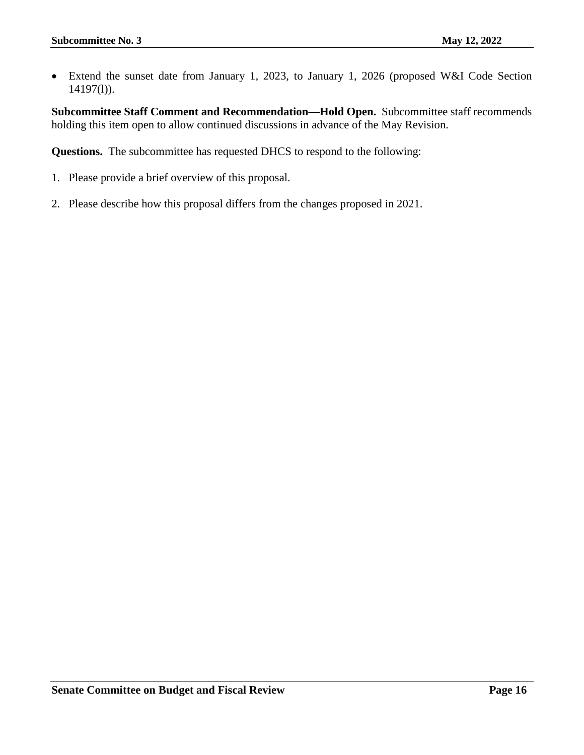- Extend the sunset date from January 1, 2023, to January 1, 2026 (proposed W&I Code Section 14197(l)).

**Subcommittee Staff Comment and Recommendation—Hold Open.** Subcommittee staff recommends holding this item open to allow continued discussions in advance of the May Revision.

**Questions.** The subcommittee has requested DHCS to respond to the following:

1. Please provide a brief overview of this proposal.

2. Please describe how this proposal differs from the changes proposed in 2021.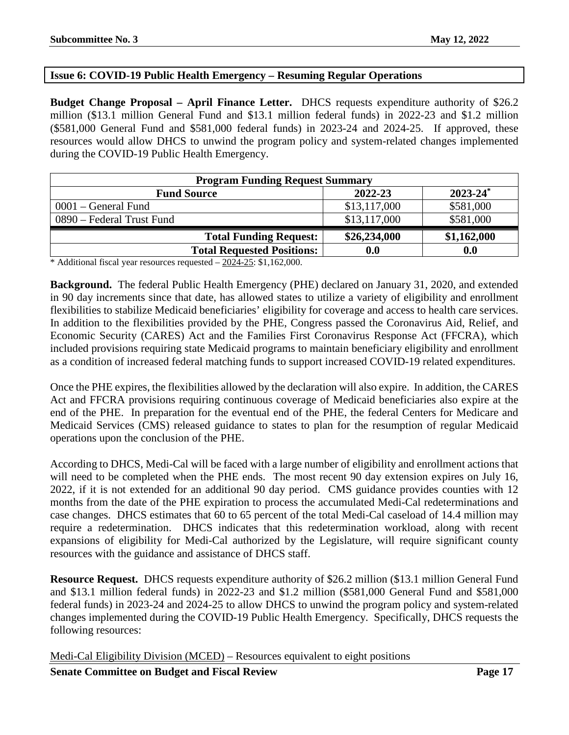## Issue 6: COVID-19 Public Health Emergency – Resuming Regular Operations

**Budget Change Proposal – April Finance Letter.** DHCS requests expenditure authority of $26.2 million ($13.1 million General Fund and $13.1 million federal funds) in 2022-23 and $1.2 million ($581,000 General Fund and $581,000 federal funds) in 2023-24 and 2024-25. If approved, these resources would allow DHCS to unwind the program policy and system-related changes implemented during the COVID-19 Public Health Emergency.

| Program Funding Request Summary | | |
|---|---|---|
| **Fund Source** | **2022-23** | **2023-24*** |
| 0001 – General Fund | $13,117,000 | $581,000 |
| 0890 – Federal Trust Fund | $13,117,000 | $581,000 |
| **Total Funding Request:** | **$26,234,000** | **$1,162,000** |
| **Total Requested Positions:** | **0.0** | **0.0** |

* Additional fiscal year resources requested – 2024-25: $1,162,000.

**Background.** The federal Public Health Emergency (PHE) declared on January 31, 2020, and extended in 90 day increments since that date, has allowed states to utilize a variety of eligibility and enrollment flexibilities to stabilize Medicaid beneficiaries' eligibility for coverage and access to health care services. In addition to the flexibilities provided by the PHE, Congress passed the Coronavirus Aid, Relief, and Economic Security (CARES) Act and the Families First Coronavirus Response Act (FFCRA), which included provisions requiring state Medicaid programs to maintain beneficiary eligibility and enrollment as a condition of increased federal matching funds to support increased COVID-19 related expenditures.

Once the PHE expires, the flexibilities allowed by the declaration will also expire. In addition, the CARES Act and FFCRA provisions requiring continuous coverage of Medicaid beneficiaries also expire at the end of the PHE. In preparation for the eventual end of the PHE, the federal Centers for Medicare and Medicaid Services (CMS) released guidance to states to plan for the resumption of regular Medicaid operations upon the conclusion of the PHE.

According to DHCS, Medi-Cal will be faced with a large number of eligibility and enrollment actions that will need to be completed when the PHE ends. The most recent 90 day extension expires on July 16, 2022, if it is not extended for an additional 90 day period. CMS guidance provides counties with 12 months from the date of the PHE expiration to process the accumulated Medi-Cal redeterminations and case changes. DHCS estimates that 60 to 65 percent of the total Medi-Cal caseload of 14.4 million may require a redetermination. DHCS indicates that this redetermination workload, along with recent expansions of eligibility for Medi-Cal authorized by the Legislature, will require significant county resources with the guidance and assistance of DHCS staff.

**Resource Request.** DHCS requests expenditure authority of $26.2 million ($13.1 million General Fund and $13.1 million federal funds) in 2022-23 and $1.2 million ($581,000 General Fund and $581,000 federal funds) in 2023-24 and 2024-25 to allow DHCS to unwind the program policy and system-related changes implemented during the COVID-19 Public Health Emergency. Specifically, DHCS requests the following resources:

Medi-Cal Eligibility Division (MCED) – Resources equivalent to eight positions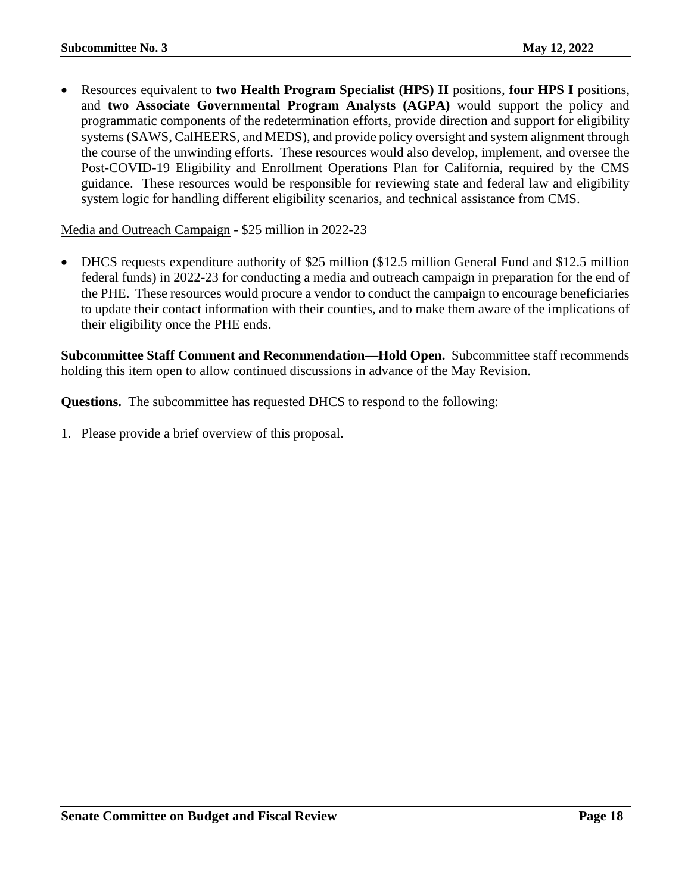- Resources equivalent to **two Health Program Specialist (HPS) II** positions, **four HPS I** positions, and **two Associate Governmental Program Analysts (AGPA)** would support the policy and programmatic components of the redetermination efforts, provide direction and support for eligibility systems (SAWS, CalHEERS, and MEDS), and provide policy oversight and system alignment through the course of the unwinding efforts. These resources would also develop, implement, and oversee the Post-COVID-19 Eligibility and Enrollment Operations Plan for California, required by the CMS guidance. These resources would be responsible for reviewing state and federal law and eligibility system logic for handling different eligibility scenarios, and technical assistance from CMS.

<u>Media and Outreach Campaign</u> - $25 million in 2022-23

- DHCS requests expenditure authority of $25 million ($12.5 million General Fund and $12.5 million federal funds) in 2022-23 for conducting a media and outreach campaign in preparation for the end of the PHE. These resources would procure a vendor to conduct the campaign to encourage beneficiaries to update their contact information with their counties, and to make them aware of the implications of their eligibility once the PHE ends.

**Subcommittee Staff Comment and Recommendation—Hold Open.** Subcommittee staff recommends holding this item open to allow continued discussions in advance of the May Revision.

**Questions.** The subcommittee has requested DHCS to respond to the following:

1. Please provide a brief overview of this proposal.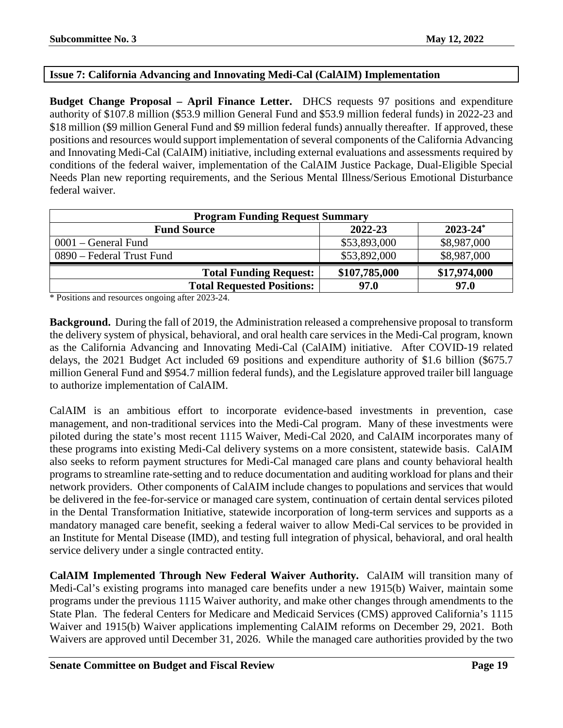## Issue 7: California Advancing and Innovating Medi-Cal (CalAIM) Implementation

**Budget Change Proposal – April Finance Letter.** DHCS requests 97 positions and expenditure authority of $107.8 million ($53.9 million General Fund and $53.9 million federal funds) in 2022-23 and $18 million ($9 million General Fund and $9 million federal funds) annually thereafter. If approved, these positions and resources would support implementation of several components of the California Advancing and Innovating Medi-Cal (CalAIM) initiative, including external evaluations and assessments required by conditions of the federal waiver, implementation of the CalAIM Justice Package, Dual-Eligible Special Needs Plan new reporting requirements, and the Serious Mental Illness/Serious Emotional Disturbance federal waiver.

| **Program Funding Request Summary** | | |
|---|---|---|
| **Fund Source** | **2022-23** | **2023-24*** |
| 0001 – General Fund | $53,893,000 | $8,987,000 |
| 0890 – Federal Trust Fund | $53,892,000 | $8,987,000 |
| **Total Funding Request:** | **$107,785,000** | **$17,974,000** |
| **Total Requested Positions:** | **97.0** | **97.0** |

\* Positions and resources ongoing after 2023-24.

**Background.** During the fall of 2019, the Administration released a comprehensive proposal to transform the delivery system of physical, behavioral, and oral health care services in the Medi-Cal program, known as the California Advancing and Innovating Medi-Cal (CalAIM) initiative. After COVID-19 related delays, the 2021 Budget Act included 69 positions and expenditure authority of $1.6 billion ($675.7 million General Fund and $954.7 million federal funds), and the Legislature approved trailer bill language to authorize implementation of CalAIM.

CalAIM is an ambitious effort to incorporate evidence-based investments in prevention, case management, and non-traditional services into the Medi-Cal program. Many of these investments were piloted during the state's most recent 1115 Waiver, Medi-Cal 2020, and CalAIM incorporates many of these programs into existing Medi-Cal delivery systems on a more consistent, statewide basis. CalAIM also seeks to reform payment structures for Medi-Cal managed care plans and county behavioral health programs to streamline rate-setting and to reduce documentation and auditing workload for plans and their network providers. Other components of CalAIM include changes to populations and services that would be delivered in the fee-for-service or managed care system, continuation of certain dental services piloted in the Dental Transformation Initiative, statewide incorporation of long-term services and supports as a mandatory managed care benefit, seeking a federal waiver to allow Medi-Cal services to be provided in an Institute for Mental Disease (IMD), and testing full integration of physical, behavioral, and oral health service delivery under a single contracted entity.

**CalAIM Implemented Through New Federal Waiver Authority.** CalAIM will transition many of Medi-Cal's existing programs into managed care benefits under a new 1915(b) Waiver, maintain some programs under the previous 1115 Waiver authority, and make other changes through amendments to the State Plan. The federal Centers for Medicare and Medicaid Services (CMS) approved California's 1115 Waiver and 1915(b) Waiver applications implementing CalAIM reforms on December 29, 2021. Both Waivers are approved until December 31, 2026. While the managed care authorities provided by the two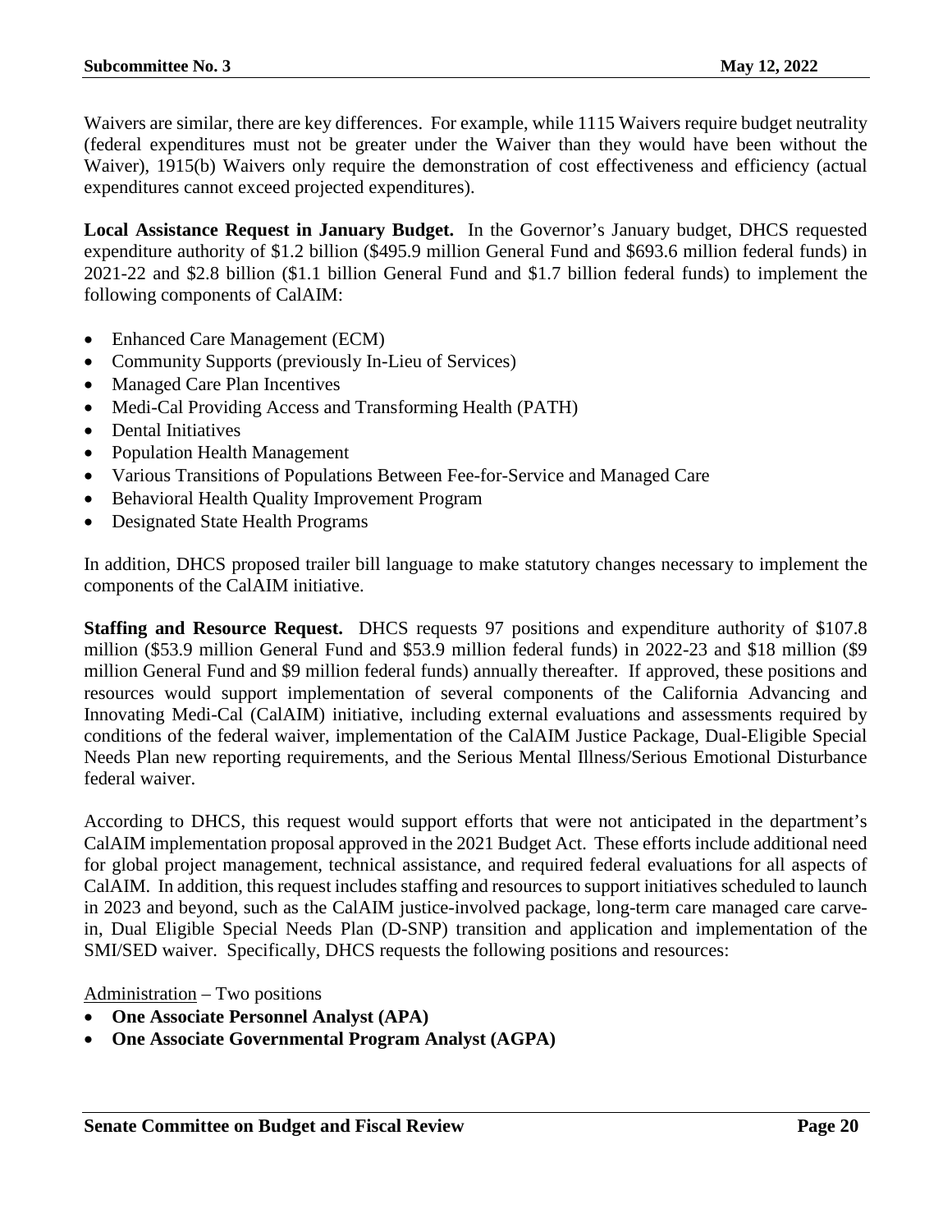Waivers are similar, there are key differences. For example, while 1115 Waivers require budget neutrality (federal expenditures must not be greater under the Waiver than they would have been without the Waiver), 1915(b) Waivers only require the demonstration of cost effectiveness and efficiency (actual expenditures cannot exceed projected expenditures).

**Local Assistance Request in January Budget.** In the Governor's January budget, DHCS requested expenditure authority of $1.2 billion ($495.9 million General Fund and $693.6 million federal funds) in 2021-22 and $2.8 billion ($1.1 billion General Fund and $1.7 billion federal funds) to implement the following components of CalAIM:

- Enhanced Care Management (ECM)
- Community Supports (previously In-Lieu of Services)
- Managed Care Plan Incentives
- Medi-Cal Providing Access and Transforming Health (PATH)
- Dental Initiatives
- Population Health Management
- Various Transitions of Populations Between Fee-for-Service and Managed Care
- Behavioral Health Quality Improvement Program
- Designated State Health Programs

In addition, DHCS proposed trailer bill language to make statutory changes necessary to implement the components of the CalAIM initiative.

**Staffing and Resource Request.** DHCS requests 97 positions and expenditure authority of $107.8 million ($53.9 million General Fund and $53.9 million federal funds) in 2022-23 and $18 million ($9 million General Fund and $9 million federal funds) annually thereafter. If approved, these positions and resources would support implementation of several components of the California Advancing and Innovating Medi-Cal (CalAIM) initiative, including external evaluations and assessments required by conditions of the federal waiver, implementation of the CalAIM Justice Package, Dual-Eligible Special Needs Plan new reporting requirements, and the Serious Mental Illness/Serious Emotional Disturbance federal waiver.

According to DHCS, this request would support efforts that were not anticipated in the department's CalAIM implementation proposal approved in the 2021 Budget Act. These efforts include additional need for global project management, technical assistance, and required federal evaluations for all aspects of CalAIM. In addition, this request includes staffing and resources to support initiatives scheduled to launch in 2023 and beyond, such as the CalAIM justice-involved package, long-term care managed care carve-in, Dual Eligible Special Needs Plan (D-SNP) transition and application and implementation of the SMI/SED waiver. Specifically, DHCS requests the following positions and resources:

<u>Administration</u> – Two positions

- **One Associate Personnel Analyst (APA)**
- **One Associate Governmental Program Analyst (AGPA)**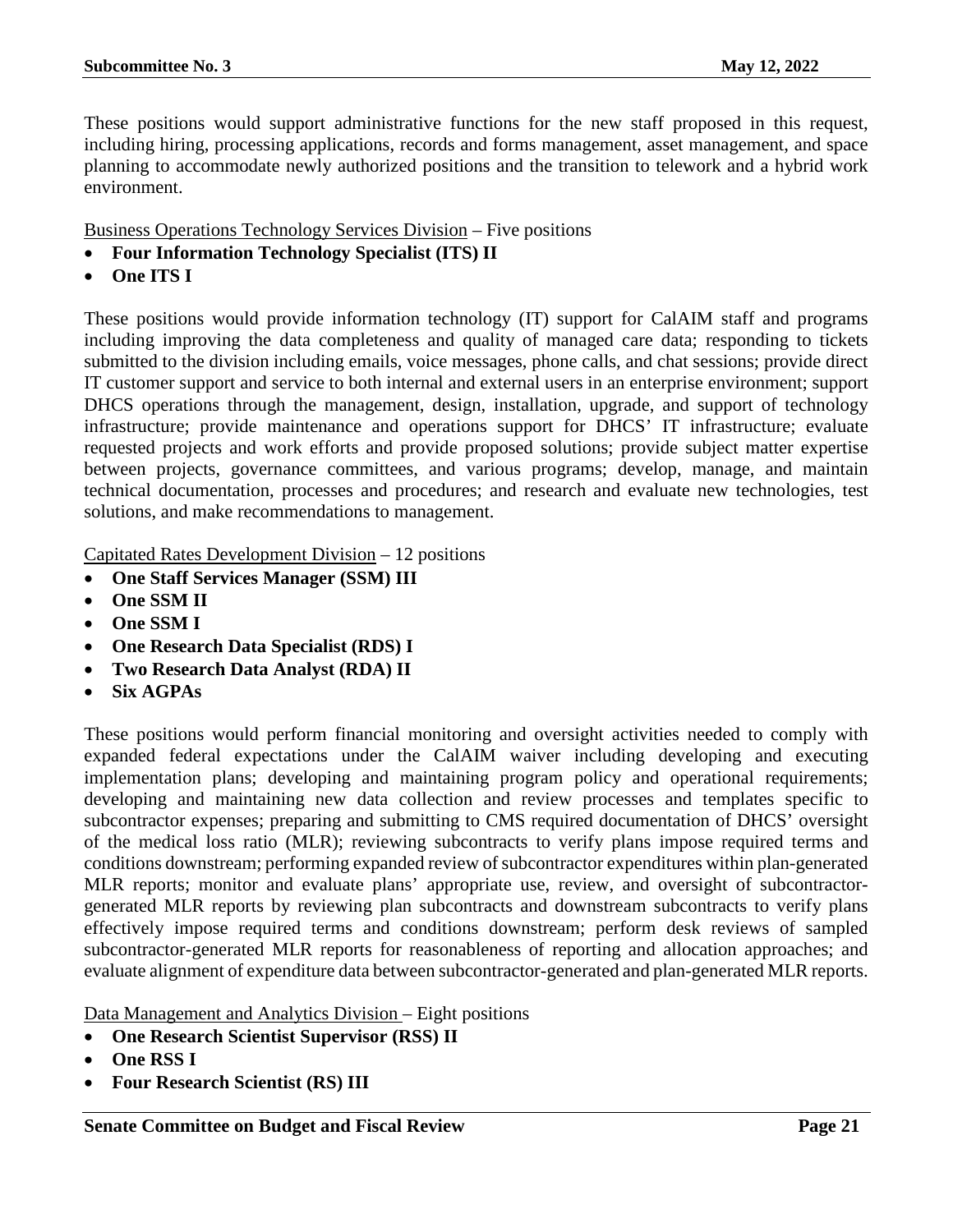These positions would support administrative functions for the new staff proposed in this request, including hiring, processing applications, records and forms management, asset management, and space planning to accommodate newly authorized positions and the transition to telework and a hybrid work environment.

Business Operations Technology Services Division – Five positions

- **Four Information Technology Specialist (ITS) II**
- **One ITS I**

These positions would provide information technology (IT) support for CalAIM staff and programs including improving the data completeness and quality of managed care data; responding to tickets submitted to the division including emails, voice messages, phone calls, and chat sessions; provide direct IT customer support and service to both internal and external users in an enterprise environment; support DHCS operations through the management, design, installation, upgrade, and support of technology infrastructure; provide maintenance and operations support for DHCS' IT infrastructure; evaluate requested projects and work efforts and provide proposed solutions; provide subject matter expertise between projects, governance committees, and various programs; develop, manage, and maintain technical documentation, processes and procedures; and research and evaluate new technologies, test solutions, and make recommendations to management.

Capitated Rates Development Division – 12 positions

- **One Staff Services Manager (SSM) III**
- **One SSM II**
- **One SSM I**
- **One Research Data Specialist (RDS) I**
- **Two Research Data Analyst (RDA) II**
- **Six AGPAs**

These positions would perform financial monitoring and oversight activities needed to comply with expanded federal expectations under the CalAIM waiver including developing and executing implementation plans; developing and maintaining program policy and operational requirements; developing and maintaining new data collection and review processes and templates specific to subcontractor expenses; preparing and submitting to CMS required documentation of DHCS' oversight of the medical loss ratio (MLR); reviewing subcontracts to verify plans impose required terms and conditions downstream; performing expanded review of subcontractor expenditures within plan-generated MLR reports; monitor and evaluate plans' appropriate use, review, and oversight of subcontractor-generated MLR reports by reviewing plan subcontracts and downstream subcontracts to verify plans effectively impose required terms and conditions downstream; perform desk reviews of sampled subcontractor-generated MLR reports for reasonableness of reporting and allocation approaches; and evaluate alignment of expenditure data between subcontractor-generated and plan-generated MLR reports.

Data Management and Analytics Division – Eight positions

- **One Research Scientist Supervisor (RSS) II**
- **One RSS I**
- **Four Research Scientist (RS) III**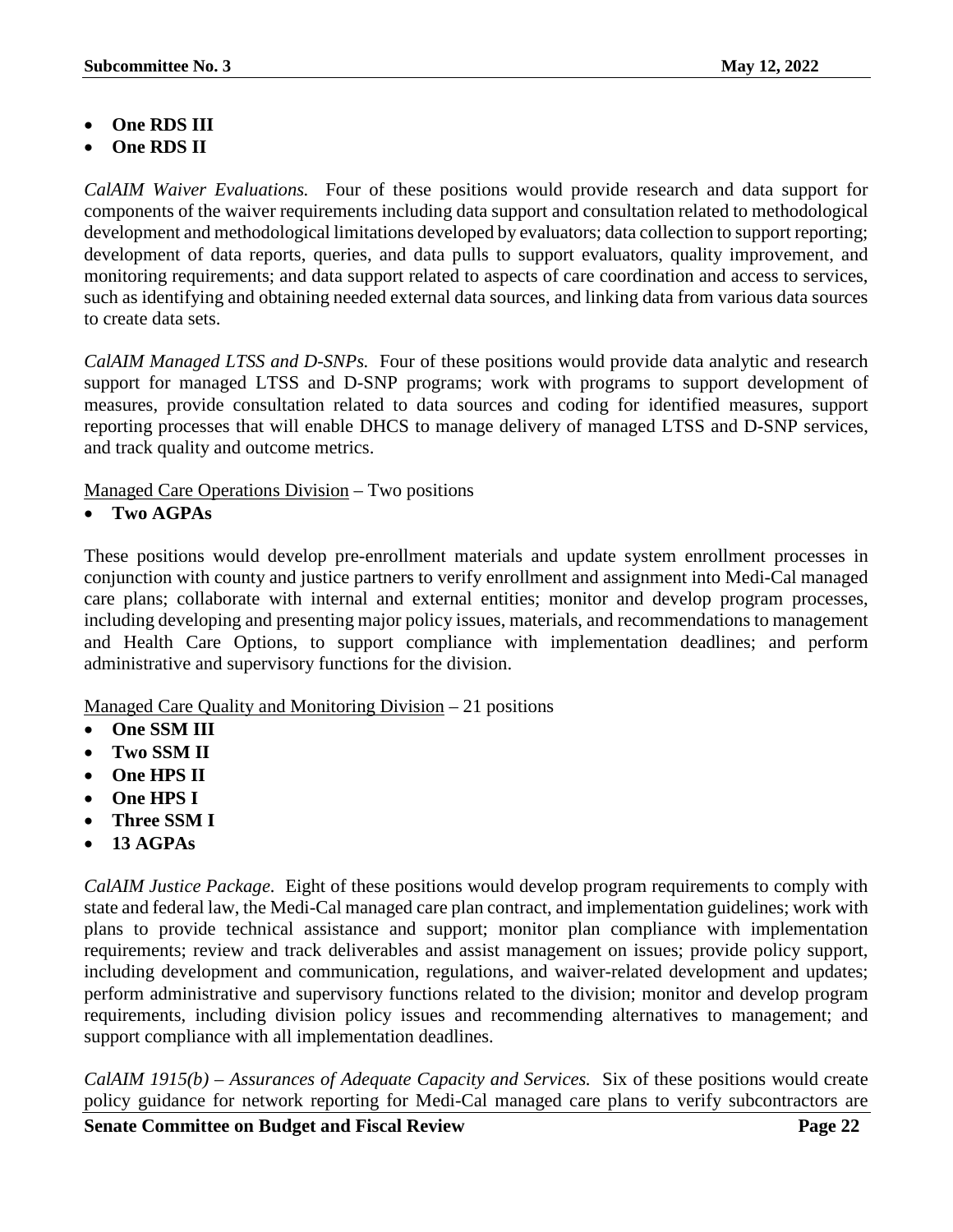- **One RDS III**
- **One RDS II**

*CalAIM Waiver Evaluations.* Four of these positions would provide research and data support for components of the waiver requirements including data support and consultation related to methodological development and methodological limitations developed by evaluators; data collection to support reporting; development of data reports, queries, and data pulls to support evaluators, quality improvement, and monitoring requirements; and data support related to aspects of care coordination and access to services, such as identifying and obtaining needed external data sources, and linking data from various data sources to create data sets.

*CalAIM Managed LTSS and D-SNPs.* Four of these positions would provide data analytic and research support for managed LTSS and D-SNP programs; work with programs to support development of measures, provide consultation related to data sources and coding for identified measures, support reporting processes that will enable DHCS to manage delivery of managed LTSS and D-SNP services, and track quality and outcome metrics.

<u>Managed Care Operations Division</u> – Two positions

- **Two AGPAs**

These positions would develop pre-enrollment materials and update system enrollment processes in conjunction with county and justice partners to verify enrollment and assignment into Medi-Cal managed care plans; collaborate with internal and external entities; monitor and develop program processes, including developing and presenting major policy issues, materials, and recommendations to management and Health Care Options, to support compliance with implementation deadlines; and perform administrative and supervisory functions for the division.

<u>Managed Care Quality and Monitoring Division</u> – 21 positions

- **One SSM III**
- **Two SSM II**
- **One HPS II**
- **One HPS I**
- **Three SSM I**
- **13 AGPAs**

*CalAIM Justice Package.* Eight of these positions would develop program requirements to comply with state and federal law, the Medi-Cal managed care plan contract, and implementation guidelines; work with plans to provide technical assistance and support; monitor plan compliance with implementation requirements; review and track deliverables and assist management on issues; provide policy support, including development and communication, regulations, and waiver-related development and updates; perform administrative and supervisory functions related to the division; monitor and develop program requirements, including division policy issues and recommending alternatives to management; and support compliance with all implementation deadlines.

*CalAIM 1915(b) – Assurances of Adequate Capacity and Services.* Six of these positions would create policy guidance for network reporting for Medi-Cal managed care plans to verify subcontractors are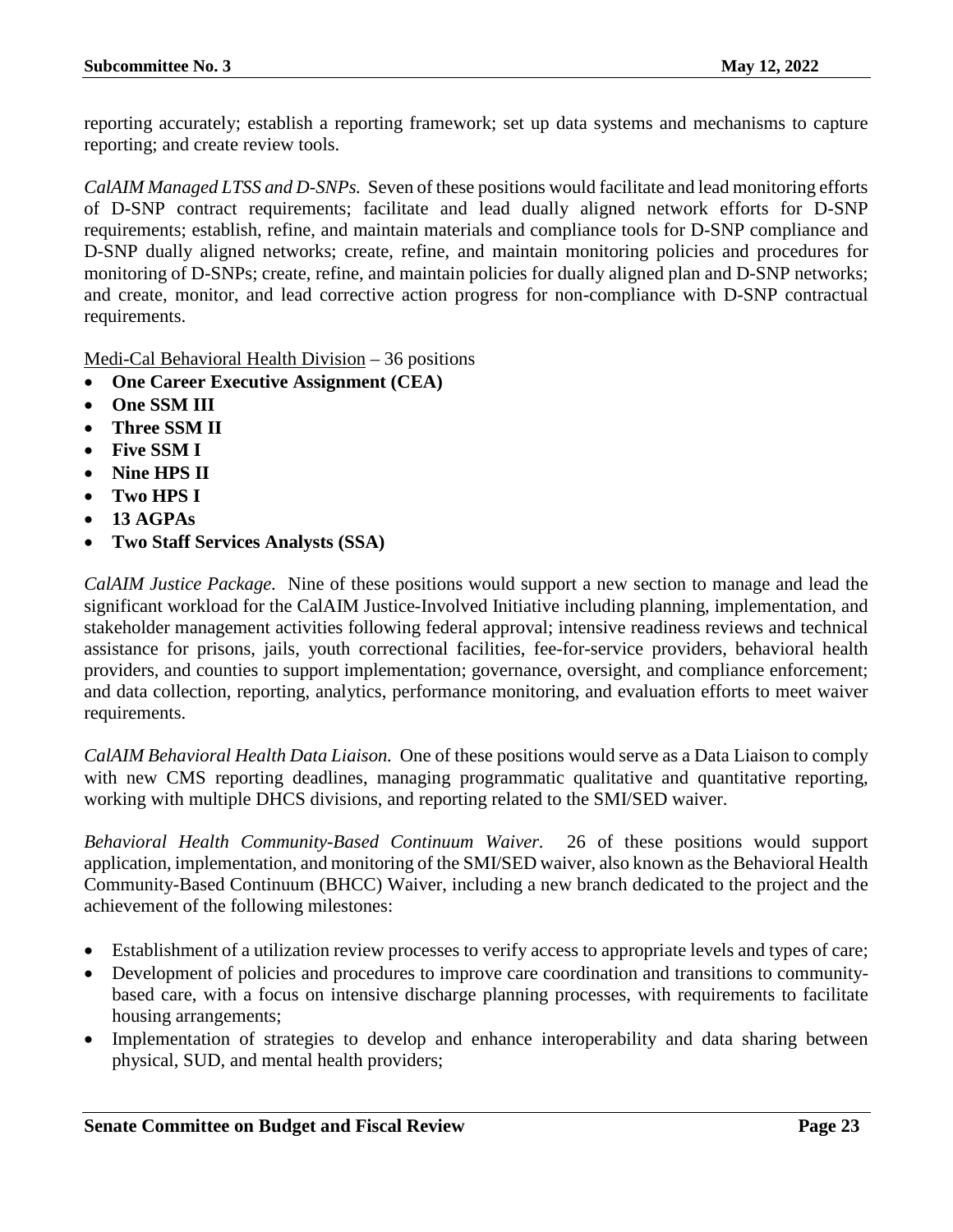reporting accurately; establish a reporting framework; set up data systems and mechanisms to capture reporting; and create review tools.

*CalAIM Managed LTSS and D-SNPs.* Seven of these positions would facilitate and lead monitoring efforts of D-SNP contract requirements; facilitate and lead dually aligned network efforts for D-SNP requirements; establish, refine, and maintain materials and compliance tools for D-SNP compliance and D-SNP dually aligned networks; create, refine, and maintain monitoring policies and procedures for monitoring of D-SNPs; create, refine, and maintain policies for dually aligned plan and D-SNP networks; and create, monitor, and lead corrective action progress for non-compliance with D-SNP contractual requirements.

<u>Medi-Cal Behavioral Health Division</u> – 36 positions

- **One Career Executive Assignment (CEA)**
- **One SSM III**
- **Three SSM II**
- **Five SSM I**
- **Nine HPS II**
- **Two HPS I**
- **13 AGPAs**
- **Two Staff Services Analysts (SSA)**

*CalAIM Justice Package.* Nine of these positions would support a new section to manage and lead the significant workload for the CalAIM Justice-Involved Initiative including planning, implementation, and stakeholder management activities following federal approval; intensive readiness reviews and technical assistance for prisons, jails, youth correctional facilities, fee-for-service providers, behavioral health providers, and counties to support implementation; governance, oversight, and compliance enforcement; and data collection, reporting, analytics, performance monitoring, and evaluation efforts to meet waiver requirements.

*CalAIM Behavioral Health Data Liaison.* One of these positions would serve as a Data Liaison to comply with new CMS reporting deadlines, managing programmatic qualitative and quantitative reporting, working with multiple DHCS divisions, and reporting related to the SMI/SED waiver.

*Behavioral Health Community-Based Continuum Waiver.* 26 of these positions would support application, implementation, and monitoring of the SMI/SED waiver, also known as the Behavioral Health Community-Based Continuum (BHCC) Waiver, including a new branch dedicated to the project and the achievement of the following milestones:

- Establishment of a utilization review processes to verify access to appropriate levels and types of care;
- Development of policies and procedures to improve care coordination and transitions to community-based care, with a focus on intensive discharge planning processes, with requirements to facilitate housing arrangements;
- Implementation of strategies to develop and enhance interoperability and data sharing between physical, SUD, and mental health providers;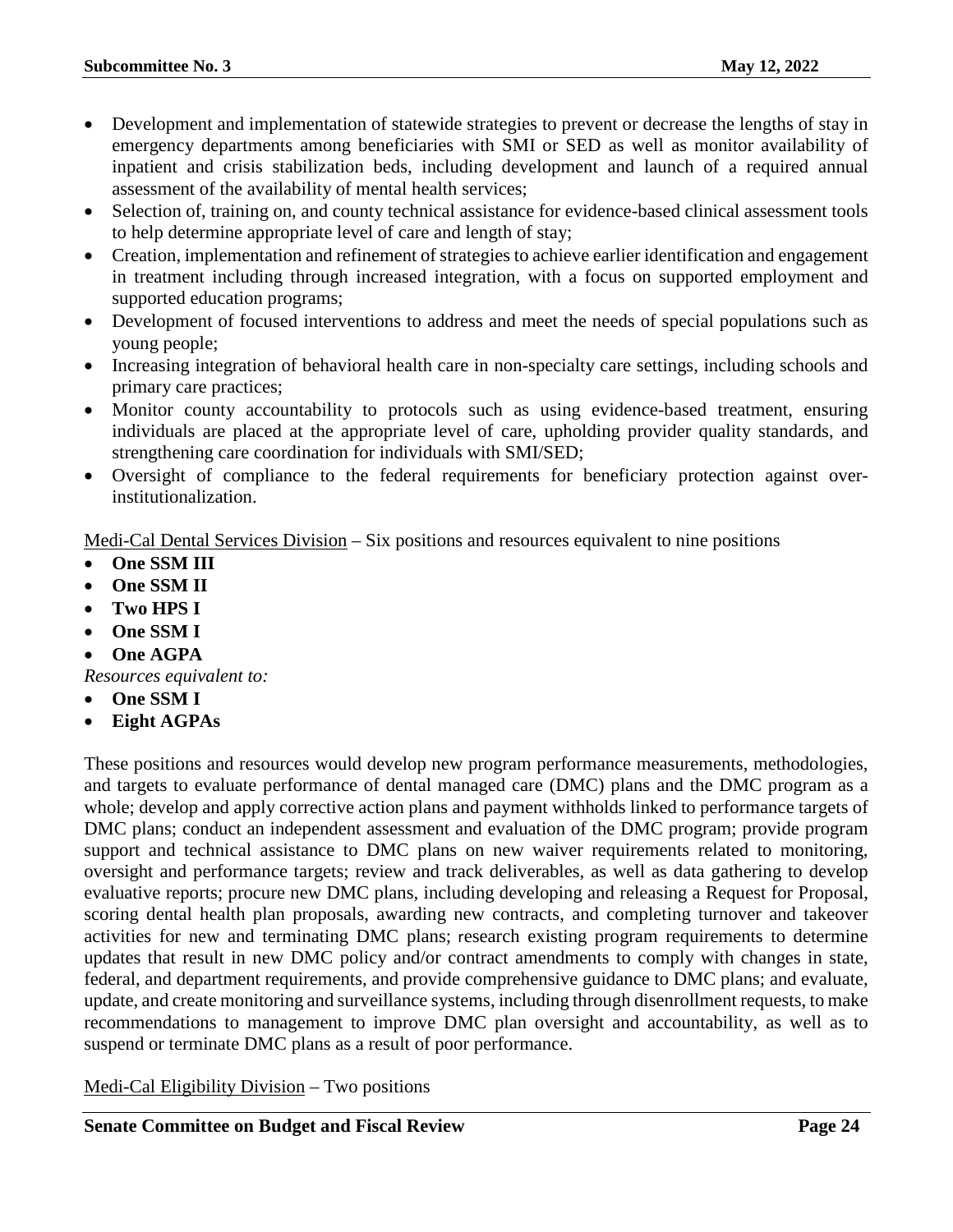- Development and implementation of statewide strategies to prevent or decrease the lengths of stay in emergency departments among beneficiaries with SMI or SED as well as monitor availability of inpatient and crisis stabilization beds, including development and launch of a required annual assessment of the availability of mental health services;
- Selection of, training on, and county technical assistance for evidence-based clinical assessment tools to help determine appropriate level of care and length of stay;
- Creation, implementation and refinement of strategies to achieve earlier identification and engagement in treatment including through increased integration, with a focus on supported employment and supported education programs;
- Development of focused interventions to address and meet the needs of special populations such as young people;
- Increasing integration of behavioral health care in non-specialty care settings, including schools and primary care practices;
- Monitor county accountability to protocols such as using evidence-based treatment, ensuring individuals are placed at the appropriate level of care, upholding provider quality standards, and strengthening care coordination for individuals with SMI/SED;
- Oversight of compliance to the federal requirements for beneficiary protection against over-institutionalization.

<u>Medi-Cal Dental Services Division</u> – Six positions and resources equivalent to nine positions

- **One SSM III**
- **One SSM II**
- **Two HPS I**
- **One SSM I**
- **One AGPA**

*Resources equivalent to:*

- **One SSM I**
- **Eight AGPAs**

These positions and resources would develop new program performance measurements, methodologies, and targets to evaluate performance of dental managed care (DMC) plans and the DMC program as a whole; develop and apply corrective action plans and payment withholds linked to performance targets of DMC plans; conduct an independent assessment and evaluation of the DMC program; provide program support and technical assistance to DMC plans on new waiver requirements related to monitoring, oversight and performance targets; review and track deliverables, as well as data gathering to develop evaluative reports; procure new DMC plans, including developing and releasing a Request for Proposal, scoring dental health plan proposals, awarding new contracts, and completing turnover and takeover activities for new and terminating DMC plans; research existing program requirements to determine updates that result in new DMC policy and/or contract amendments to comply with changes in state, federal, and department requirements, and provide comprehensive guidance to DMC plans; and evaluate, update, and create monitoring and surveillance systems, including through disenrollment requests, to make recommendations to management to improve DMC plan oversight and accountability, as well as to suspend or terminate DMC plans as a result of poor performance.

<u>Medi-Cal Eligibility Division</u> – Two positions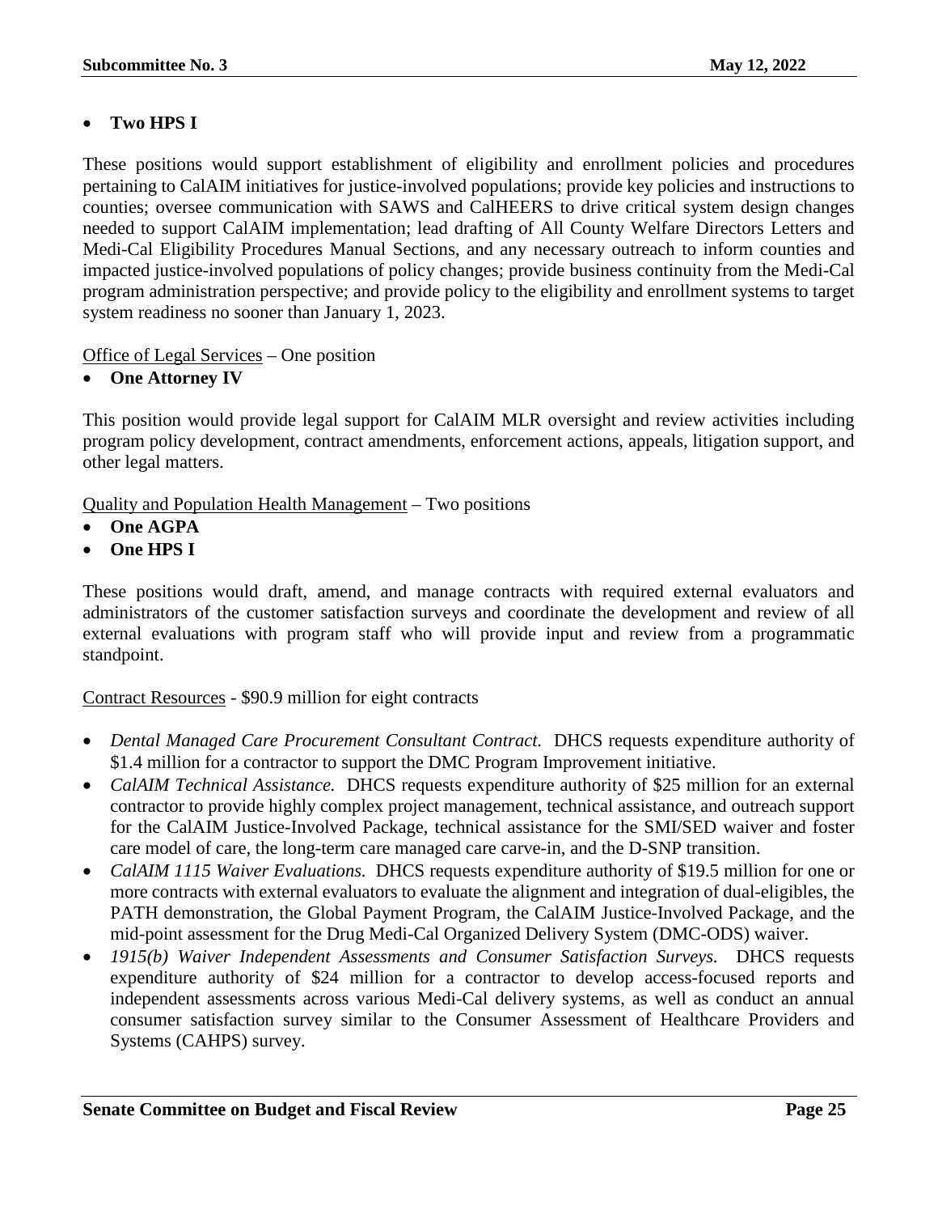- **Two HPS I**

These positions would support establishment of eligibility and enrollment policies and procedures pertaining to CalAIM initiatives for justice-involved populations; provide key policies and instructions to counties; oversee communication with SAWS and CalHEERS to drive critical system design changes needed to support CalAIM implementation; lead drafting of All County Welfare Directors Letters and Medi-Cal Eligibility Procedures Manual Sections, and any necessary outreach to inform counties and impacted justice-involved populations of policy changes; provide business continuity from the Medi-Cal program administration perspective; and provide policy to the eligibility and enrollment systems to target system readiness no sooner than January 1, 2023.

<u>Office of Legal Services</u> – One position

- **One Attorney IV**

This position would provide legal support for CalAIM MLR oversight and review activities including program policy development, contract amendments, enforcement actions, appeals, litigation support, and other legal matters.

<u>Quality and Population Health Management</u> – Two positions

- **One AGPA**
- **One HPS I**

These positions would draft, amend, and manage contracts with required external evaluators and administrators of the customer satisfaction surveys and coordinate the development and review of all external evaluations with program staff who will provide input and review from a programmatic standpoint.

<u>Contract Resources</u> - $90.9 million for eight contracts

- *Dental Managed Care Procurement Consultant Contract.* DHCS requests expenditure authority of $1.4 million for a contractor to support the DMC Program Improvement initiative.
- *CalAIM Technical Assistance.* DHCS requests expenditure authority of $25 million for an external contractor to provide highly complex project management, technical assistance, and outreach support for the CalAIM Justice-Involved Package, technical assistance for the SMI/SED waiver and foster care model of care, the long-term care managed care carve-in, and the D-SNP transition.
- *CalAIM 1115 Waiver Evaluations.* DHCS requests expenditure authority of $19.5 million for one or more contracts with external evaluators to evaluate the alignment and integration of dual-eligibles, the PATH demonstration, the Global Payment Program, the CalAIM Justice-Involved Package, and the mid-point assessment for the Drug Medi-Cal Organized Delivery System (DMC-ODS) waiver.
- *1915(b) Waiver Independent Assessments and Consumer Satisfaction Surveys.* DHCS requests expenditure authority of $24 million for a contractor to develop access-focused reports and independent assessments across various Medi-Cal delivery systems, as well as conduct an annual consumer satisfaction survey similar to the Consumer Assessment of Healthcare Providers and Systems (CAHPS) survey.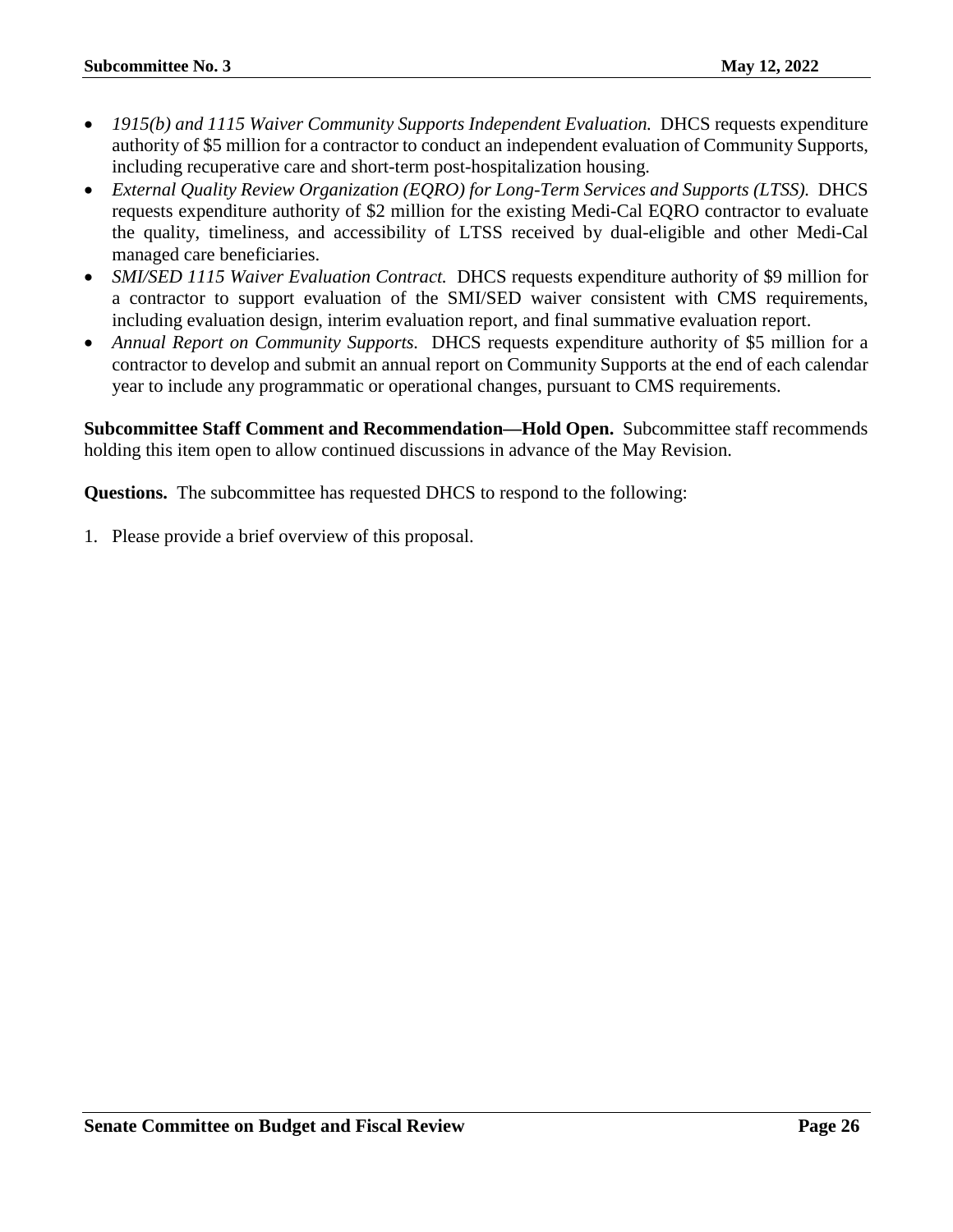- *1915(b) and 1115 Waiver Community Supports Independent Evaluation.* DHCS requests expenditure authority of $5 million for a contractor to conduct an independent evaluation of Community Supports, including recuperative care and short-term post-hospitalization housing.
- *External Quality Review Organization (EQRO) for Long-Term Services and Supports (LTSS).* DHCS requests expenditure authority of $2 million for the existing Medi-Cal EQRO contractor to evaluate the quality, timeliness, and accessibility of LTSS received by dual-eligible and other Medi-Cal managed care beneficiaries.
- *SMI/SED 1115 Waiver Evaluation Contract.* DHCS requests expenditure authority of $9 million for a contractor to support evaluation of the SMI/SED waiver consistent with CMS requirements, including evaluation design, interim evaluation report, and final summative evaluation report.
- *Annual Report on Community Supports.* DHCS requests expenditure authority of $5 million for a contractor to develop and submit an annual report on Community Supports at the end of each calendar year to include any programmatic or operational changes, pursuant to CMS requirements.

**Subcommittee Staff Comment and Recommendation—Hold Open.** Subcommittee staff recommends holding this item open to allow continued discussions in advance of the May Revision.

**Questions.** The subcommittee has requested DHCS to respond to the following:

1. Please provide a brief overview of this proposal.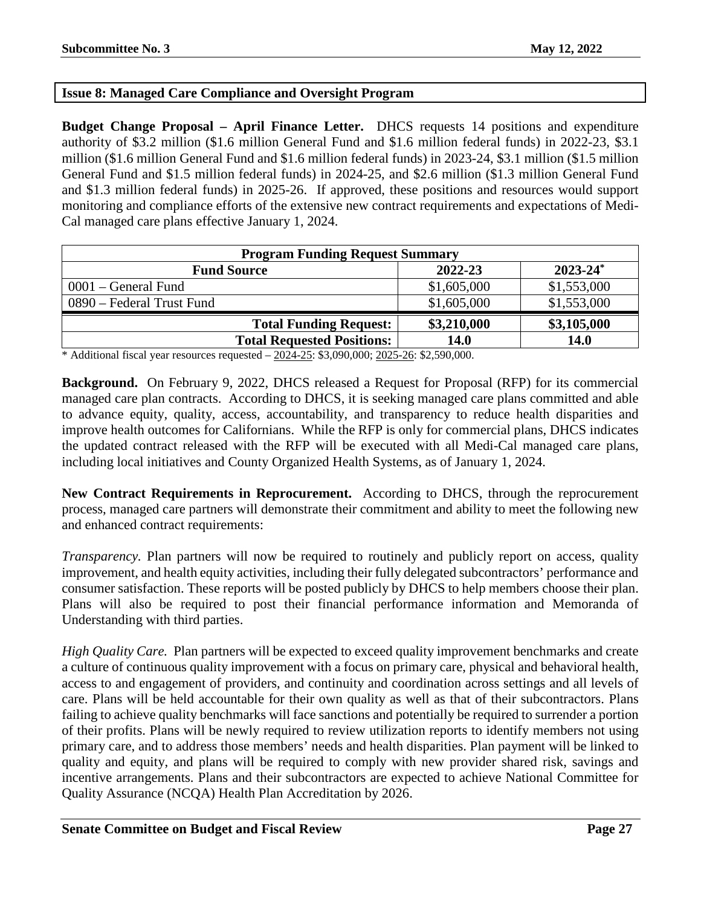## Issue 8: Managed Care Compliance and Oversight Program

**Budget Change Proposal – April Finance Letter.** DHCS requests 14 positions and expenditure authority of $3.2 million ($1.6 million General Fund and $1.6 million federal funds) in 2022-23, $3.1 million ($1.6 million General Fund and $1.6 million federal funds) in 2023-24, $3.1 million ($1.5 million General Fund and $1.5 million federal funds) in 2024-25, and $2.6 million ($1.3 million General Fund and $1.3 million federal funds) in 2025-26. If approved, these positions and resources would support monitoring and compliance efforts of the extensive new contract requirements and expectations of Medi-Cal managed care plans effective January 1, 2024.

| Program Funding Request Summary | | |
|---|---|---|
| **Fund Source** | **2022-23** | **2023-24*** |
| 0001 – General Fund | $1,605,000 | $1,553,000 |
| 0890 – Federal Trust Fund | $1,605,000 | $1,553,000 |
| **Total Funding Request:** | **$3,210,000** | **$3,105,000** |
| **Total Requested Positions:** | **14.0** | **14.0** |

\* Additional fiscal year resources requested – 2024-25: $3,090,000; 2025-26: $2,590,000.

**Background.** On February 9, 2022, DHCS released a Request for Proposal (RFP) for its commercial managed care plan contracts. According to DHCS, it is seeking managed care plans committed and able to advance equity, quality, access, accountability, and transparency to reduce health disparities and improve health outcomes for Californians. While the RFP is only for commercial plans, DHCS indicates the updated contract released with the RFP will be executed with all Medi-Cal managed care plans, including local initiatives and County Organized Health Systems, as of January 1, 2024.

**New Contract Requirements in Reprocurement.** According to DHCS, through the reprocurement process, managed care partners will demonstrate their commitment and ability to meet the following new and enhanced contract requirements:

*Transparency.* Plan partners will now be required to routinely and publicly report on access, quality improvement, and health equity activities, including their fully delegated subcontractors' performance and consumer satisfaction. These reports will be posted publicly by DHCS to help members choose their plan. Plans will also be required to post their financial performance information and Memoranda of Understanding with third parties.

*High Quality Care.* Plan partners will be expected to exceed quality improvement benchmarks and create a culture of continuous quality improvement with a focus on primary care, physical and behavioral health, access to and engagement of providers, and continuity and coordination across settings and all levels of care. Plans will be held accountable for their own quality as well as that of their subcontractors. Plans failing to achieve quality benchmarks will face sanctions and potentially be required to surrender a portion of their profits. Plans will be newly required to review utilization reports to identify members not using primary care, and to address those members' needs and health disparities. Plan payment will be linked to quality and equity, and plans will be required to comply with new provider shared risk, savings and incentive arrangements. Plans and their subcontractors are expected to achieve National Committee for Quality Assurance (NCQA) Health Plan Accreditation by 2026.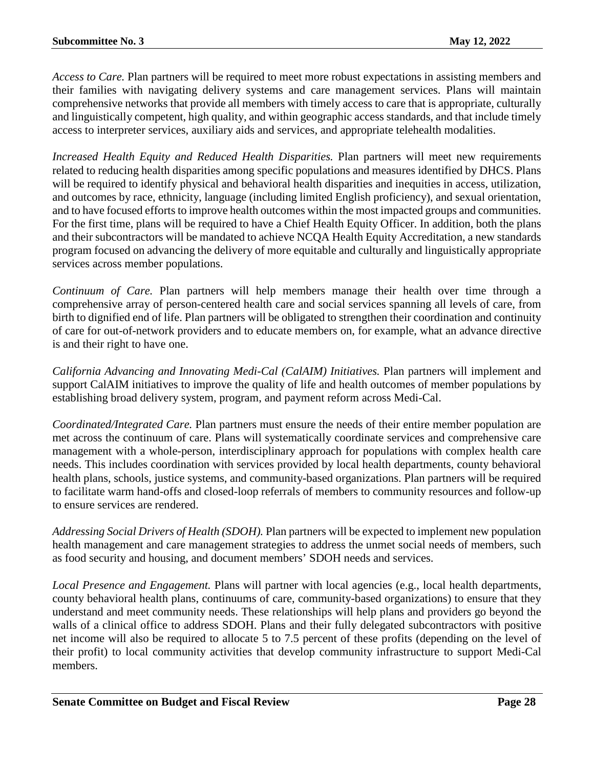*Access to Care.* Plan partners will be required to meet more robust expectations in assisting members and their families with navigating delivery systems and care management services. Plans will maintain comprehensive networks that provide all members with timely access to care that is appropriate, culturally and linguistically competent, high quality, and within geographic access standards, and that include timely access to interpreter services, auxiliary aids and services, and appropriate telehealth modalities.

*Increased Health Equity and Reduced Health Disparities.* Plan partners will meet new requirements related to reducing health disparities among specific populations and measures identified by DHCS. Plans will be required to identify physical and behavioral health disparities and inequities in access, utilization, and outcomes by race, ethnicity, language (including limited English proficiency), and sexual orientation, and to have focused efforts to improve health outcomes within the most impacted groups and communities. For the first time, plans will be required to have a Chief Health Equity Officer. In addition, both the plans and their subcontractors will be mandated to achieve NCQA Health Equity Accreditation, a new standards program focused on advancing the delivery of more equitable and culturally and linguistically appropriate services across member populations.

*Continuum of Care.* Plan partners will help members manage their health over time through a comprehensive array of person-centered health care and social services spanning all levels of care, from birth to dignified end of life. Plan partners will be obligated to strengthen their coordination and continuity of care for out-of-network providers and to educate members on, for example, what an advance directive is and their right to have one.

*California Advancing and Innovating Medi-Cal (CalAIM) Initiatives.* Plan partners will implement and support CalAIM initiatives to improve the quality of life and health outcomes of member populations by establishing broad delivery system, program, and payment reform across Medi-Cal.

*Coordinated/Integrated Care.* Plan partners must ensure the needs of their entire member population are met across the continuum of care. Plans will systematically coordinate services and comprehensive care management with a whole-person, interdisciplinary approach for populations with complex health care needs. This includes coordination with services provided by local health departments, county behavioral health plans, schools, justice systems, and community-based organizations. Plan partners will be required to facilitate warm hand-offs and closed-loop referrals of members to community resources and follow-up to ensure services are rendered.

*Addressing Social Drivers of Health (SDOH).* Plan partners will be expected to implement new population health management and care management strategies to address the unmet social needs of members, such as food security and housing, and document members' SDOH needs and services.

*Local Presence and Engagement.* Plans will partner with local agencies (e.g., local health departments, county behavioral health plans, continuums of care, community-based organizations) to ensure that they understand and meet community needs. These relationships will help plans and providers go beyond the walls of a clinical office to address SDOH. Plans and their fully delegated subcontractors with positive net income will also be required to allocate 5 to 7.5 percent of these profits (depending on the level of their profit) to local community activities that develop community infrastructure to support Medi-Cal members.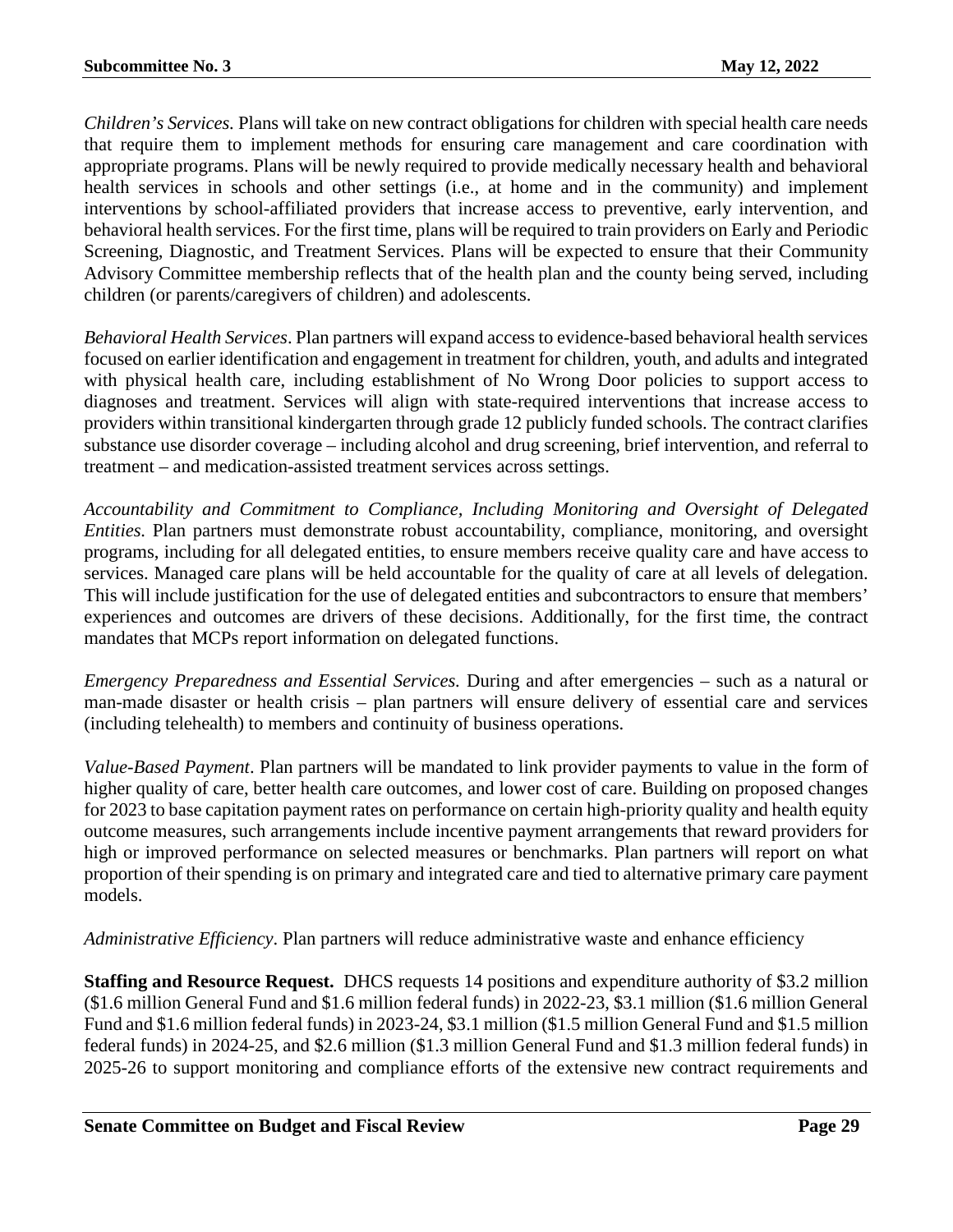*Children's Services.* Plans will take on new contract obligations for children with special health care needs that require them to implement methods for ensuring care management and care coordination with appropriate programs. Plans will be newly required to provide medically necessary health and behavioral health services in schools and other settings (i.e., at home and in the community) and implement interventions by school-affiliated providers that increase access to preventive, early intervention, and behavioral health services. For the first time, plans will be required to train providers on Early and Periodic Screening, Diagnostic, and Treatment Services. Plans will be expected to ensure that their Community Advisory Committee membership reflects that of the health plan and the county being served, including children (or parents/caregivers of children) and adolescents.

*Behavioral Health Services*. Plan partners will expand access to evidence-based behavioral health services focused on earlier identification and engagement in treatment for children, youth, and adults and integrated with physical health care, including establishment of No Wrong Door policies to support access to diagnoses and treatment. Services will align with state-required interventions that increase access to providers within transitional kindergarten through grade 12 publicly funded schools. The contract clarifies substance use disorder coverage – including alcohol and drug screening, brief intervention, and referral to treatment – and medication-assisted treatment services across settings.

*Accountability and Commitment to Compliance, Including Monitoring and Oversight of Delegated Entities.* Plan partners must demonstrate robust accountability, compliance, monitoring, and oversight programs, including for all delegated entities, to ensure members receive quality care and have access to services. Managed care plans will be held accountable for the quality of care at all levels of delegation. This will include justification for the use of delegated entities and subcontractors to ensure that members' experiences and outcomes are drivers of these decisions. Additionally, for the first time, the contract mandates that MCPs report information on delegated functions.

*Emergency Preparedness and Essential Services.* During and after emergencies – such as a natural or man-made disaster or health crisis – plan partners will ensure delivery of essential care and services (including telehealth) to members and continuity of business operations.

*Value-Based Payment*. Plan partners will be mandated to link provider payments to value in the form of higher quality of care, better health care outcomes, and lower cost of care. Building on proposed changes for 2023 to base capitation payment rates on performance on certain high-priority quality and health equity outcome measures, such arrangements include incentive payment arrangements that reward providers for high or improved performance on selected measures or benchmarks. Plan partners will report on what proportion of their spending is on primary and integrated care and tied to alternative primary care payment models.

*Administrative Efficiency*. Plan partners will reduce administrative waste and enhance efficiency

**Staffing and Resource Request.** DHCS requests 14 positions and expenditure authority of $3.2 million ($1.6 million General Fund and $1.6 million federal funds) in 2022-23, $3.1 million ($1.6 million General Fund and $1.6 million federal funds) in 2023-24, $3.1 million ($1.5 million General Fund and $1.5 million federal funds) in 2024-25, and $2.6 million ($1.3 million General Fund and $1.3 million federal funds) in 2025-26 to support monitoring and compliance efforts of the extensive new contract requirements and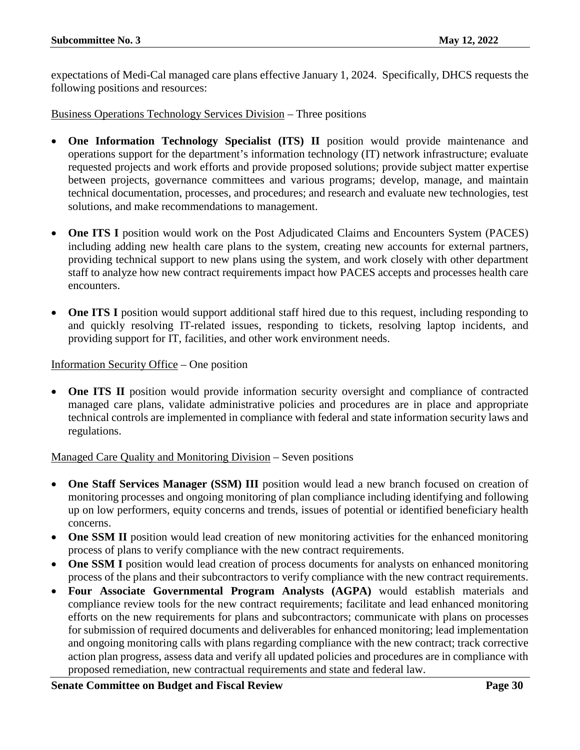expectations of Medi-Cal managed care plans effective January 1, 2024. Specifically, DHCS requests the following positions and resources:

<u>Business Operations Technology Services Division</u> – Three positions

- **One Information Technology Specialist (ITS) II** position would provide maintenance and operations support for the department's information technology (IT) network infrastructure; evaluate requested projects and work efforts and provide proposed solutions; provide subject matter expertise between projects, governance committees and various programs; develop, manage, and maintain technical documentation, processes, and procedures; and research and evaluate new technologies, test solutions, and make recommendations to management.

- **One ITS I** position would work on the Post Adjudicated Claims and Encounters System (PACES) including adding new health care plans to the system, creating new accounts for external partners, providing technical support to new plans using the system, and work closely with other department staff to analyze how new contract requirements impact how PACES accepts and processes health care encounters.

- **One ITS I** position would support additional staff hired due to this request, including responding to and quickly resolving IT-related issues, responding to tickets, resolving laptop incidents, and providing support for IT, facilities, and other work environment needs.

<u>Information Security Office</u> – One position

- **One ITS II** position would provide information security oversight and compliance of contracted managed care plans, validate administrative policies and procedures are in place and appropriate technical controls are implemented in compliance with federal and state information security laws and regulations.

<u>Managed Care Quality and Monitoring Division</u> – Seven positions

- **One Staff Services Manager (SSM) III** position would lead a new branch focused on creation of monitoring processes and ongoing monitoring of plan compliance including identifying and following up on low performers, equity concerns and trends, issues of potential or identified beneficiary health concerns.
- **One SSM II** position would lead creation of new monitoring activities for the enhanced monitoring process of plans to verify compliance with the new contract requirements.
- **One SSM I** position would lead creation of process documents for analysts on enhanced monitoring process of the plans and their subcontractors to verify compliance with the new contract requirements.
- **Four Associate Governmental Program Analysts (AGPA)** would establish materials and compliance review tools for the new contract requirements; facilitate and lead enhanced monitoring efforts on the new requirements for plans and subcontractors; communicate with plans on processes for submission of required documents and deliverables for enhanced monitoring; lead implementation and ongoing monitoring calls with plans regarding compliance with the new contract; track corrective action plan progress, assess data and verify all updated policies and procedures are in compliance with proposed remediation, new contractual requirements and state and federal law.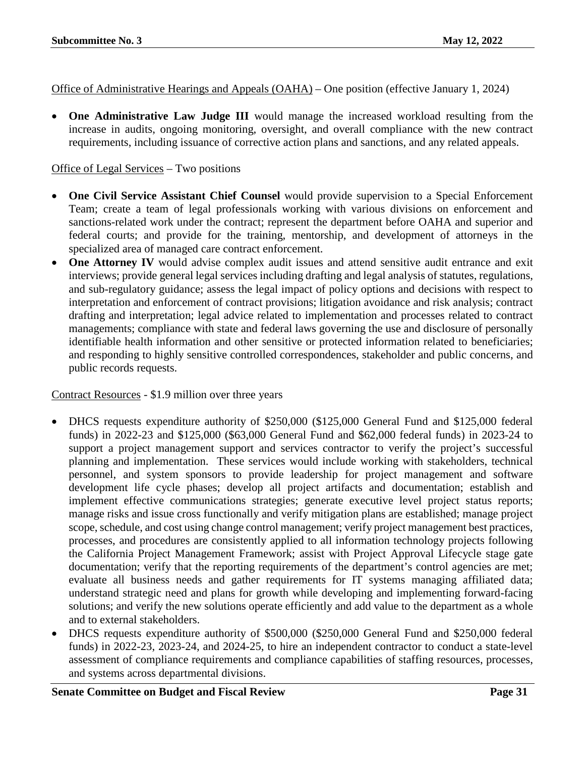Office of Administrative Hearings and Appeals (OAHA) – One position (effective January 1, 2024)

- **One Administrative Law Judge III** would manage the increased workload resulting from the increase in audits, ongoing monitoring, oversight, and overall compliance with the new contract requirements, including issuance of corrective action plans and sanctions, and any related appeals.

Office of Legal Services – Two positions

- **One Civil Service Assistant Chief Counsel** would provide supervision to a Special Enforcement Team; create a team of legal professionals working with various divisions on enforcement and sanctions-related work under the contract; represent the department before OAHA and superior and federal courts; and provide for the training, mentorship, and development of attorneys in the specialized area of managed care contract enforcement.
- **One Attorney IV** would advise complex audit issues and attend sensitive audit entrance and exit interviews; provide general legal services including drafting and legal analysis of statutes, regulations, and sub-regulatory guidance; assess the legal impact of policy options and decisions with respect to interpretation and enforcement of contract provisions; litigation avoidance and risk analysis; contract drafting and interpretation; legal advice related to implementation and processes related to contract managements; compliance with state and federal laws governing the use and disclosure of personally identifiable health information and other sensitive or protected information related to beneficiaries; and responding to highly sensitive controlled correspondences, stakeholder and public concerns, and public records requests.

Contract Resources - $1.9 million over three years

- DHCS requests expenditure authority of $250,000 ($125,000 General Fund and $125,000 federal funds) in 2022-23 and $125,000 ($63,000 General Fund and $62,000 federal funds) in 2023-24 to support a project management support and services contractor to verify the project's successful planning and implementation. These services would include working with stakeholders, technical personnel, and system sponsors to provide leadership for project management and software development life cycle phases; develop all project artifacts and documentation; establish and implement effective communications strategies; generate executive level project status reports; manage risks and issue cross functionally and verify mitigation plans are established; manage project scope, schedule, and cost using change control management; verify project management best practices, processes, and procedures are consistently applied to all information technology projects following the California Project Management Framework; assist with Project Approval Lifecycle stage gate documentation; verify that the reporting requirements of the department's control agencies are met; evaluate all business needs and gather requirements for IT systems managing affiliated data; understand strategic need and plans for growth while developing and implementing forward-facing solutions; and verify the new solutions operate efficiently and add value to the department as a whole and to external stakeholders.
- DHCS requests expenditure authority of $500,000 ($250,000 General Fund and $250,000 federal funds) in 2022-23, 2023-24, and 2024-25, to hire an independent contractor to conduct a state-level assessment of compliance requirements and compliance capabilities of staffing resources, processes, and systems across departmental divisions.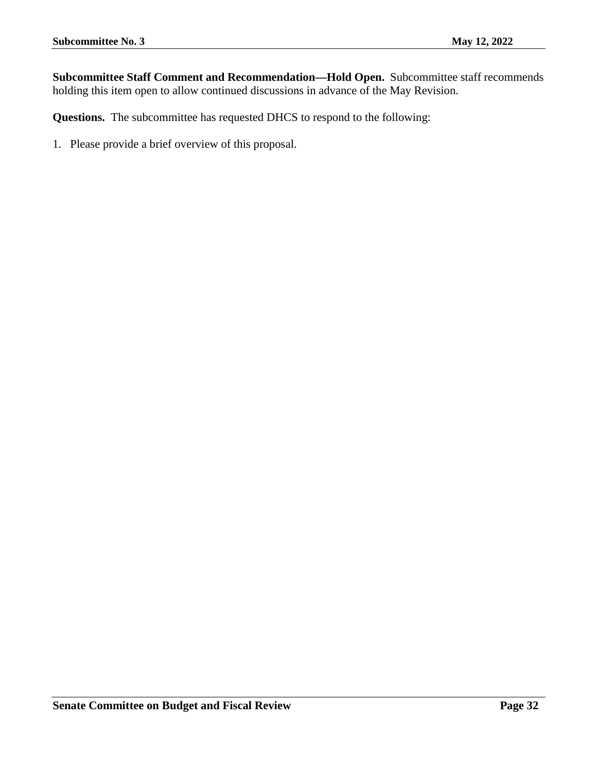**Subcommittee Staff Comment and Recommendation—Hold Open.** Subcommittee staff recommends holding this item open to allow continued discussions in advance of the May Revision.

**Questions.** The subcommittee has requested DHCS to respond to the following:

1. Please provide a brief overview of this proposal.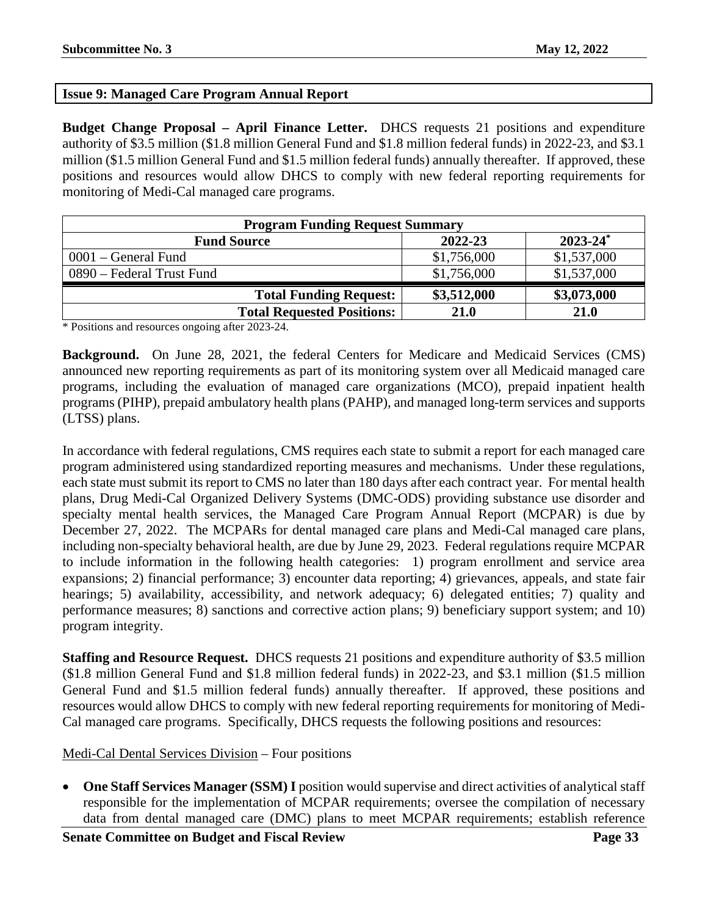## Issue 9: Managed Care Program Annual Report

**Budget Change Proposal – April Finance Letter.** DHCS requests 21 positions and expenditure authority of $3.5 million ($1.8 million General Fund and $1.8 million federal funds) in 2022-23, and $3.1 million ($1.5 million General Fund and $1.5 million federal funds) annually thereafter. If approved, these positions and resources would allow DHCS to comply with new federal reporting requirements for monitoring of Medi-Cal managed care programs.

| Program Funding Request Summary | | |
|---|---|---|
| **Fund Source** | **2022-23** | **2023-24*** |
| 0001 – General Fund | $1,756,000 | $1,537,000 |
| 0890 – Federal Trust Fund | $1,756,000 | $1,537,000 |
| **Total Funding Request:** | **$3,512,000** | **$3,073,000** |
| **Total Requested Positions:** | **21.0** | **21.0** |

\* Positions and resources ongoing after 2023-24.

**Background.** On June 28, 2021, the federal Centers for Medicare and Medicaid Services (CMS) announced new reporting requirements as part of its monitoring system over all Medicaid managed care programs, including the evaluation of managed care organizations (MCO), prepaid inpatient health programs (PIHP), prepaid ambulatory health plans (PAHP), and managed long-term services and supports (LTSS) plans.

In accordance with federal regulations, CMS requires each state to submit a report for each managed care program administered using standardized reporting measures and mechanisms. Under these regulations, each state must submit its report to CMS no later than 180 days after each contract year. For mental health plans, Drug Medi-Cal Organized Delivery Systems (DMC-ODS) providing substance use disorder and specialty mental health services, the Managed Care Program Annual Report (MCPAR) is due by December 27, 2022. The MCPARs for dental managed care plans and Medi-Cal managed care plans, including non-specialty behavioral health, are due by June 29, 2023. Federal regulations require MCPAR to include information in the following health categories: 1) program enrollment and service area expansions; 2) financial performance; 3) encounter data reporting; 4) grievances, appeals, and state fair hearings; 5) availability, accessibility, and network adequacy; 6) delegated entities; 7) quality and performance measures; 8) sanctions and corrective action plans; 9) beneficiary support system; and 10) program integrity.

**Staffing and Resource Request.** DHCS requests 21 positions and expenditure authority of $3.5 million ($1.8 million General Fund and $1.8 million federal funds) in 2022-23, and $3.1 million ($1.5 million General Fund and $1.5 million federal funds) annually thereafter. If approved, these positions and resources would allow DHCS to comply with new federal reporting requirements for monitoring of Medi-Cal managed care programs. Specifically, DHCS requests the following positions and resources:

<u>Medi-Cal Dental Services Division</u> – Four positions

- **One Staff Services Manager (SSM) I** position would supervise and direct activities of analytical staff responsible for the implementation of MCPAR requirements; oversee the compilation of necessary data from dental managed care (DMC) plans to meet MCPAR requirements; establish reference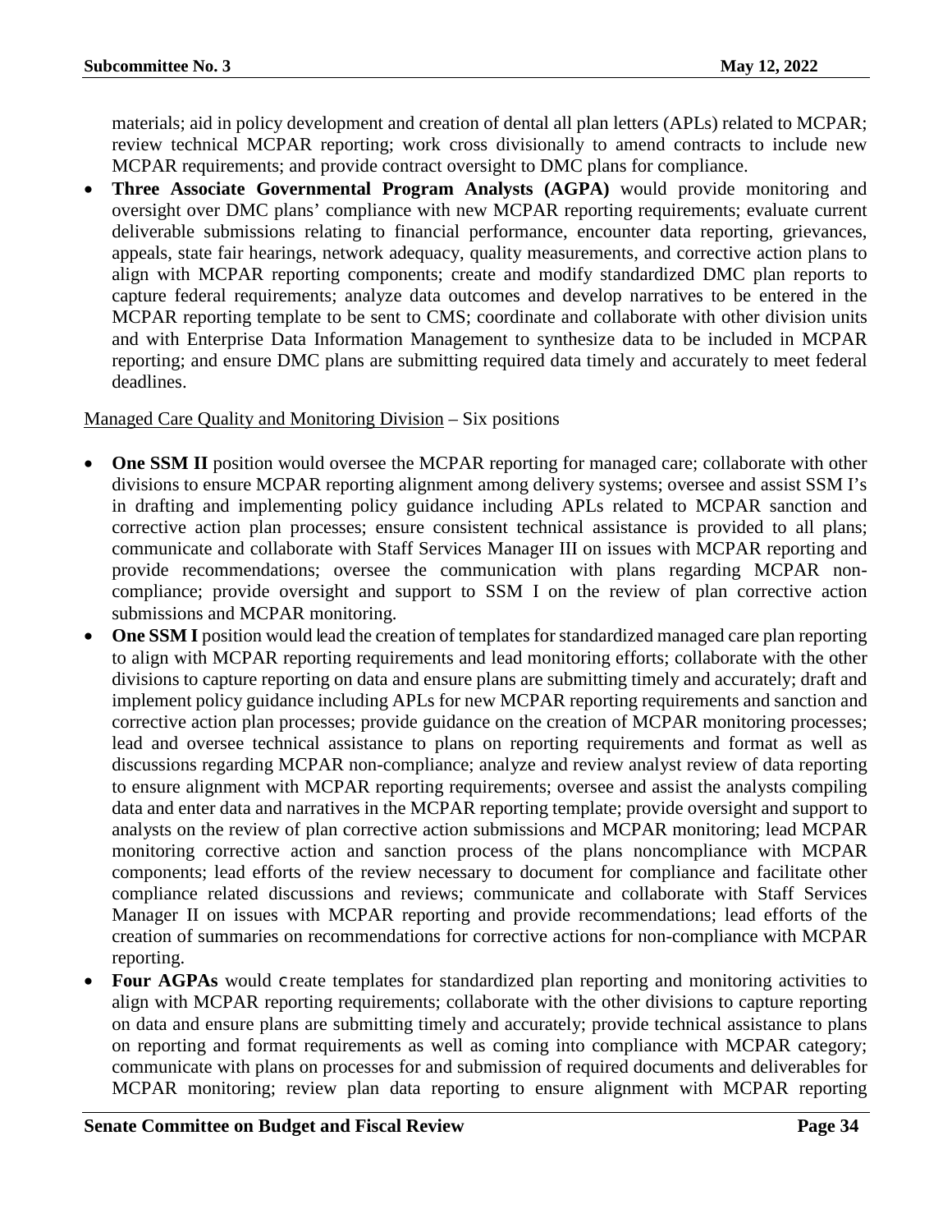materials; aid in policy development and creation of dental all plan letters (APLs) related to MCPAR; review technical MCPAR reporting; work cross divisionally to amend contracts to include new MCPAR requirements; and provide contract oversight to DMC plans for compliance.

- **Three Associate Governmental Program Analysts (AGPA)** would provide monitoring and oversight over DMC plans' compliance with new MCPAR reporting requirements; evaluate current deliverable submissions relating to financial performance, encounter data reporting, grievances, appeals, state fair hearings, network adequacy, quality measurements, and corrective action plans to align with MCPAR reporting components; create and modify standardized DMC plan reports to capture federal requirements; analyze data outcomes and develop narratives to be entered in the MCPAR reporting template to be sent to CMS; coordinate and collaborate with other division units and with Enterprise Data Information Management to synthesize data to be included in MCPAR reporting; and ensure DMC plans are submitting required data timely and accurately to meet federal deadlines.

<u>Managed Care Quality and Monitoring Division</u> – Six positions

- **One SSM II** position would oversee the MCPAR reporting for managed care; collaborate with other divisions to ensure MCPAR reporting alignment among delivery systems; oversee and assist SSM I's in drafting and implementing policy guidance including APLs related to MCPAR sanction and corrective action plan processes; ensure consistent technical assistance is provided to all plans; communicate and collaborate with Staff Services Manager III on issues with MCPAR reporting and provide recommendations; oversee the communication with plans regarding MCPAR non-compliance; provide oversight and support to SSM I on the review of plan corrective action submissions and MCPAR monitoring.
- **One SSM I** position would lead the creation of templates for standardized managed care plan reporting to align with MCPAR reporting requirements and lead monitoring efforts; collaborate with the other divisions to capture reporting on data and ensure plans are submitting timely and accurately; draft and implement policy guidance including APLs for new MCPAR reporting requirements and sanction and corrective action plan processes; provide guidance on the creation of MCPAR monitoring processes; lead and oversee technical assistance to plans on reporting requirements and format as well as discussions regarding MCPAR non-compliance; analyze and review analyst review of data reporting to ensure alignment with MCPAR reporting requirements; oversee and assist the analysts compiling data and enter data and narratives in the MCPAR reporting template; provide oversight and support to analysts on the review of plan corrective action submissions and MCPAR monitoring; lead MCPAR monitoring corrective action and sanction process of the plans noncompliance with MCPAR components; lead efforts of the review necessary to document for compliance and facilitate other compliance related discussions and reviews; communicate and collaborate with Staff Services Manager II on issues with MCPAR reporting and provide recommendations; lead efforts of the creation of summaries on recommendations for corrective actions for non-compliance with MCPAR reporting.
- **Four AGPAs** would create templates for standardized plan reporting and monitoring activities to align with MCPAR reporting requirements; collaborate with the other divisions to capture reporting on data and ensure plans are submitting timely and accurately; provide technical assistance to plans on reporting and format requirements as well as coming into compliance with MCPAR category; communicate with plans on processes for and submission of required documents and deliverables for MCPAR monitoring; review plan data reporting to ensure alignment with MCPAR reporting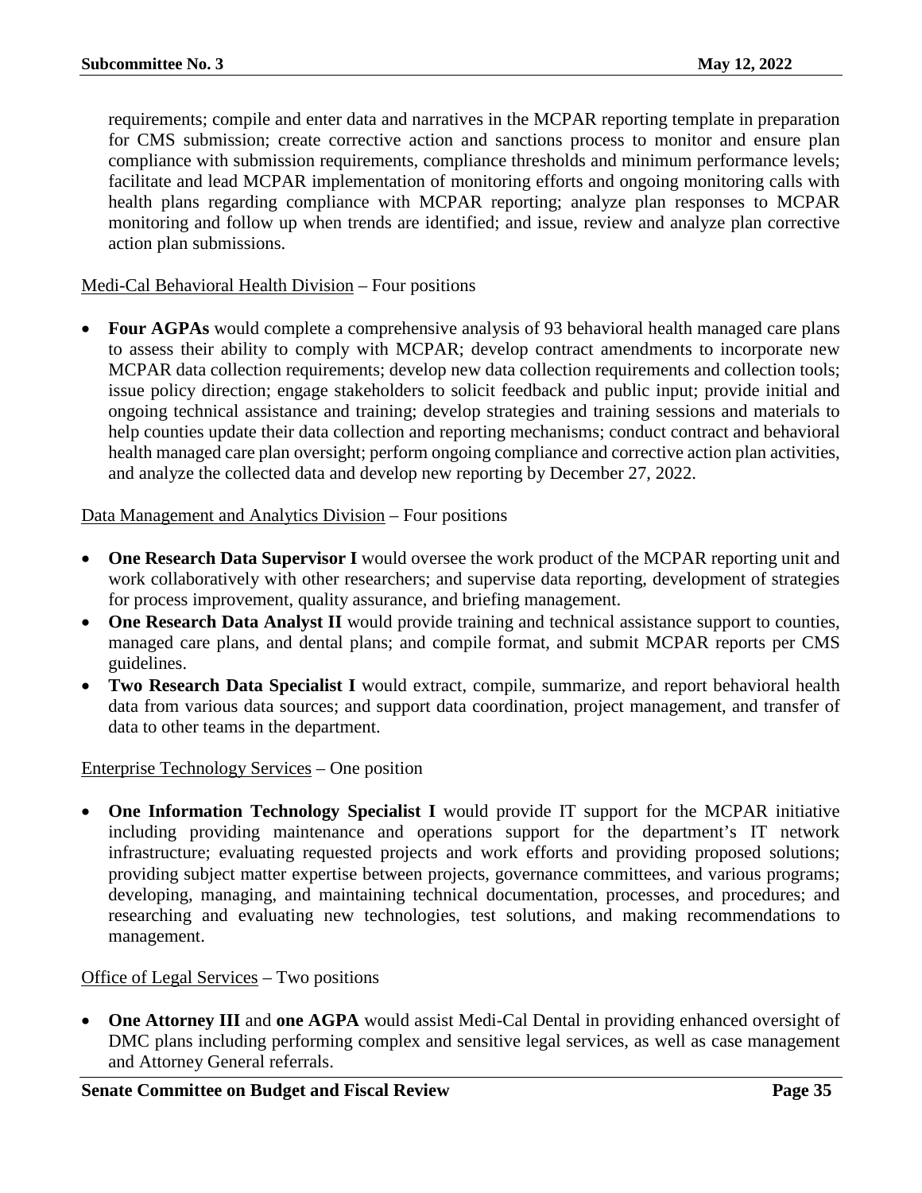requirements; compile and enter data and narratives in the MCPAR reporting template in preparation for CMS submission; create corrective action and sanctions process to monitor and ensure plan compliance with submission requirements, compliance thresholds and minimum performance levels; facilitate and lead MCPAR implementation of monitoring efforts and ongoing monitoring calls with health plans regarding compliance with MCPAR reporting; analyze plan responses to MCPAR monitoring and follow up when trends are identified; and issue, review and analyze plan corrective action plan submissions.

<u>Medi-Cal Behavioral Health Division</u> – Four positions

- **Four AGPAs** would complete a comprehensive analysis of 93 behavioral health managed care plans to assess their ability to comply with MCPAR; develop contract amendments to incorporate new MCPAR data collection requirements; develop new data collection requirements and collection tools; issue policy direction; engage stakeholders to solicit feedback and public input; provide initial and ongoing technical assistance and training; develop strategies and training sessions and materials to help counties update their data collection and reporting mechanisms; conduct contract and behavioral health managed care plan oversight; perform ongoing compliance and corrective action plan activities, and analyze the collected data and develop new reporting by December 27, 2022.

<u>Data Management and Analytics Division</u> – Four positions

- **One Research Data Supervisor I** would oversee the work product of the MCPAR reporting unit and work collaboratively with other researchers; and supervise data reporting, development of strategies for process improvement, quality assurance, and briefing management.
- **One Research Data Analyst II** would provide training and technical assistance support to counties, managed care plans, and dental plans; and compile format, and submit MCPAR reports per CMS guidelines.
- **Two Research Data Specialist I** would extract, compile, summarize, and report behavioral health data from various data sources; and support data coordination, project management, and transfer of data to other teams in the department.

<u>Enterprise Technology Services</u> – One position

- **One Information Technology Specialist I** would provide IT support for the MCPAR initiative including providing maintenance and operations support for the department's IT network infrastructure; evaluating requested projects and work efforts and providing proposed solutions; providing subject matter expertise between projects, governance committees, and various programs; developing, managing, and maintaining technical documentation, processes, and procedures; and researching and evaluating new technologies, test solutions, and making recommendations to management.

<u>Office of Legal Services</u> – Two positions

- **One Attorney III** and **one AGPA** would assist Medi-Cal Dental in providing enhanced oversight of DMC plans including performing complex and sensitive legal services, as well as case management and Attorney General referrals.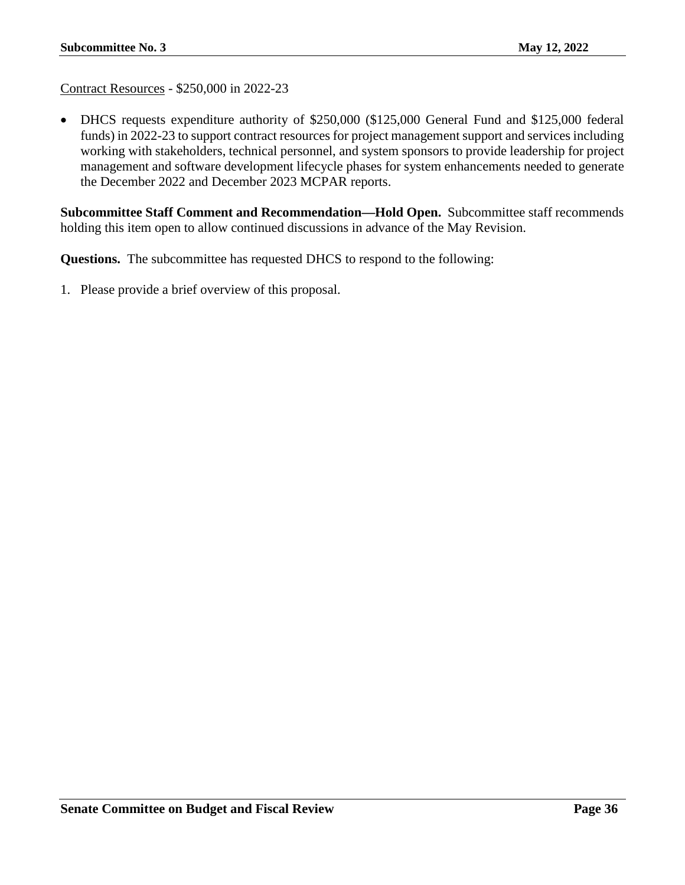<u>Contract Resources</u> - $250,000 in 2022-23

- DHCS requests expenditure authority of $250,000 ($125,000 General Fund and $125,000 federal funds) in 2022-23 to support contract resources for project management support and services including working with stakeholders, technical personnel, and system sponsors to provide leadership for project management and software development lifecycle phases for system enhancements needed to generate the December 2022 and December 2023 MCPAR reports.

**Subcommittee Staff Comment and Recommendation—Hold Open.** Subcommittee staff recommends holding this item open to allow continued discussions in advance of the May Revision.

**Questions.** The subcommittee has requested DHCS to respond to the following:

1. Please provide a brief overview of this proposal.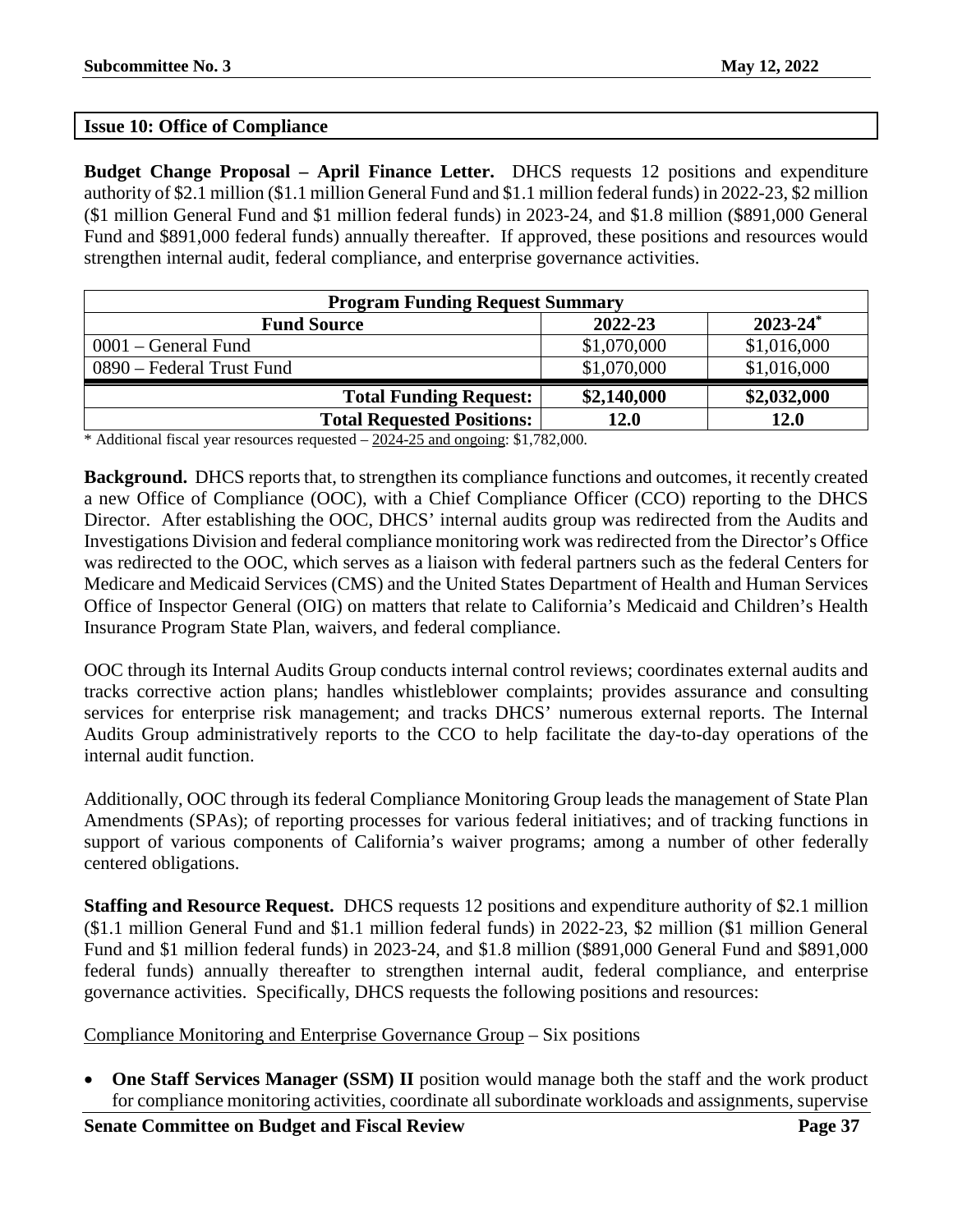## Issue 10: Office of Compliance

**Budget Change Proposal – April Finance Letter.** DHCS requests 12 positions and expenditure authority of $2.1 million ($1.1 million General Fund and $1.1 million federal funds) in 2022-23, $2 million ($1 million General Fund and $1 million federal funds) in 2023-24, and $1.8 million ($891,000 General Fund and $891,000 federal funds) annually thereafter. If approved, these positions and resources would strengthen internal audit, federal compliance, and enterprise governance activities.

| Program Funding Request Summary | | |
|---|---|---|
| **Fund Source** | **2022-23** | **2023-24*** |
| 0001 – General Fund | $1,070,000 | $1,016,000 |
| 0890 – Federal Trust Fund | $1,070,000 | $1,016,000 |
| **Total Funding Request:** | **$2,140,000** | **$2,032,000** |
| **Total Requested Positions:** | **12.0** | **12.0** |

* Additional fiscal year resources requested – 2024-25 and ongoing: $1,782,000.

**Background.** DHCS reports that, to strengthen its compliance functions and outcomes, it recently created a new Office of Compliance (OOC), with a Chief Compliance Officer (CCO) reporting to the DHCS Director. After establishing the OOC, DHCS' internal audits group was redirected from the Audits and Investigations Division and federal compliance monitoring work was redirected from the Director's Office was redirected to the OOC, which serves as a liaison with federal partners such as the federal Centers for Medicare and Medicaid Services (CMS) and the United States Department of Health and Human Services Office of Inspector General (OIG) on matters that relate to California's Medicaid and Children's Health Insurance Program State Plan, waivers, and federal compliance.

OOC through its Internal Audits Group conducts internal control reviews; coordinates external audits and tracks corrective action plans; handles whistleblower complaints; provides assurance and consulting services for enterprise risk management; and tracks DHCS' numerous external reports. The Internal Audits Group administratively reports to the CCO to help facilitate the day-to-day operations of the internal audit function.

Additionally, OOC through its federal Compliance Monitoring Group leads the management of State Plan Amendments (SPAs); of reporting processes for various federal initiatives; and of tracking functions in support of various components of California's waiver programs; among a number of other federally centered obligations.

**Staffing and Resource Request.** DHCS requests 12 positions and expenditure authority of $2.1 million ($1.1 million General Fund and $1.1 million federal funds) in 2022-23, $2 million ($1 million General Fund and $1 million federal funds) in 2023-24, and $1.8 million ($891,000 General Fund and $891,000 federal funds) annually thereafter to strengthen internal audit, federal compliance, and enterprise governance activities. Specifically, DHCS requests the following positions and resources:

Compliance Monitoring and Enterprise Governance Group – Six positions

- **One Staff Services Manager (SSM) II** position would manage both the staff and the work product for compliance monitoring activities, coordinate all subordinate workloads and assignments, supervise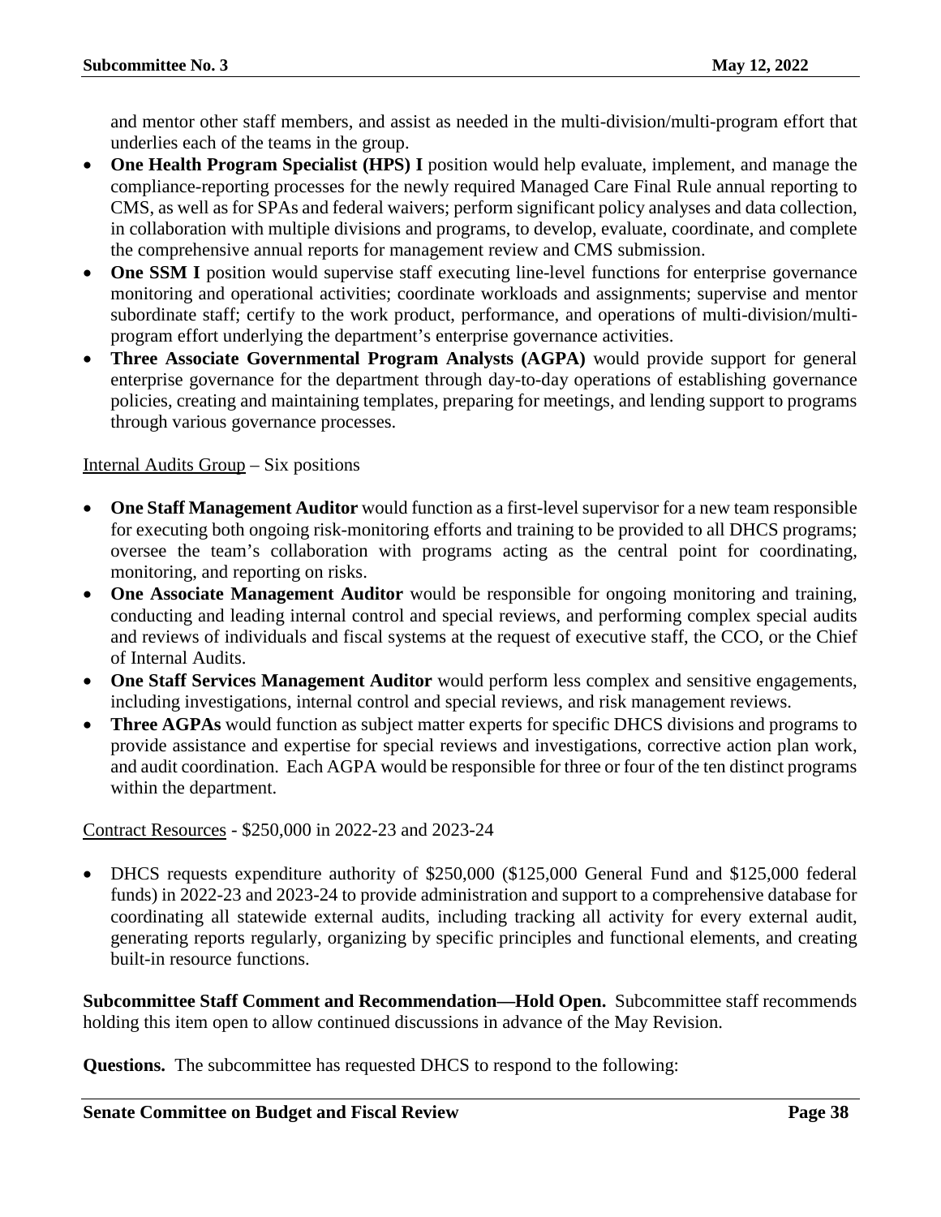and mentor other staff members, and assist as needed in the multi-division/multi-program effort that underlies each of the teams in the group.

- **One Health Program Specialist (HPS) I** position would help evaluate, implement, and manage the compliance-reporting processes for the newly required Managed Care Final Rule annual reporting to CMS, as well as for SPAs and federal waivers; perform significant policy analyses and data collection, in collaboration with multiple divisions and programs, to develop, evaluate, coordinate, and complete the comprehensive annual reports for management review and CMS submission.
- **One SSM I** position would supervise staff executing line-level functions for enterprise governance monitoring and operational activities; coordinate workloads and assignments; supervise and mentor subordinate staff; certify to the work product, performance, and operations of multi-division/multi-program effort underlying the department's enterprise governance activities.
- **Three Associate Governmental Program Analysts (AGPA)** would provide support for general enterprise governance for the department through day-to-day operations of establishing governance policies, creating and maintaining templates, preparing for meetings, and lending support to programs through various governance processes.

Internal Audits Group – Six positions

- **One Staff Management Auditor** would function as a first-level supervisor for a new team responsible for executing both ongoing risk-monitoring efforts and training to be provided to all DHCS programs; oversee the team's collaboration with programs acting as the central point for coordinating, monitoring, and reporting on risks.
- **One Associate Management Auditor** would be responsible for ongoing monitoring and training, conducting and leading internal control and special reviews, and performing complex special audits and reviews of individuals and fiscal systems at the request of executive staff, the CCO, or the Chief of Internal Audits.
- **One Staff Services Management Auditor** would perform less complex and sensitive engagements, including investigations, internal control and special reviews, and risk management reviews.
- **Three AGPAs** would function as subject matter experts for specific DHCS divisions and programs to provide assistance and expertise for special reviews and investigations, corrective action plan work, and audit coordination. Each AGPA would be responsible for three or four of the ten distinct programs within the department.

Contract Resources - $250,000 in 2022-23 and 2023-24

- DHCS requests expenditure authority of $250,000 ($125,000 General Fund and $125,000 federal funds) in 2022-23 and 2023-24 to provide administration and support to a comprehensive database for coordinating all statewide external audits, including tracking all activity for every external audit, generating reports regularly, organizing by specific principles and functional elements, and creating built-in resource functions.

**Subcommittee Staff Comment and Recommendation—Hold Open.** Subcommittee staff recommends holding this item open to allow continued discussions in advance of the May Revision.

**Questions.** The subcommittee has requested DHCS to respond to the following: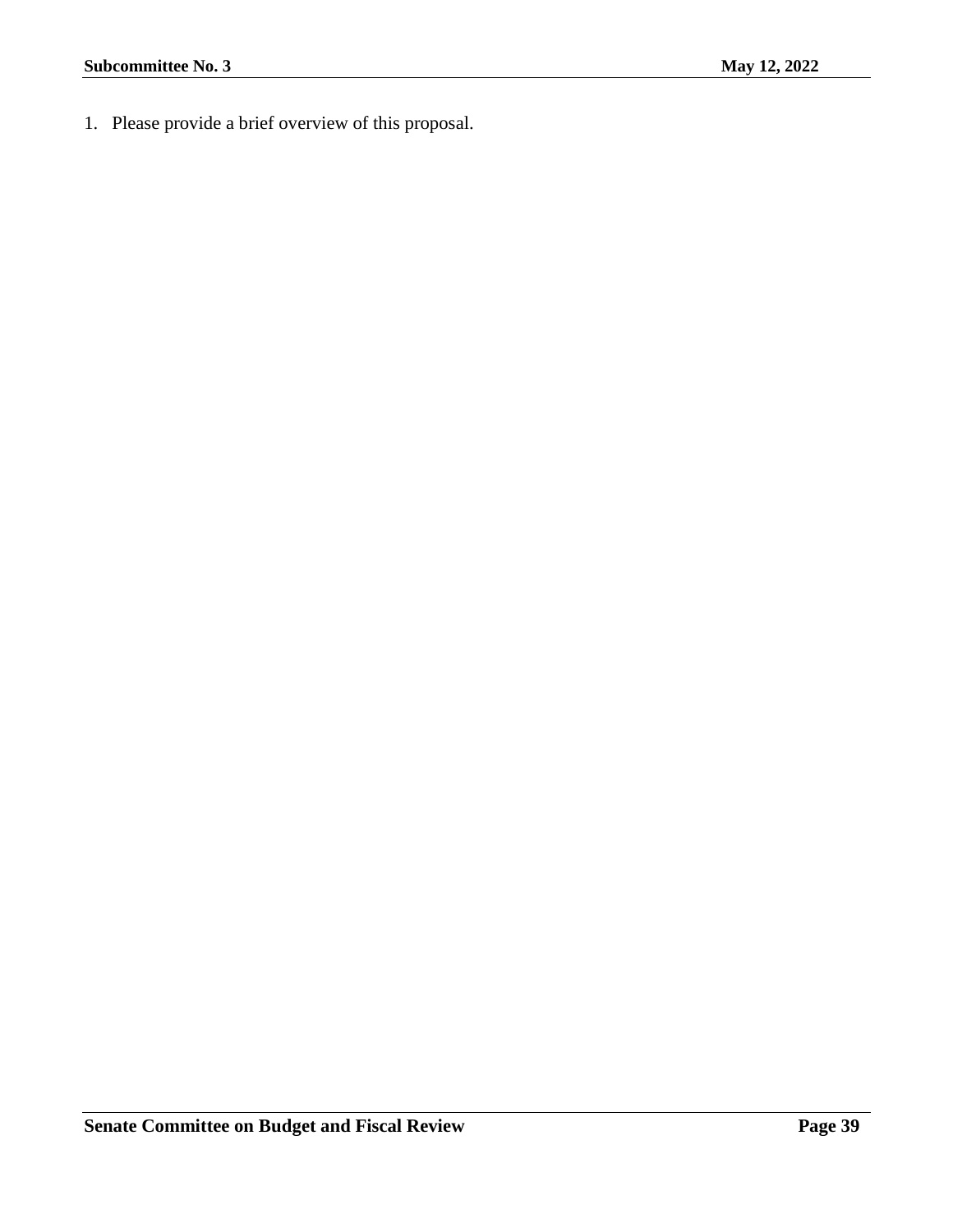1. Please provide a brief overview of this proposal.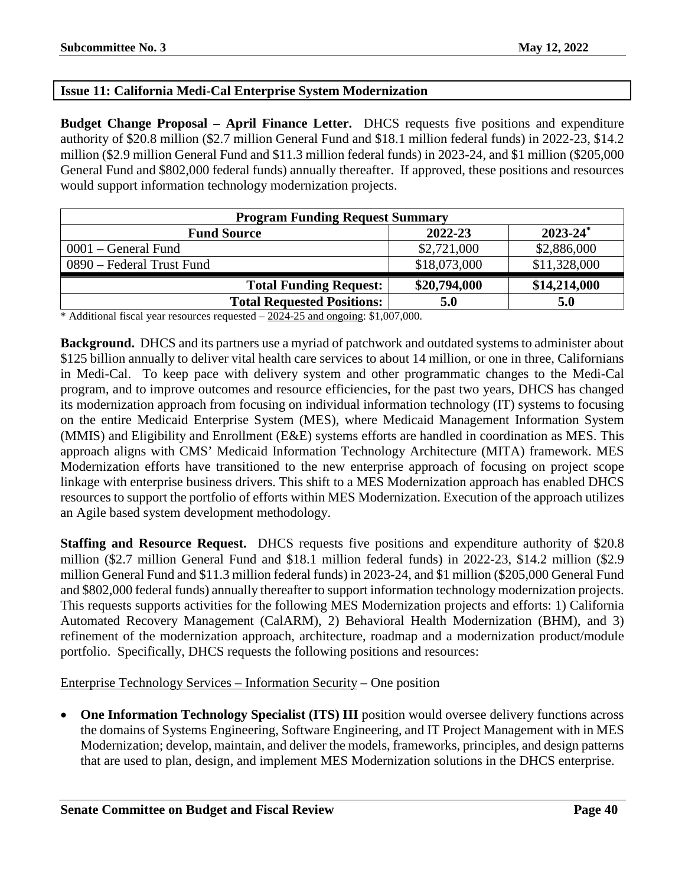## Issue 11: California Medi-Cal Enterprise System Modernization

**Budget Change Proposal – April Finance Letter.** DHCS requests five positions and expenditure authority of $20.8 million ($2.7 million General Fund and $18.1 million federal funds) in 2022-23, $14.2 million ($2.9 million General Fund and $11.3 million federal funds) in 2023-24, and $1 million ($205,000 General Fund and $802,000 federal funds) annually thereafter. If approved, these positions and resources would support information technology modernization projects.

| Program Funding Request Summary | | |
|---|---|---|
| **Fund Source** | **2022-23** | **2023-24*** |
| 0001 – General Fund | $2,721,000 | $2,886,000 |
| 0890 – Federal Trust Fund | $18,073,000 | $11,328,000 |
| **Total Funding Request:** | **$20,794,000** | **$14,214,000** |
| **Total Requested Positions:** | **5.0** | **5.0** |

\* Additional fiscal year resources requested – 2024-25 and ongoing: $1,007,000.

**Background.** DHCS and its partners use a myriad of patchwork and outdated systems to administer about $125 billion annually to deliver vital health care services to about 14 million, or one in three, Californians in Medi-Cal. To keep pace with delivery system and other programmatic changes to the Medi-Cal program, and to improve outcomes and resource efficiencies, for the past two years, DHCS has changed its modernization approach from focusing on individual information technology (IT) systems to focusing on the entire Medicaid Enterprise System (MES), where Medicaid Management Information System (MMIS) and Eligibility and Enrollment (E&E) systems efforts are handled in coordination as MES. This approach aligns with CMS' Medicaid Information Technology Architecture (MITA) framework. MES Modernization efforts have transitioned to the new enterprise approach of focusing on project scope linkage with enterprise business drivers. This shift to a MES Modernization approach has enabled DHCS resources to support the portfolio of efforts within MES Modernization. Execution of the approach utilizes an Agile based system development methodology.

**Staffing and Resource Request.** DHCS requests five positions and expenditure authority of $20.8 million ($2.7 million General Fund and $18.1 million federal funds) in 2022-23, $14.2 million ($2.9 million General Fund and $11.3 million federal funds) in 2023-24, and $1 million ($205,000 General Fund and $802,000 federal funds) annually thereafter to support information technology modernization projects. This requests supports activities for the following MES Modernization projects and efforts: 1) California Automated Recovery Management (CalARM), 2) Behavioral Health Modernization (BHM), and 3) refinement of the modernization approach, architecture, roadmap and a modernization product/module portfolio. Specifically, DHCS requests the following positions and resources:

Enterprise Technology Services – Information Security – One position

- **One Information Technology Specialist (ITS) III** position would oversee delivery functions across the domains of Systems Engineering, Software Engineering, and IT Project Management with in MES Modernization; develop, maintain, and deliver the models, frameworks, principles, and design patterns that are used to plan, design, and implement MES Modernization solutions in the DHCS enterprise.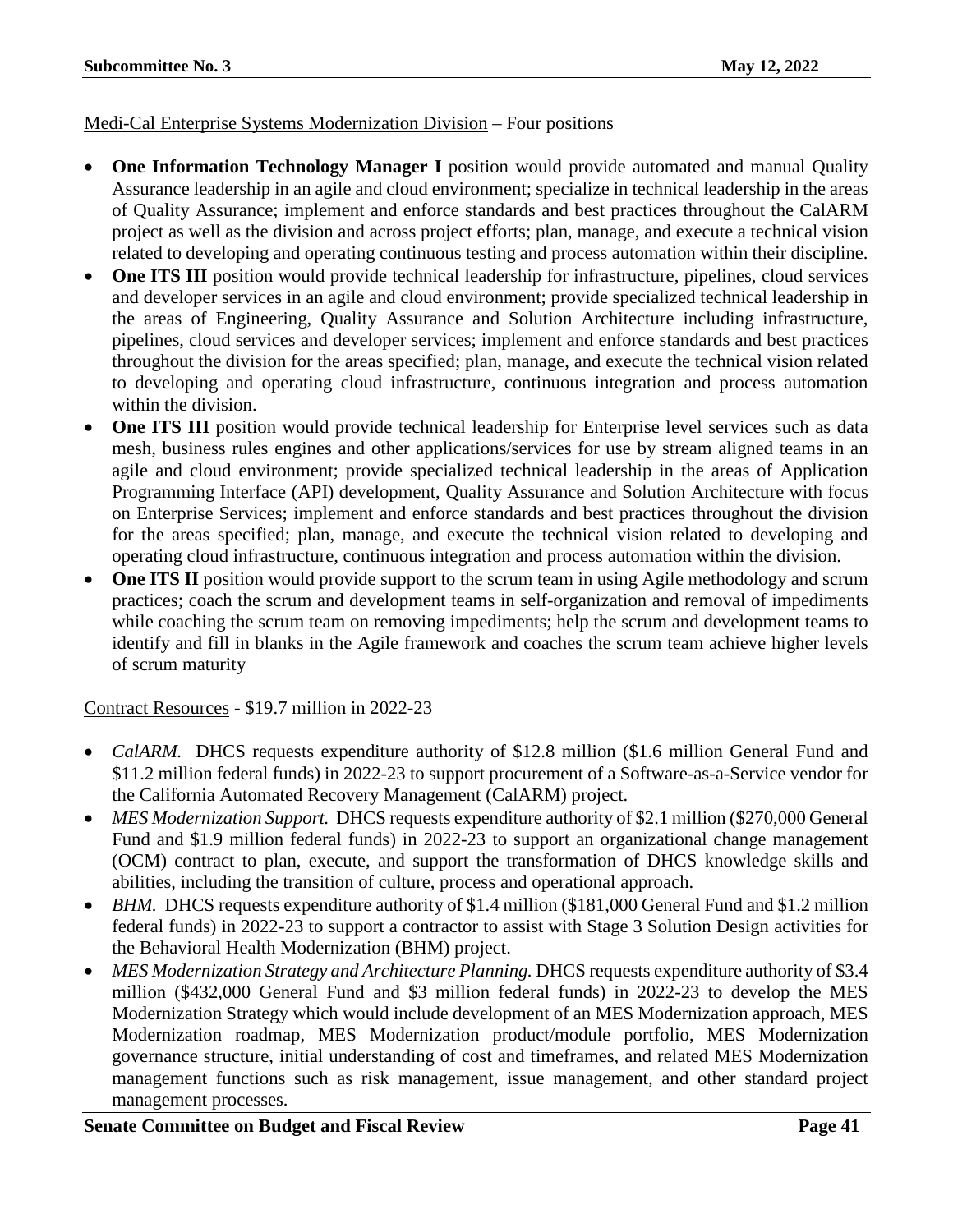<u>Medi-Cal Enterprise Systems Modernization Division</u> – Four positions

- **One Information Technology Manager I** position would provide automated and manual Quality Assurance leadership in an agile and cloud environment; specialize in technical leadership in the areas of Quality Assurance; implement and enforce standards and best practices throughout the CalARM project as well as the division and across project efforts; plan, manage, and execute a technical vision related to developing and operating continuous testing and process automation within their discipline.
- **One ITS III** position would provide technical leadership for infrastructure, pipelines, cloud services and developer services in an agile and cloud environment; provide specialized technical leadership in the areas of Engineering, Quality Assurance and Solution Architecture including infrastructure, pipelines, cloud services and developer services; implement and enforce standards and best practices throughout the division for the areas specified; plan, manage, and execute the technical vision related to developing and operating cloud infrastructure, continuous integration and process automation within the division.
- **One ITS III** position would provide technical leadership for Enterprise level services such as data mesh, business rules engines and other applications/services for use by stream aligned teams in an agile and cloud environment; provide specialized technical leadership in the areas of Application Programming Interface (API) development, Quality Assurance and Solution Architecture with focus on Enterprise Services; implement and enforce standards and best practices throughout the division for the areas specified; plan, manage, and execute the technical vision related to developing and operating cloud infrastructure, continuous integration and process automation within the division.
- **One ITS II** position would provide support to the scrum team in using Agile methodology and scrum practices; coach the scrum and development teams in self-organization and removal of impediments while coaching the scrum team on removing impediments; help the scrum and development teams to identify and fill in blanks in the Agile framework and coaches the scrum team achieve higher levels of scrum maturity

<u>Contract Resources</u> - $19.7 million in 2022-23

- *CalARM.* DHCS requests expenditure authority of $12.8 million ($1.6 million General Fund and $11.2 million federal funds) in 2022-23 to support procurement of a Software-as-a-Service vendor for the California Automated Recovery Management (CalARM) project.
- *MES Modernization Support.* DHCS requests expenditure authority of $2.1 million ($270,000 General Fund and $1.9 million federal funds) in 2022-23 to support an organizational change management (OCM) contract to plan, execute, and support the transformation of DHCS knowledge skills and abilities, including the transition of culture, process and operational approach.
- *BHM.* DHCS requests expenditure authority of $1.4 million ($181,000 General Fund and $1.2 million federal funds) in 2022-23 to support a contractor to assist with Stage 3 Solution Design activities for the Behavioral Health Modernization (BHM) project.
- *MES Modernization Strategy and Architecture Planning.* DHCS requests expenditure authority of $3.4 million ($432,000 General Fund and $3 million federal funds) in 2022-23 to develop the MES Modernization Strategy which would include development of an MES Modernization approach, MES Modernization roadmap, MES Modernization product/module portfolio, MES Modernization governance structure, initial understanding of cost and timeframes, and related MES Modernization management functions such as risk management, issue management, and other standard project management processes.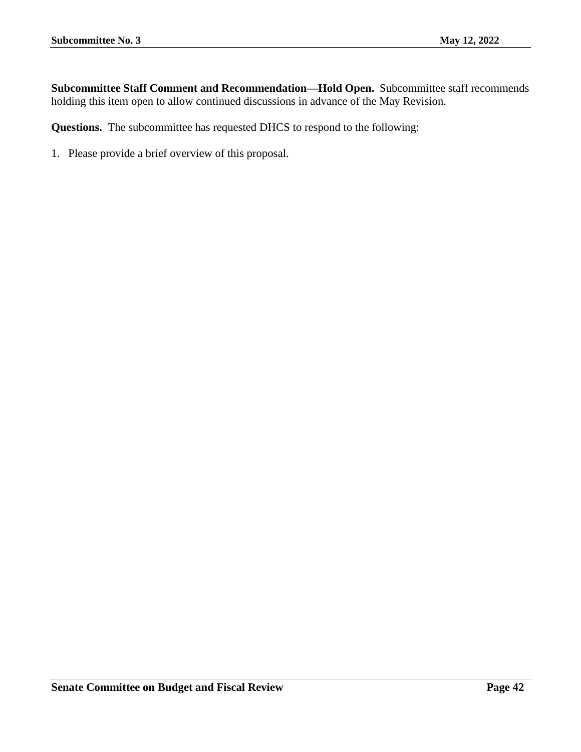**Subcommittee Staff Comment and Recommendation—Hold Open.** Subcommittee staff recommends holding this item open to allow continued discussions in advance of the May Revision.

**Questions.** The subcommittee has requested DHCS to respond to the following:

1. Please provide a brief overview of this proposal.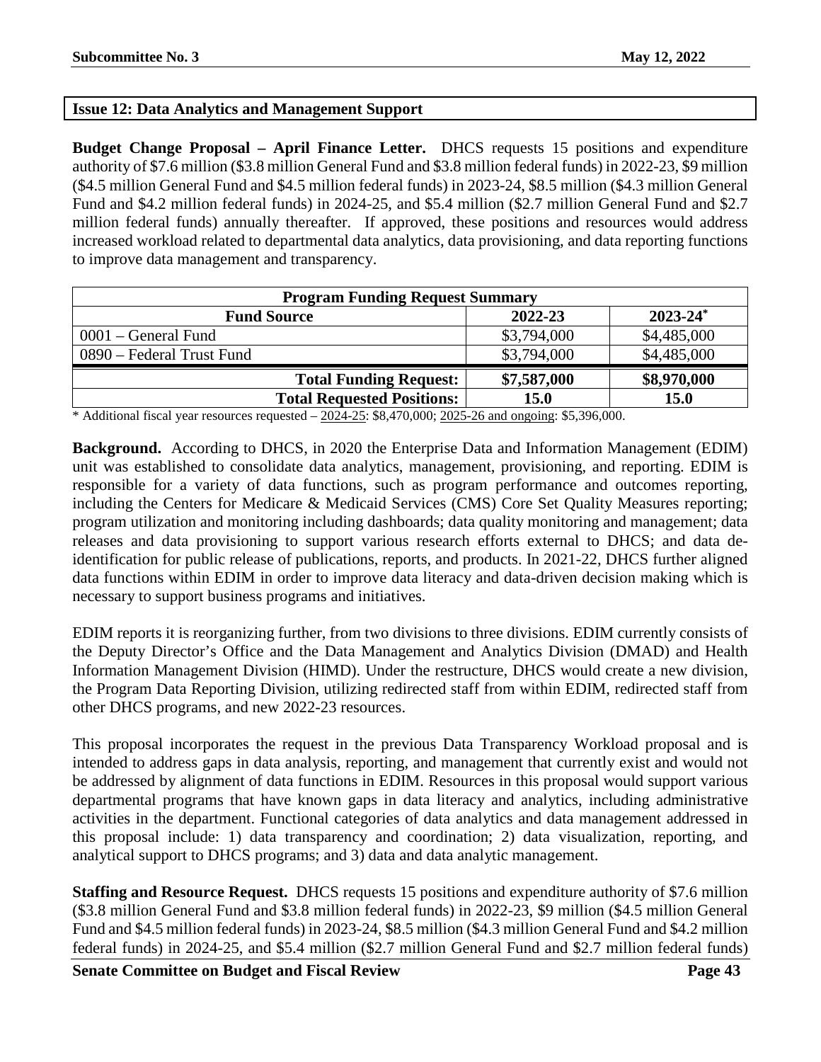## Issue 12: Data Analytics and Management Support

**Budget Change Proposal – April Finance Letter.** DHCS requests 15 positions and expenditure authority of $7.6 million ($3.8 million General Fund and $3.8 million federal funds) in 2022-23, $9 million ($4.5 million General Fund and $4.5 million federal funds) in 2023-24, $8.5 million ($4.3 million General Fund and $4.2 million federal funds) in 2024-25, and $5.4 million ($2.7 million General Fund and $2.7 million federal funds) annually thereafter. If approved, these positions and resources would address increased workload related to departmental data analytics, data provisioning, and data reporting functions to improve data management and transparency.

| Program Funding Request Summary | | |
|---|---|---|
| **Fund Source** | **2022-23** | **2023-24*** |
| 0001 – General Fund | $3,794,000 | $4,485,000 |
| 0890 – Federal Trust Fund | $3,794,000 | $4,485,000 |
| **Total Funding Request:** | **$7,587,000** | **$8,970,000** |
| **Total Requested Positions:** | **15.0** | **15.0** |

* Additional fiscal year resources requested – 2024-25: $8,470,000; 2025-26 and ongoing: $5,396,000.

**Background.** According to DHCS, in 2020 the Enterprise Data and Information Management (EDIM) unit was established to consolidate data analytics, management, provisioning, and reporting. EDIM is responsible for a variety of data functions, such as program performance and outcomes reporting, including the Centers for Medicare & Medicaid Services (CMS) Core Set Quality Measures reporting; program utilization and monitoring including dashboards; data quality monitoring and management; data releases and data provisioning to support various research efforts external to DHCS; and data de-identification for public release of publications, reports, and products. In 2021-22, DHCS further aligned data functions within EDIM in order to improve data literacy and data-driven decision making which is necessary to support business programs and initiatives.

EDIM reports it is reorganizing further, from two divisions to three divisions. EDIM currently consists of the Deputy Director's Office and the Data Management and Analytics Division (DMAD) and Health Information Management Division (HIMD). Under the restructure, DHCS would create a new division, the Program Data Reporting Division, utilizing redirected staff from within EDIM, redirected staff from other DHCS programs, and new 2022-23 resources.

This proposal incorporates the request in the previous Data Transparency Workload proposal and is intended to address gaps in data analysis, reporting, and management that currently exist and would not be addressed by alignment of data functions in EDIM. Resources in this proposal would support various departmental programs that have known gaps in data literacy and analytics, including administrative activities in the department. Functional categories of data analytics and data management addressed in this proposal include: 1) data transparency and coordination; 2) data visualization, reporting, and analytical support to DHCS programs; and 3) data and data analytic management.

**Staffing and Resource Request.** DHCS requests 15 positions and expenditure authority of $7.6 million ($3.8 million General Fund and $3.8 million federal funds) in 2022-23, $9 million ($4.5 million General Fund and $4.5 million federal funds) in 2023-24, $8.5 million ($4.3 million General Fund and $4.2 million federal funds) in 2024-25, and $5.4 million ($2.7 million General Fund and $2.7 million federal funds)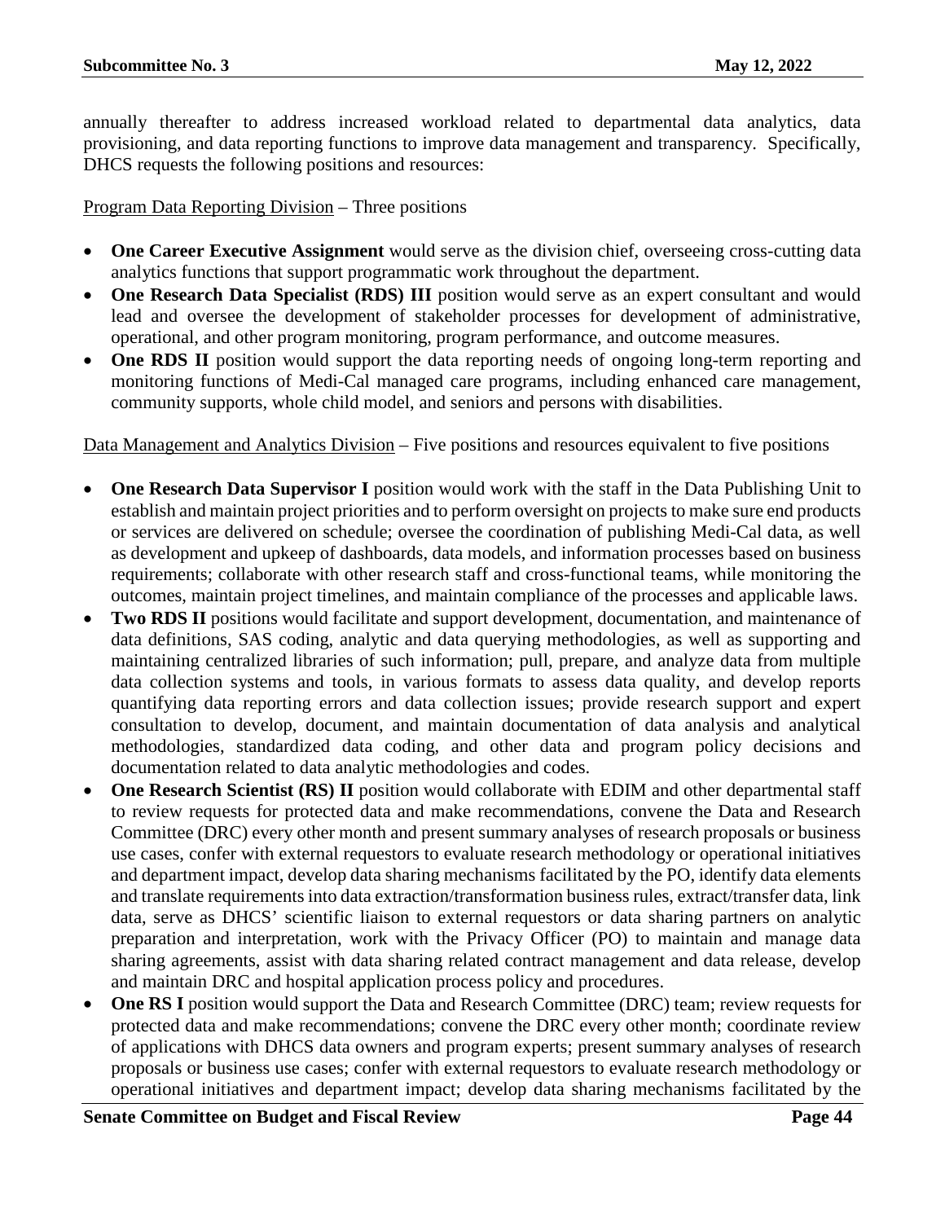annually thereafter to address increased workload related to departmental data analytics, data provisioning, and data reporting functions to improve data management and transparency. Specifically, DHCS requests the following positions and resources:

<u>Program Data Reporting Division</u> – Three positions

- **One Career Executive Assignment** would serve as the division chief, overseeing cross-cutting data analytics functions that support programmatic work throughout the department.
- **One Research Data Specialist (RDS) III** position would serve as an expert consultant and would lead and oversee the development of stakeholder processes for development of administrative, operational, and other program monitoring, program performance, and outcome measures.
- **One RDS II** position would support the data reporting needs of ongoing long-term reporting and monitoring functions of Medi-Cal managed care programs, including enhanced care management, community supports, whole child model, and seniors and persons with disabilities.

<u>Data Management and Analytics Division</u> – Five positions and resources equivalent to five positions

- **One Research Data Supervisor I** position would work with the staff in the Data Publishing Unit to establish and maintain project priorities and to perform oversight on projects to make sure end products or services are delivered on schedule; oversee the coordination of publishing Medi-Cal data, as well as development and upkeep of dashboards, data models, and information processes based on business requirements; collaborate with other research staff and cross-functional teams, while monitoring the outcomes, maintain project timelines, and maintain compliance of the processes and applicable laws.
- **Two RDS II** positions would facilitate and support development, documentation, and maintenance of data definitions, SAS coding, analytic and data querying methodologies, as well as supporting and maintaining centralized libraries of such information; pull, prepare, and analyze data from multiple data collection systems and tools, in various formats to assess data quality, and develop reports quantifying data reporting errors and data collection issues; provide research support and expert consultation to develop, document, and maintain documentation of data analysis and analytical methodologies, standardized data coding, and other data and program policy decisions and documentation related to data analytic methodologies and codes.
- **One Research Scientist (RS) II** position would collaborate with EDIM and other departmental staff to review requests for protected data and make recommendations, convene the Data and Research Committee (DRC) every other month and present summary analyses of research proposals or business use cases, confer with external requestors to evaluate research methodology or operational initiatives and department impact, develop data sharing mechanisms facilitated by the PO, identify data elements and translate requirements into data extraction/transformation business rules, extract/transfer data, link data, serve as DHCS' scientific liaison to external requestors or data sharing partners on analytic preparation and interpretation, work with the Privacy Officer (PO) to maintain and manage data sharing agreements, assist with data sharing related contract management and data release, develop and maintain DRC and hospital application process policy and procedures.
- **One RS I** position would support the Data and Research Committee (DRC) team; review requests for protected data and make recommendations; convene the DRC every other month; coordinate review of applications with DHCS data owners and program experts; present summary analyses of research proposals or business use cases; confer with external requestors to evaluate research methodology or operational initiatives and department impact; develop data sharing mechanisms facilitated by the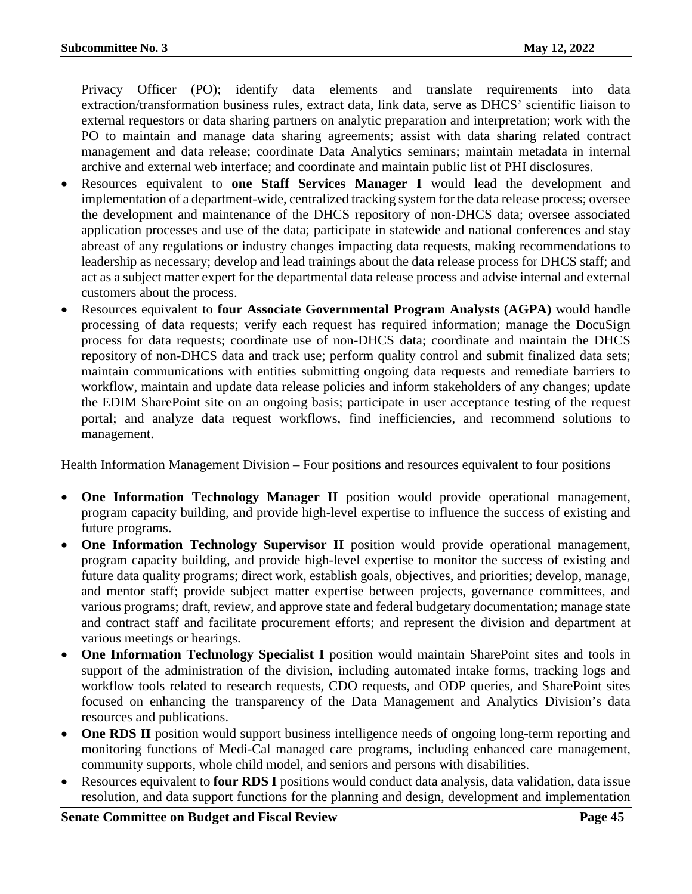Privacy Officer (PO); identify data elements and translate requirements into data extraction/transformation business rules, extract data, link data, serve as DHCS' scientific liaison to external requestors or data sharing partners on analytic preparation and interpretation; work with the PO to maintain and manage data sharing agreements; assist with data sharing related contract management and data release; coordinate Data Analytics seminars; maintain metadata in internal archive and external web interface; and coordinate and maintain public list of PHI disclosures.

- Resources equivalent to **one Staff Services Manager I** would lead the development and implementation of a department-wide, centralized tracking system for the data release process; oversee the development and maintenance of the DHCS repository of non-DHCS data; oversee associated application processes and use of the data; participate in statewide and national conferences and stay abreast of any regulations or industry changes impacting data requests, making recommendations to leadership as necessary; develop and lead trainings about the data release process for DHCS staff; and act as a subject matter expert for the departmental data release process and advise internal and external customers about the process.
- Resources equivalent to **four Associate Governmental Program Analysts (AGPA)** would handle processing of data requests; verify each request has required information; manage the DocuSign process for data requests; coordinate use of non-DHCS data; coordinate and maintain the DHCS repository of non-DHCS data and track use; perform quality control and submit finalized data sets; maintain communications with entities submitting ongoing data requests and remediate barriers to workflow, maintain and update data release policies and inform stakeholders of any changes; update the EDIM SharePoint site on an ongoing basis; participate in user acceptance testing of the request portal; and analyze data request workflows, find inefficiencies, and recommend solutions to management.

<u>Health Information Management Division</u> – Four positions and resources equivalent to four positions

- **One Information Technology Manager II** position would provide operational management, program capacity building, and provide high-level expertise to influence the success of existing and future programs.
- **One Information Technology Supervisor II** position would provide operational management, program capacity building, and provide high-level expertise to monitor the success of existing and future data quality programs; direct work, establish goals, objectives, and priorities; develop, manage, and mentor staff; provide subject matter expertise between projects, governance committees, and various programs; draft, review, and approve state and federal budgetary documentation; manage state and contract staff and facilitate procurement efforts; and represent the division and department at various meetings or hearings.
- **One Information Technology Specialist I** position would maintain SharePoint sites and tools in support of the administration of the division, including automated intake forms, tracking logs and workflow tools related to research requests, CDO requests, and ODP queries, and SharePoint sites focused on enhancing the transparency of the Data Management and Analytics Division's data resources and publications.
- **One RDS II** position would support business intelligence needs of ongoing long-term reporting and monitoring functions of Medi-Cal managed care programs, including enhanced care management, community supports, whole child model, and seniors and persons with disabilities.
- Resources equivalent to **four RDS I** positions would conduct data analysis, data validation, data issue resolution, and data support functions for the planning and design, development and implementation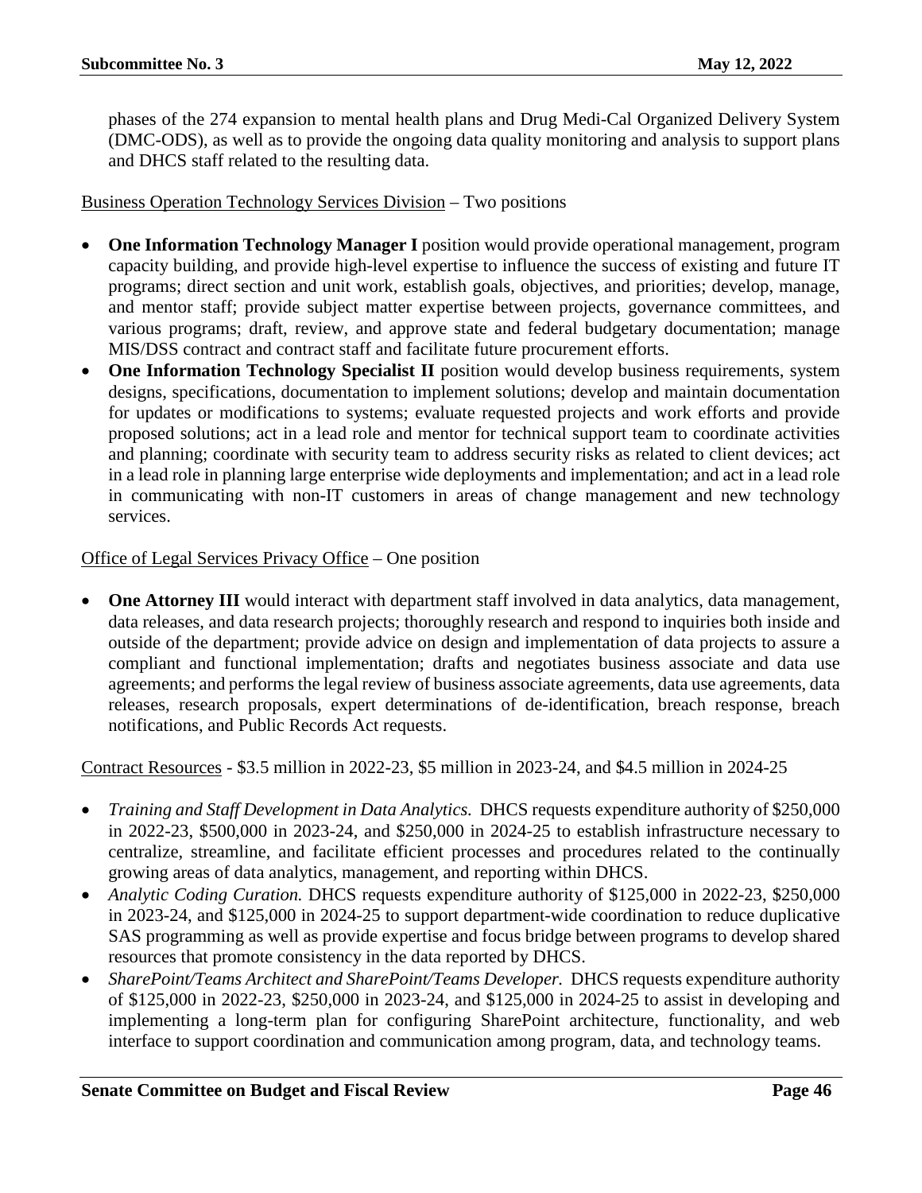phases of the 274 expansion to mental health plans and Drug Medi-Cal Organized Delivery System (DMC-ODS), as well as to provide the ongoing data quality monitoring and analysis to support plans and DHCS staff related to the resulting data.

Business Operation Technology Services Division – Two positions

- **One Information Technology Manager I** position would provide operational management, program capacity building, and provide high-level expertise to influence the success of existing and future IT programs; direct section and unit work, establish goals, objectives, and priorities; develop, manage, and mentor staff; provide subject matter expertise between projects, governance committees, and various programs; draft, review, and approve state and federal budgetary documentation; manage MIS/DSS contract and contract staff and facilitate future procurement efforts.
- **One Information Technology Specialist II** position would develop business requirements, system designs, specifications, documentation to implement solutions; develop and maintain documentation for updates or modifications to systems; evaluate requested projects and work efforts and provide proposed solutions; act in a lead role and mentor for technical support team to coordinate activities and planning; coordinate with security team to address security risks as related to client devices; act in a lead role in planning large enterprise wide deployments and implementation; and act in a lead role in communicating with non-IT customers in areas of change management and new technology services.

Office of Legal Services Privacy Office – One position

- **One Attorney III** would interact with department staff involved in data analytics, data management, data releases, and data research projects; thoroughly research and respond to inquiries both inside and outside of the department; provide advice on design and implementation of data projects to assure a compliant and functional implementation; drafts and negotiates business associate and data use agreements; and performs the legal review of business associate agreements, data use agreements, data releases, research proposals, expert determinations of de-identification, breach response, breach notifications, and Public Records Act requests.

Contract Resources - $3.5 million in 2022-23, $5 million in 2023-24, and $4.5 million in 2024-25

- *Training and Staff Development in Data Analytics.* DHCS requests expenditure authority of $250,000 in 2022-23, $500,000 in 2023-24, and $250,000 in 2024-25 to establish infrastructure necessary to centralize, streamline, and facilitate efficient processes and procedures related to the continually growing areas of data analytics, management, and reporting within DHCS.
- *Analytic Coding Curation.* DHCS requests expenditure authority of $125,000 in 2022-23, $250,000 in 2023-24, and $125,000 in 2024-25 to support department-wide coordination to reduce duplicative SAS programming as well as provide expertise and focus bridge between programs to develop shared resources that promote consistency in the data reported by DHCS.
- *SharePoint/Teams Architect and SharePoint/Teams Developer.* DHCS requests expenditure authority of $125,000 in 2022-23, $250,000 in 2023-24, and $125,000 in 2024-25 to assist in developing and implementing a long-term plan for configuring SharePoint architecture, functionality, and web interface to support coordination and communication among program, data, and technology teams.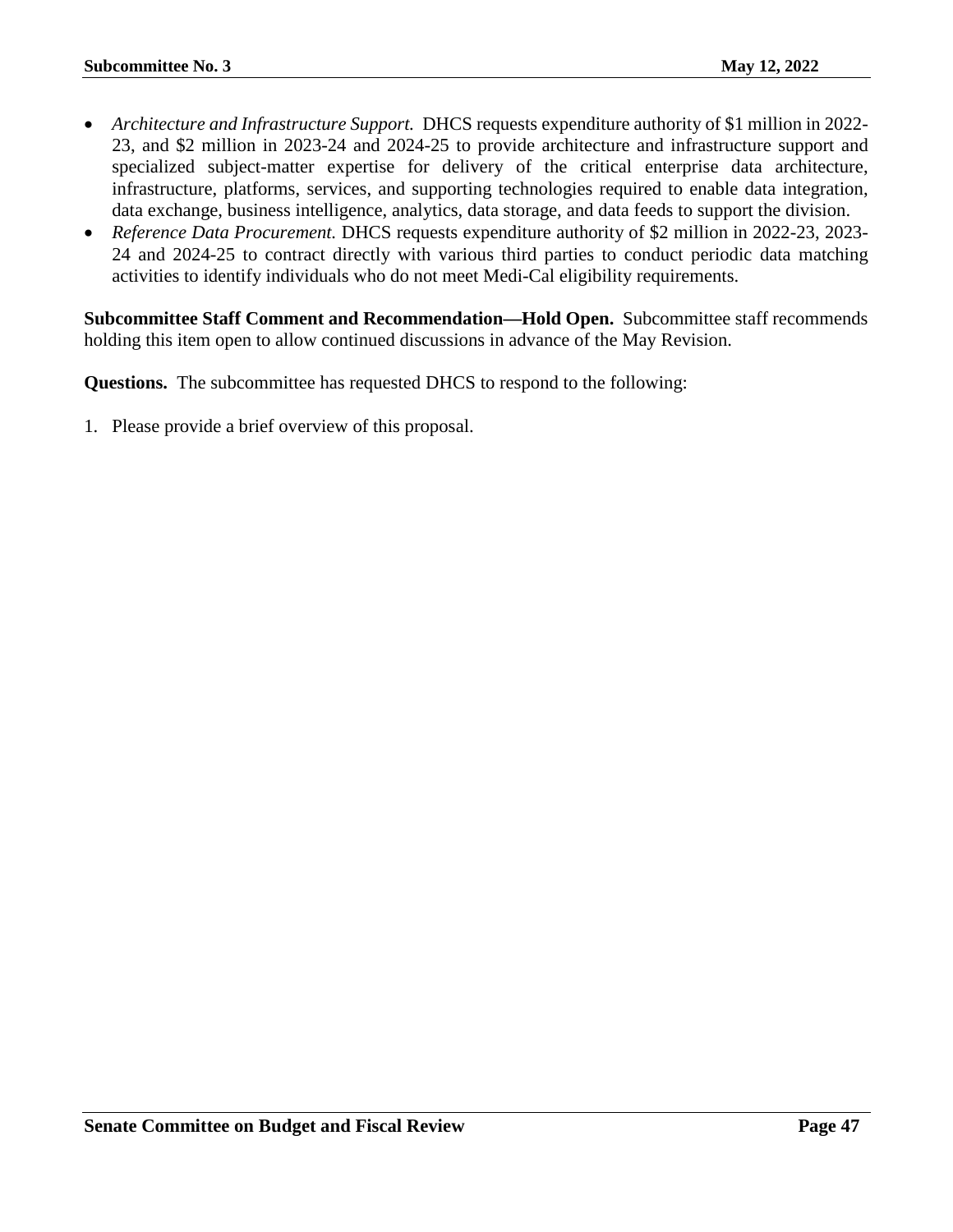- *Architecture and Infrastructure Support.* DHCS requests expenditure authority of $1 million in 2022-23, and $2 million in 2023-24 and 2024-25 to provide architecture and infrastructure support and specialized subject-matter expertise for delivery of the critical enterprise data architecture, infrastructure, platforms, services, and supporting technologies required to enable data integration, data exchange, business intelligence, analytics, data storage, and data feeds to support the division.
- *Reference Data Procurement.* DHCS requests expenditure authority of $2 million in 2022-23, 2023-24 and 2024-25 to contract directly with various third parties to conduct periodic data matching activities to identify individuals who do not meet Medi-Cal eligibility requirements.

**Subcommittee Staff Comment and Recommendation—Hold Open.** Subcommittee staff recommends holding this item open to allow continued discussions in advance of the May Revision.

**Questions.** The subcommittee has requested DHCS to respond to the following:

1. Please provide a brief overview of this proposal.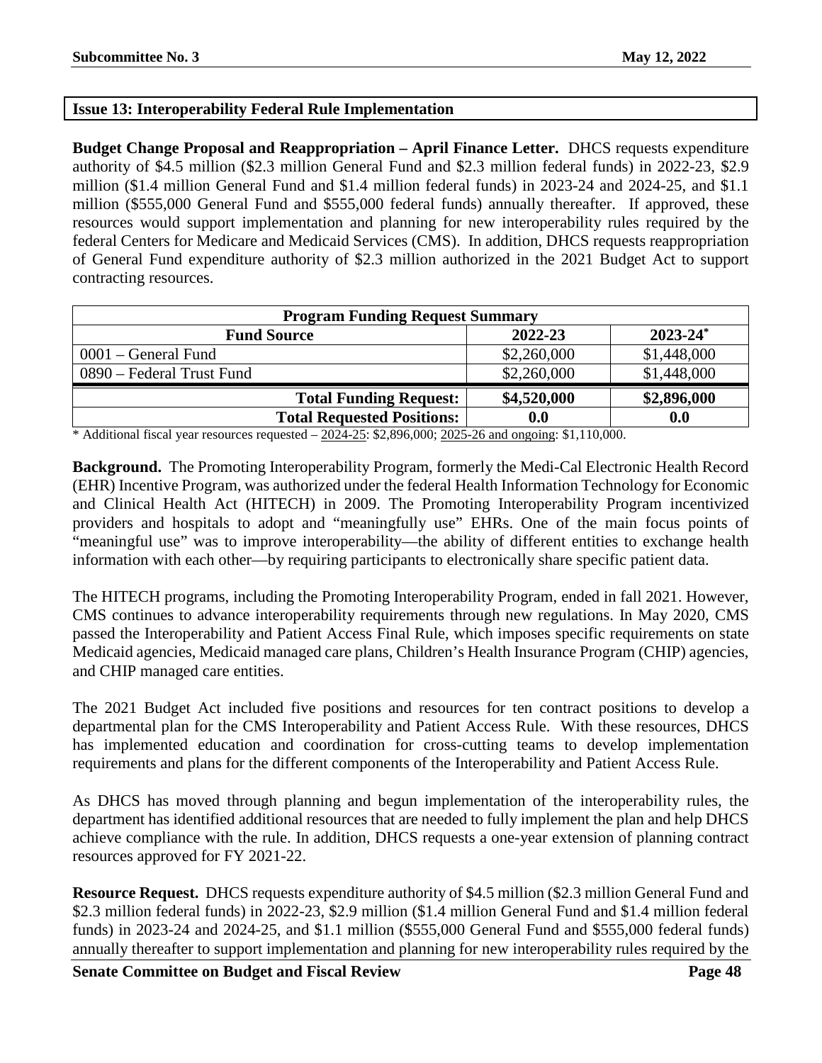## Issue 13: Interoperability Federal Rule Implementation

**Budget Change Proposal and Reappropriation – April Finance Letter.** DHCS requests expenditure authority of $4.5 million ($2.3 million General Fund and $2.3 million federal funds) in 2022-23, $2.9 million ($1.4 million General Fund and $1.4 million federal funds) in 2023-24 and 2024-25, and $1.1 million ($555,000 General Fund and $555,000 federal funds) annually thereafter. If approved, these resources would support implementation and planning for new interoperability rules required by the federal Centers for Medicare and Medicaid Services (CMS). In addition, DHCS requests reappropriation of General Fund expenditure authority of $2.3 million authorized in the 2021 Budget Act to support contracting resources.

| Program Funding Request Summary | | |
|---|---|---|
| **Fund Source** | **2022-23** | **2023-24*** |
| 0001 – General Fund | $2,260,000 | $1,448,000 |
| 0890 – Federal Trust Fund | $2,260,000 | $1,448,000 |
| **Total Funding Request:** | **$4,520,000** | **$2,896,000** |
| **Total Requested Positions:** | **0.0** | **0.0** |

* Additional fiscal year resources requested – 2024-25: $2,896,000; 2025-26 and ongoing: $1,110,000.

**Background.** The Promoting Interoperability Program, formerly the Medi-Cal Electronic Health Record (EHR) Incentive Program, was authorized under the federal Health Information Technology for Economic and Clinical Health Act (HITECH) in 2009. The Promoting Interoperability Program incentivized providers and hospitals to adopt and "meaningfully use" EHRs. One of the main focus points of "meaningful use" was to improve interoperability—the ability of different entities to exchange health information with each other—by requiring participants to electronically share specific patient data.

The HITECH programs, including the Promoting Interoperability Program, ended in fall 2021. However, CMS continues to advance interoperability requirements through new regulations. In May 2020, CMS passed the Interoperability and Patient Access Final Rule, which imposes specific requirements on state Medicaid agencies, Medicaid managed care plans, Children's Health Insurance Program (CHIP) agencies, and CHIP managed care entities.

The 2021 Budget Act included five positions and resources for ten contract positions to develop a departmental plan for the CMS Interoperability and Patient Access Rule. With these resources, DHCS has implemented education and coordination for cross-cutting teams to develop implementation requirements and plans for the different components of the Interoperability and Patient Access Rule.

As DHCS has moved through planning and begun implementation of the interoperability rules, the department has identified additional resources that are needed to fully implement the plan and help DHCS achieve compliance with the rule. In addition, DHCS requests a one-year extension of planning contract resources approved for FY 2021-22.

**Resource Request.** DHCS requests expenditure authority of $4.5 million ($2.3 million General Fund and $2.3 million federal funds) in 2022-23, $2.9 million ($1.4 million General Fund and $1.4 million federal funds) in 2023-24 and 2024-25, and $1.1 million ($555,000 General Fund and $555,000 federal funds) annually thereafter to support implementation and planning for new interoperability rules required by the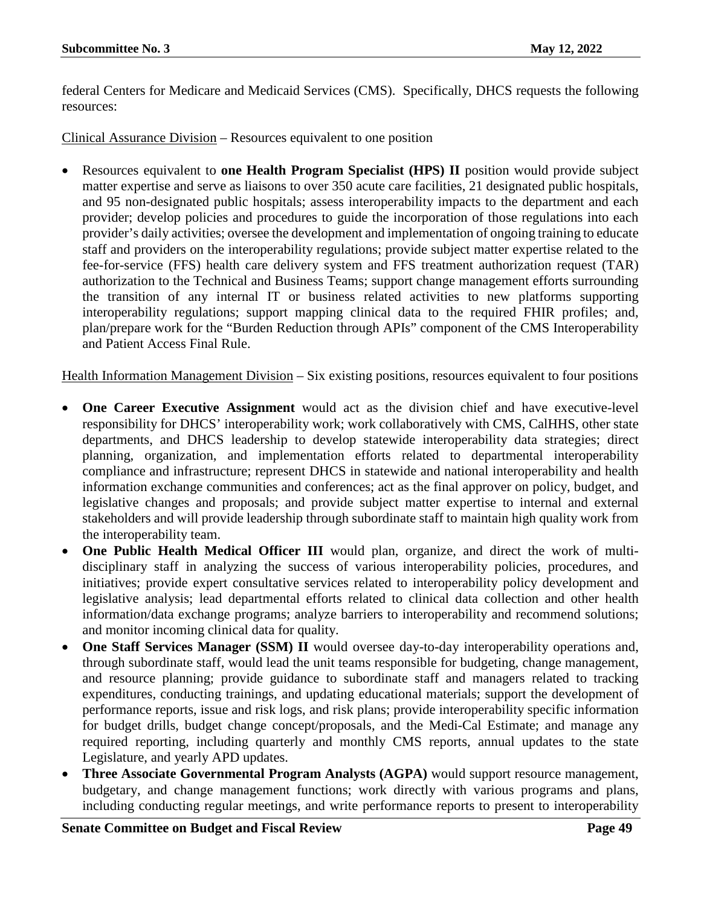federal Centers for Medicare and Medicaid Services (CMS). Specifically, DHCS requests the following resources:

Clinical Assurance Division – Resources equivalent to one position

- Resources equivalent to **one Health Program Specialist (HPS) II** position would provide subject matter expertise and serve as liaisons to over 350 acute care facilities, 21 designated public hospitals, and 95 non-designated public hospitals; assess interoperability impacts to the department and each provider; develop policies and procedures to guide the incorporation of those regulations into each provider's daily activities; oversee the development and implementation of ongoing training to educate staff and providers on the interoperability regulations; provide subject matter expertise related to the fee-for-service (FFS) health care delivery system and FFS treatment authorization request (TAR) authorization to the Technical and Business Teams; support change management efforts surrounding the transition of any internal IT or business related activities to new platforms supporting interoperability regulations; support mapping clinical data to the required FHIR profiles; and, plan/prepare work for the "Burden Reduction through APIs" component of the CMS Interoperability and Patient Access Final Rule.

Health Information Management Division – Six existing positions, resources equivalent to four positions

- **One Career Executive Assignment** would act as the division chief and have executive-level responsibility for DHCS' interoperability work; work collaboratively with CMS, CalHHS, other state departments, and DHCS leadership to develop statewide interoperability data strategies; direct planning, organization, and implementation efforts related to departmental interoperability compliance and infrastructure; represent DHCS in statewide and national interoperability and health information exchange communities and conferences; act as the final approver on policy, budget, and legislative changes and proposals; and provide subject matter expertise to internal and external stakeholders and will provide leadership through subordinate staff to maintain high quality work from the interoperability team.
- **One Public Health Medical Officer III** would plan, organize, and direct the work of multi-disciplinary staff in analyzing the success of various interoperability policies, procedures, and initiatives; provide expert consultative services related to interoperability policy development and legislative analysis; lead departmental efforts related to clinical data collection and other health information/data exchange programs; analyze barriers to interoperability and recommend solutions; and monitor incoming clinical data for quality.
- **One Staff Services Manager (SSM) II** would oversee day-to-day interoperability operations and, through subordinate staff, would lead the unit teams responsible for budgeting, change management, and resource planning; provide guidance to subordinate staff and managers related to tracking expenditures, conducting trainings, and updating educational materials; support the development of performance reports, issue and risk logs, and risk plans; provide interoperability specific information for budget drills, budget change concept/proposals, and the Medi-Cal Estimate; and manage any required reporting, including quarterly and monthly CMS reports, annual updates to the state Legislature, and yearly APD updates.
- **Three Associate Governmental Program Analysts (AGPA)** would support resource management, budgetary, and change management functions; work directly with various programs and plans, including conducting regular meetings, and write performance reports to present to interoperability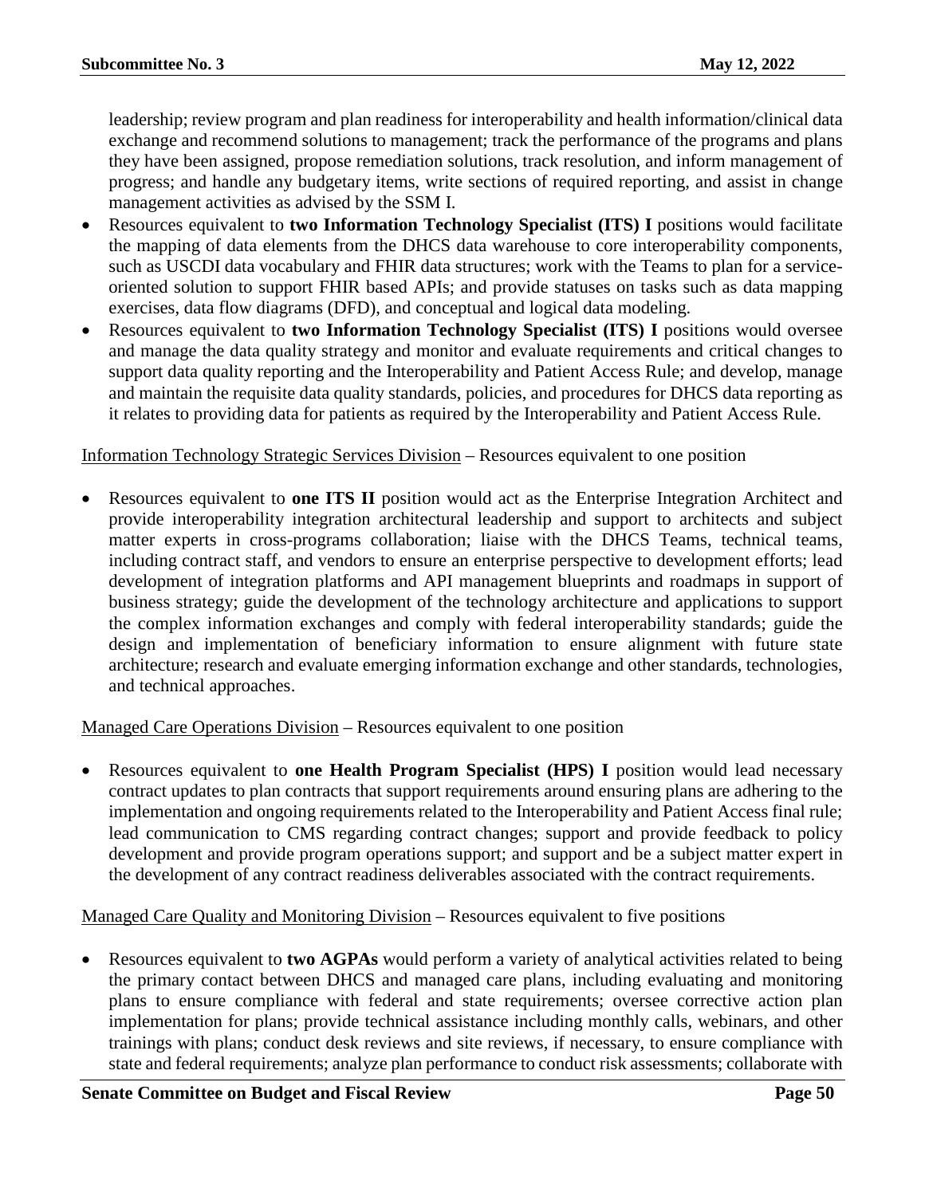leadership; review program and plan readiness for interoperability and health information/clinical data exchange and recommend solutions to management; track the performance of the programs and plans they have been assigned, propose remediation solutions, track resolution, and inform management of progress; and handle any budgetary items, write sections of required reporting, and assist in change management activities as advised by the SSM I.

- Resources equivalent to **two Information Technology Specialist (ITS) I** positions would facilitate the mapping of data elements from the DHCS data warehouse to core interoperability components, such as USCDI data vocabulary and FHIR data structures; work with the Teams to plan for a service-oriented solution to support FHIR based APIs; and provide statuses on tasks such as data mapping exercises, data flow diagrams (DFD), and conceptual and logical data modeling.
- Resources equivalent to **two Information Technology Specialist (ITS) I** positions would oversee and manage the data quality strategy and monitor and evaluate requirements and critical changes to support data quality reporting and the Interoperability and Patient Access Rule; and develop, manage and maintain the requisite data quality standards, policies, and procedures for DHCS data reporting as it relates to providing data for patients as required by the Interoperability and Patient Access Rule.

Information Technology Strategic Services Division – Resources equivalent to one position

- Resources equivalent to **one ITS II** position would act as the Enterprise Integration Architect and provide interoperability integration architectural leadership and support to architects and subject matter experts in cross-programs collaboration; liaise with the DHCS Teams, technical teams, including contract staff, and vendors to ensure an enterprise perspective to development efforts; lead development of integration platforms and API management blueprints and roadmaps in support of business strategy; guide the development of the technology architecture and applications to support the complex information exchanges and comply with federal interoperability standards; guide the design and implementation of beneficiary information to ensure alignment with future state architecture; research and evaluate emerging information exchange and other standards, technologies, and technical approaches.

Managed Care Operations Division – Resources equivalent to one position

- Resources equivalent to **one Health Program Specialist (HPS) I** position would lead necessary contract updates to plan contracts that support requirements around ensuring plans are adhering to the implementation and ongoing requirements related to the Interoperability and Patient Access final rule; lead communication to CMS regarding contract changes; support and provide feedback to policy development and provide program operations support; and support and be a subject matter expert in the development of any contract readiness deliverables associated with the contract requirements.

Managed Care Quality and Monitoring Division – Resources equivalent to five positions

- Resources equivalent to **two AGPAs** would perform a variety of analytical activities related to being the primary contact between DHCS and managed care plans, including evaluating and monitoring plans to ensure compliance with federal and state requirements; oversee corrective action plan implementation for plans; provide technical assistance including monthly calls, webinars, and other trainings with plans; conduct desk reviews and site reviews, if necessary, to ensure compliance with state and federal requirements; analyze plan performance to conduct risk assessments; collaborate with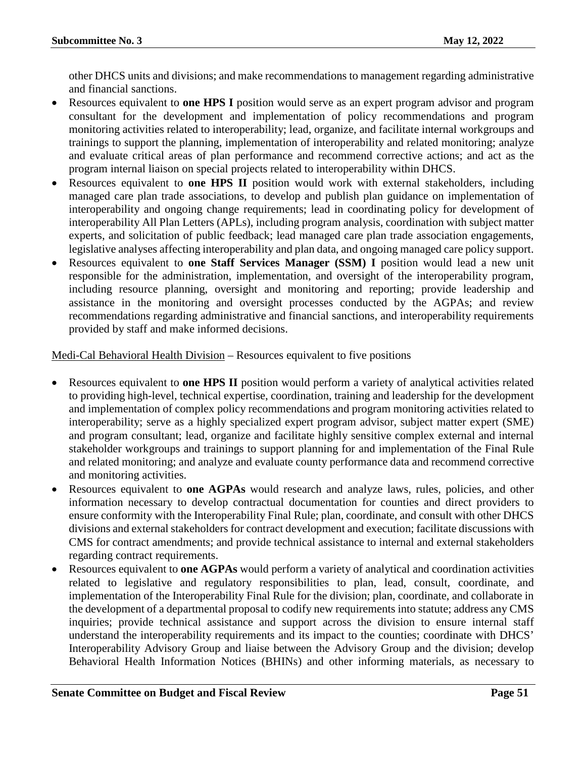other DHCS units and divisions; and make recommendations to management regarding administrative and financial sanctions.

- Resources equivalent to **one HPS I** position would serve as an expert program advisor and program consultant for the development and implementation of policy recommendations and program monitoring activities related to interoperability; lead, organize, and facilitate internal workgroups and trainings to support the planning, implementation of interoperability and related monitoring; analyze and evaluate critical areas of plan performance and recommend corrective actions; and act as the program internal liaison on special projects related to interoperability within DHCS.
- Resources equivalent to **one HPS II** position would work with external stakeholders, including managed care plan trade associations, to develop and publish plan guidance on implementation of interoperability and ongoing change requirements; lead in coordinating policy for development of interoperability All Plan Letters (APLs), including program analysis, coordination with subject matter experts, and solicitation of public feedback; lead managed care plan trade association engagements, legislative analyses affecting interoperability and plan data, and ongoing managed care policy support.
- Resources equivalent to **one Staff Services Manager (SSM) I** position would lead a new unit responsible for the administration, implementation, and oversight of the interoperability program, including resource planning, oversight and monitoring and reporting; provide leadership and assistance in the monitoring and oversight processes conducted by the AGPAs; and review recommendations regarding administrative and financial sanctions, and interoperability requirements provided by staff and make informed decisions.

<u>Medi-Cal Behavioral Health Division</u> – Resources equivalent to five positions

- Resources equivalent to **one HPS II** position would perform a variety of analytical activities related to providing high-level, technical expertise, coordination, training and leadership for the development and implementation of complex policy recommendations and program monitoring activities related to interoperability; serve as a highly specialized expert program advisor, subject matter expert (SME) and program consultant; lead, organize and facilitate highly sensitive complex external and internal stakeholder workgroups and trainings to support planning for and implementation of the Final Rule and related monitoring; and analyze and evaluate county performance data and recommend corrective and monitoring activities.
- Resources equivalent to **one AGPAs** would research and analyze laws, rules, policies, and other information necessary to develop contractual documentation for counties and direct providers to ensure conformity with the Interoperability Final Rule; plan, coordinate, and consult with other DHCS divisions and external stakeholders for contract development and execution; facilitate discussions with CMS for contract amendments; and provide technical assistance to internal and external stakeholders regarding contract requirements.
- Resources equivalent to **one AGPAs** would perform a variety of analytical and coordination activities related to legislative and regulatory responsibilities to plan, lead, consult, coordinate, and implementation of the Interoperability Final Rule for the division; plan, coordinate, and collaborate in the development of a departmental proposal to codify new requirements into statute; address any CMS inquiries; provide technical assistance and support across the division to ensure internal staff understand the interoperability requirements and its impact to the counties; coordinate with DHCS' Interoperability Advisory Group and liaise between the Advisory Group and the division; develop Behavioral Health Information Notices (BHINs) and other informing materials, as necessary to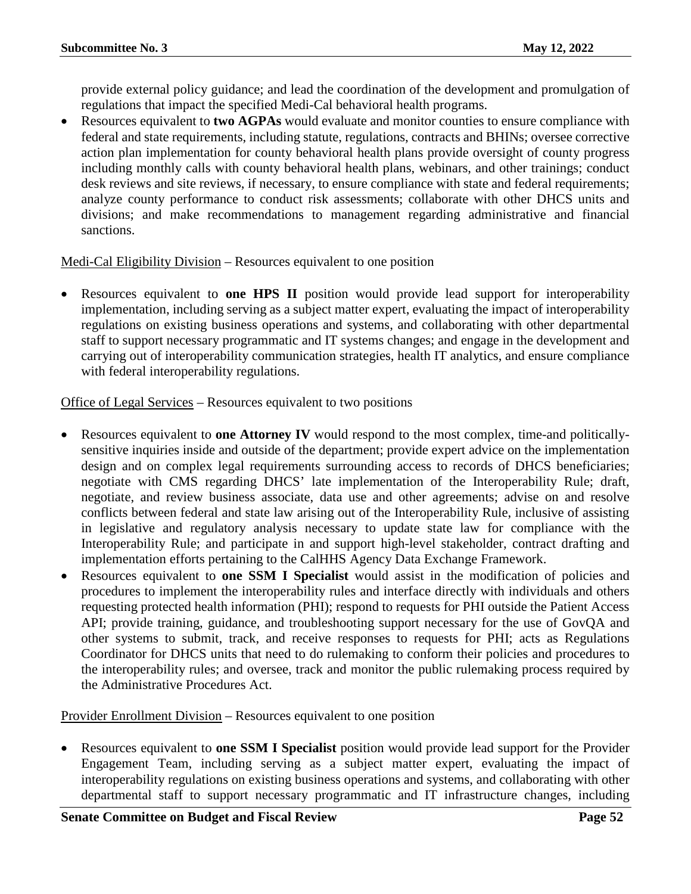provide external policy guidance; and lead the coordination of the development and promulgation of regulations that impact the specified Medi-Cal behavioral health programs.

- Resources equivalent to **two AGPAs** would evaluate and monitor counties to ensure compliance with federal and state requirements, including statute, regulations, contracts and BHINs; oversee corrective action plan implementation for county behavioral health plans provide oversight of county progress including monthly calls with county behavioral health plans, webinars, and other trainings; conduct desk reviews and site reviews, if necessary, to ensure compliance with state and federal requirements; analyze county performance to conduct risk assessments; collaborate with other DHCS units and divisions; and make recommendations to management regarding administrative and financial sanctions.

Medi-Cal Eligibility Division – Resources equivalent to one position

- Resources equivalent to **one HPS II** position would provide lead support for interoperability implementation, including serving as a subject matter expert, evaluating the impact of interoperability regulations on existing business operations and systems, and collaborating with other departmental staff to support necessary programmatic and IT systems changes; and engage in the development and carrying out of interoperability communication strategies, health IT analytics, and ensure compliance with federal interoperability regulations.

Office of Legal Services – Resources equivalent to two positions

- Resources equivalent to **one Attorney IV** would respond to the most complex, time-and politically-sensitive inquiries inside and outside of the department; provide expert advice on the implementation design and on complex legal requirements surrounding access to records of DHCS beneficiaries; negotiate with CMS regarding DHCS' late implementation of the Interoperability Rule; draft, negotiate, and review business associate, data use and other agreements; advise on and resolve conflicts between federal and state law arising out of the Interoperability Rule, inclusive of assisting in legislative and regulatory analysis necessary to update state law for compliance with the Interoperability Rule; and participate in and support high-level stakeholder, contract drafting and implementation efforts pertaining to the CalHHS Agency Data Exchange Framework.
- Resources equivalent to **one SSM I Specialist** would assist in the modification of policies and procedures to implement the interoperability rules and interface directly with individuals and others requesting protected health information (PHI); respond to requests for PHI outside the Patient Access API; provide training, guidance, and troubleshooting support necessary for the use of GovQA and other systems to submit, track, and receive responses to requests for PHI; acts as Regulations Coordinator for DHCS units that need to do rulemaking to conform their policies and procedures to the interoperability rules; and oversee, track and monitor the public rulemaking process required by the Administrative Procedures Act.

Provider Enrollment Division – Resources equivalent to one position

- Resources equivalent to **one SSM I Specialist** position would provide lead support for the Provider Engagement Team, including serving as a subject matter expert, evaluating the impact of interoperability regulations on existing business operations and systems, and collaborating with other departmental staff to support necessary programmatic and IT infrastructure changes, including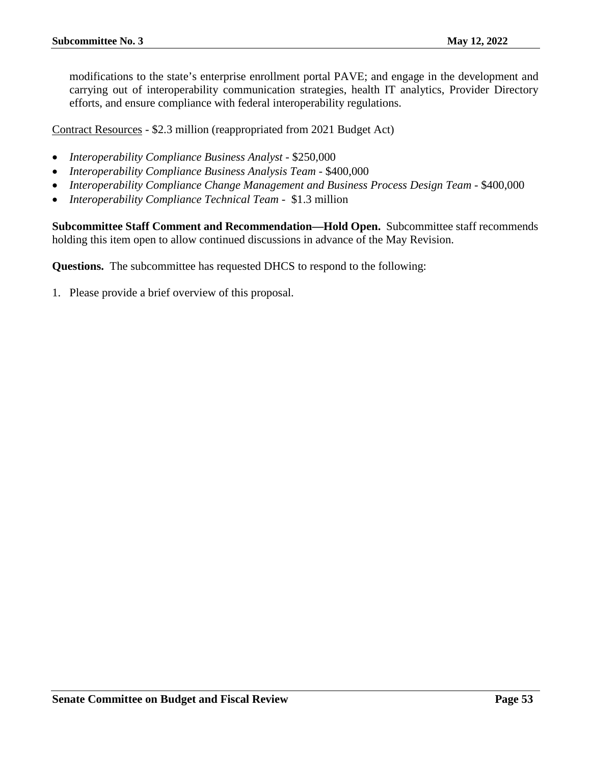modifications to the state's enterprise enrollment portal PAVE; and engage in the development and carrying out of interoperability communication strategies, health IT analytics, Provider Directory efforts, and ensure compliance with federal interoperability regulations.

<u>Contract Resources</u> - $2.3 million (reappropriated from 2021 Budget Act)

- *Interoperability Compliance Business Analyst* - $250,000
- *Interoperability Compliance Business Analysis Team* - $400,000
- *Interoperability Compliance Change Management and Business Process Design Team* - $400,000
- *Interoperability Compliance Technical Team* - $1.3 million

**Subcommittee Staff Comment and Recommendation—Hold Open.** Subcommittee staff recommends holding this item open to allow continued discussions in advance of the May Revision.

**Questions.** The subcommittee has requested DHCS to respond to the following:

1. Please provide a brief overview of this proposal.